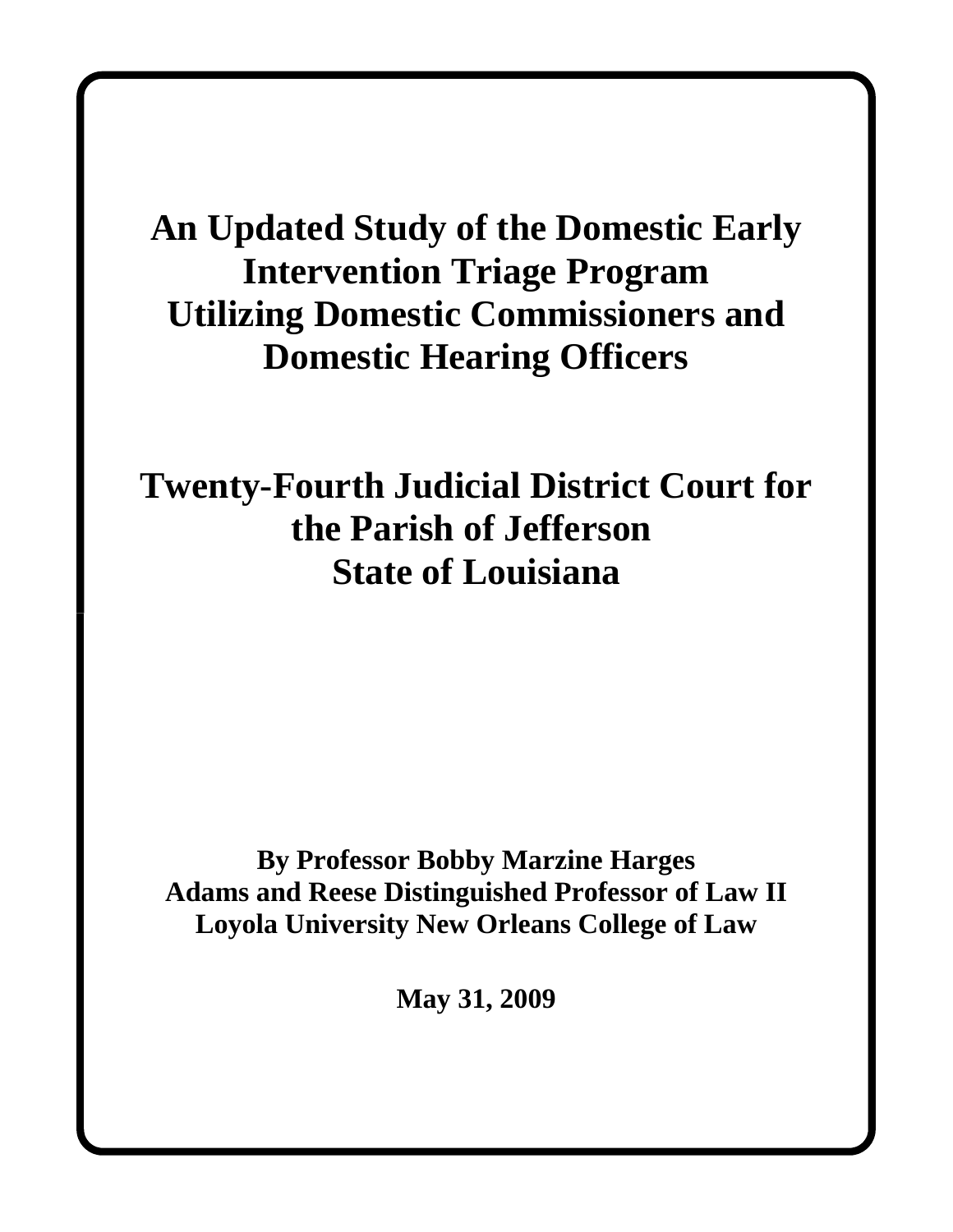# An Updated Study of the Domestic Early Intervention Triage Program Utilizing Domestic Commissioners and Domestic Hearing Officers

# Twenty-Fourth Judicial District Court for the Parish of Jefferson State of Louisiana

**By Professor Bobby Marzine Harges**
**Adams and Reese Distinguished Professor of Law II**
**Loyola University New Orleans College of Law**

**May 31, 2009**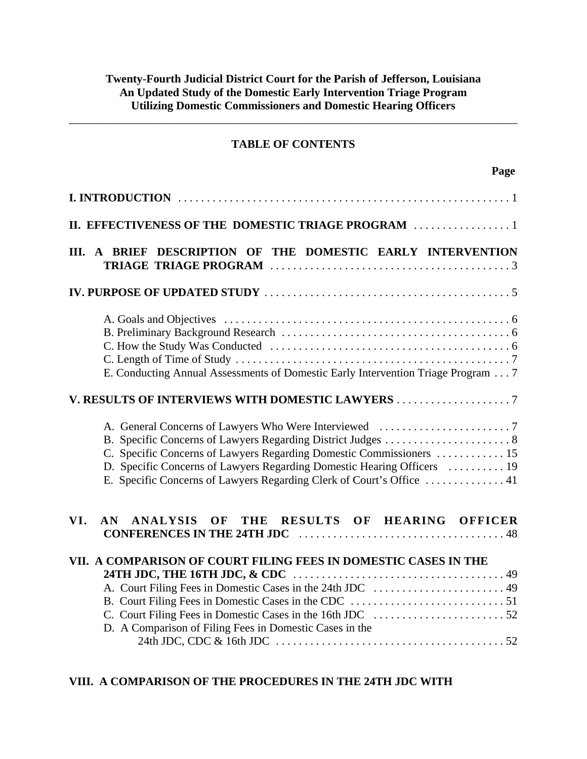**Twenty-Fourth Judicial District Court for the Parish of Jefferson, Louisiana**
**An Updated Study of the Domestic Early Intervention Triage Program**
**Utilizing Domestic Commissioners and Domestic Hearing Officers**

---

**TABLE OF CONTENTS**

**Page**

**I. INTRODUCTION** . . . . . . . . . . . . . . . . . . . . . . . . . . . . . . . . . . . . . . . . . . . . . . . . . . . 1

**II. EFFECTIVENESS OF THE DOMESTIC TRIAGE PROGRAM** . . . . . . . . . . . . . . . . . 1

**III. A BRIEF DESCRIPTION OF THE DOMESTIC EARLY INTERVENTION TRIAGE TRIAGE PROGRAM** . . . . . . . . . . . . . . . . . . . . . . . . . . . . . . . . . . . . . . . . . . 3

**IV. PURPOSE OF UPDATED STUDY** . . . . . . . . . . . . . . . . . . . . . . . . . . . . . . . . . . . . . . . . . . . 5

- A. Goals and Objectives . . . . . . . . . . . . . . . . . . . . . . . . . . . . . . . . . . . . . . . . . . . . . . . . . . 6
- B. Preliminary Background Research . . . . . . . . . . . . . . . . . . . . . . . . . . . . . . . . . . . . . . . . 6
- C. How the Study Was Conducted . . . . . . . . . . . . . . . . . . . . . . . . . . . . . . . . . . . . . . . . . . 6
- C. Length of Time of Study . . . . . . . . . . . . . . . . . . . . . . . . . . . . . . . . . . . . . . . . . . . . . . . . 7
- E. Conducting Annual Assessments of Domestic Early Intervention Triage Program . . . 7

**V. RESULTS OF INTERVIEWS WITH DOMESTIC LAWYERS** . . . . . . . . . . . . . . . . . . . . 7

- A. General Concerns of Lawyers Who Were Interviewed . . . . . . . . . . . . . . . . . . . . . . . 7
- B. Specific Concerns of Lawyers Regarding District Judges . . . . . . . . . . . . . . . . . . . . . . 8
- C. Specific Concerns of Lawyers Regarding Domestic Commissioners . . . . . . . . . . . . 15
- D. Specific Concerns of Lawyers Regarding Domestic Hearing Officers . . . . . . . . . . 19
- E. Specific Concerns of Lawyers Regarding Clerk of Court's Office . . . . . . . . . . . . . . 41

**VI. AN ANALYSIS OF THE RESULTS OF HEARING OFFICER CONFERENCES IN THE 24TH JDC** . . . . . . . . . . . . . . . . . . . . . . . . . . . . . . . . . . . . 48

**VII. A COMPARISON OF COURT FILING FEES IN DOMESTIC CASES IN THE 24TH JDC, THE 16TH JDC, & CDC** . . . . . . . . . . . . . . . . . . . . . . . . . . . . . . . . . . . . . 49

- A. Court Filing Fees in Domestic Cases in the 24th JDC . . . . . . . . . . . . . . . . . . . . . . . 49
- B. Court Filing Fees in Domestic Cases in the CDC . . . . . . . . . . . . . . . . . . . . . . . . . . . 51
- C. Court Filing Fees in Domestic Cases in the 16th JDC . . . . . . . . . . . . . . . . . . . . . . . 52
- D. A Comparison of Filing Fees in Domestic Cases in the 24th JDC, CDC & 16th JDC . . . . . . . . . . . . . . . . . . . . . . . . . . . . . . . . . . . . . . . . 52

**VIII. A COMPARISON OF THE PROCEDURES IN THE 24TH JDC WITH**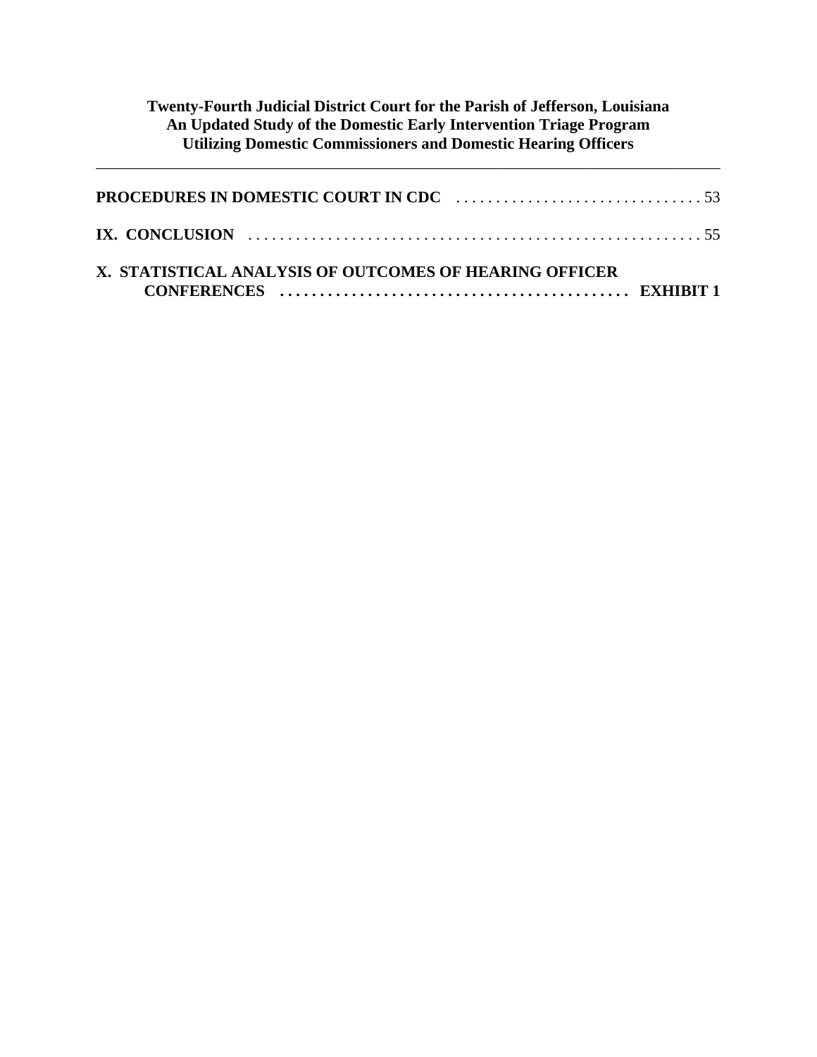**PROCEDURES IN DOMESTIC COURT IN CDC** . . . . . . . . . . . . . . . . . . . . . . . . . . . . . . . 53

**IX. CONCLUSION** . . . . . . . . . . . . . . . . . . . . . . . . . . . . . . . . . . . . . . . . . . . . . . . . . . . . . . . . . 55

**X. STATISTICAL ANALYSIS OF OUTCOMES OF HEARING OFFICER CONFERENCES** . . . . . . . . . . . . . . . . . . . . . . . . . . . . . . . . . . . . . . . . . . . **EXHIBIT 1**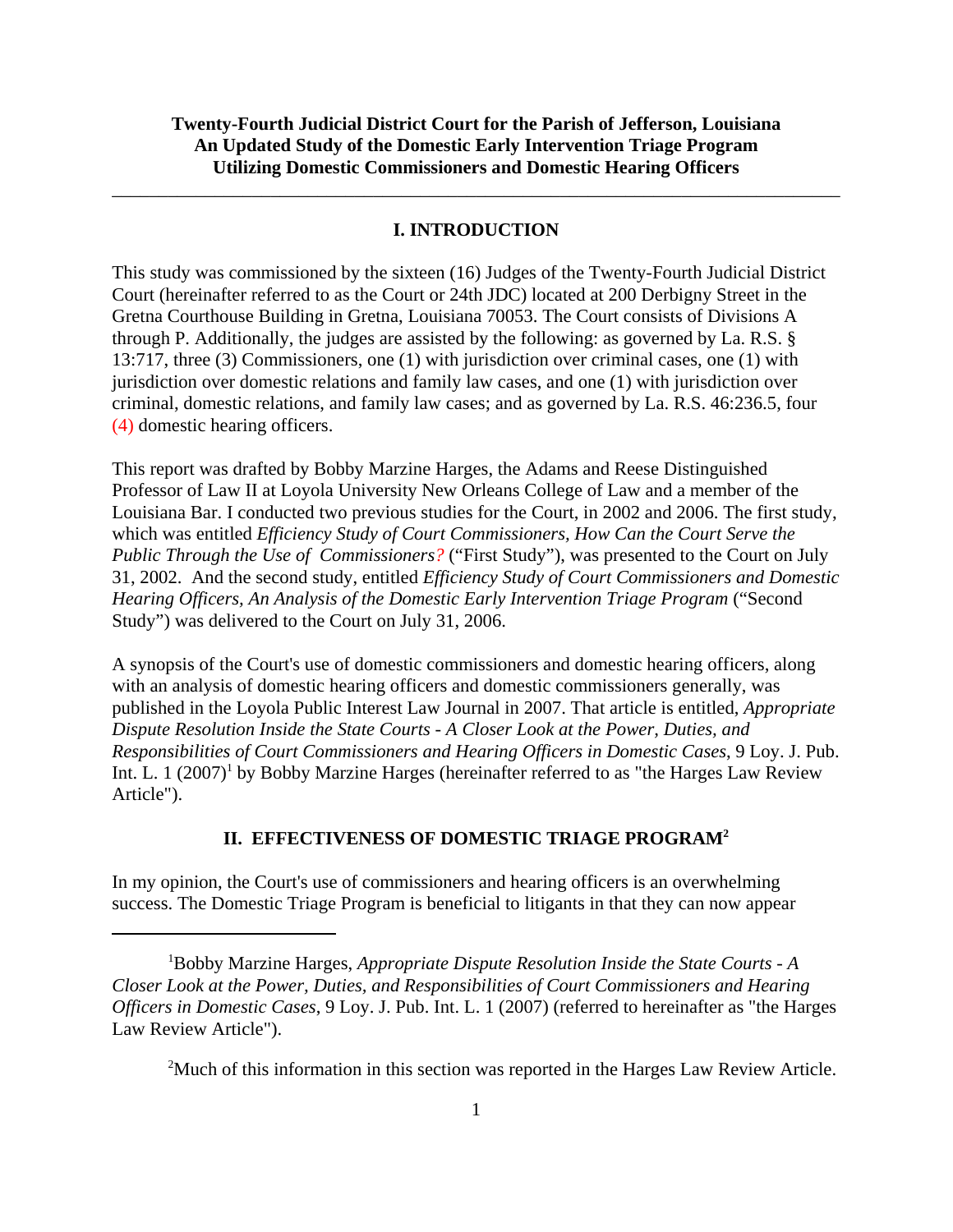**Twenty-Fourth Judicial District Court for the Parish of Jefferson, Louisiana**
**An Updated Study of the Domestic Early Intervention Triage Program**
**Utilizing Domestic Commissioners and Domestic Hearing Officers**

---

## I. INTRODUCTION

This study was commissioned by the sixteen (16) Judges of the Twenty-Fourth Judicial District Court (hereinafter referred to as the Court or 24th JDC) located at 200 Derbigny Street in the Gretna Courthouse Building in Gretna, Louisiana 70053. The Court consists of Divisions A through P. Additionally, the judges are assisted by the following: as governed by La. R.S. § 13:717, three (3) Commissioners, one (1) with jurisdiction over criminal cases, one (1) with jurisdiction over domestic relations and family law cases, and one (1) with jurisdiction over criminal, domestic relations, and family law cases; and as governed by La. R.S. 46:236.5, four (4) domestic hearing officers.

This report was drafted by Bobby Marzine Harges, the Adams and Reese Distinguished Professor of Law II at Loyola University New Orleans College of Law and a member of the Louisiana Bar. I conducted two previous studies for the Court, in 2002 and 2006. The first study, which was entitled *Efficiency Study of Court Commissioners, How Can the Court Serve the Public Through the Use of Commissioners?* ("First Study"), was presented to the Court on July 31, 2002. And the second study, entitled *Efficiency Study of Court Commissioners and Domestic Hearing Officers, An Analysis of the Domestic Early Intervention Triage Program* ("Second Study") was delivered to the Court on July 31, 2006.

A synopsis of the Court's use of domestic commissioners and domestic hearing officers, along with an analysis of domestic hearing officers and domestic commissioners generally, was published in the Loyola Public Interest Law Journal in 2007. That article is entitled, *Appropriate Dispute Resolution Inside the State Courts - A Closer Look at the Power, Duties, and Responsibilities of Court Commissioners and Hearing Officers in Domestic Cases*, 9 Loy. J. Pub. Int. L. 1 (2007)[1] by Bobby Marzine Harges (hereinafter referred to as "the Harges Law Review Article").

## II. EFFECTIVENESS OF DOMESTIC TRIAGE PROGRAM[2]

In my opinion, the Court's use of commissioners and hearing officers is an overwhelming success. The Domestic Triage Program is beneficial to litigants in that they can now appear

---

[1]Bobby Marzine Harges, *Appropriate Dispute Resolution Inside the State Courts - A Closer Look at the Power, Duties, and Responsibilities of Court Commissioners and Hearing Officers in Domestic Cases*, 9 Loy. J. Pub. Int. L. 1 (2007) (referred to hereinafter as "the Harges Law Review Article").

[2]Much of this information in this section was reported in the Harges Law Review Article.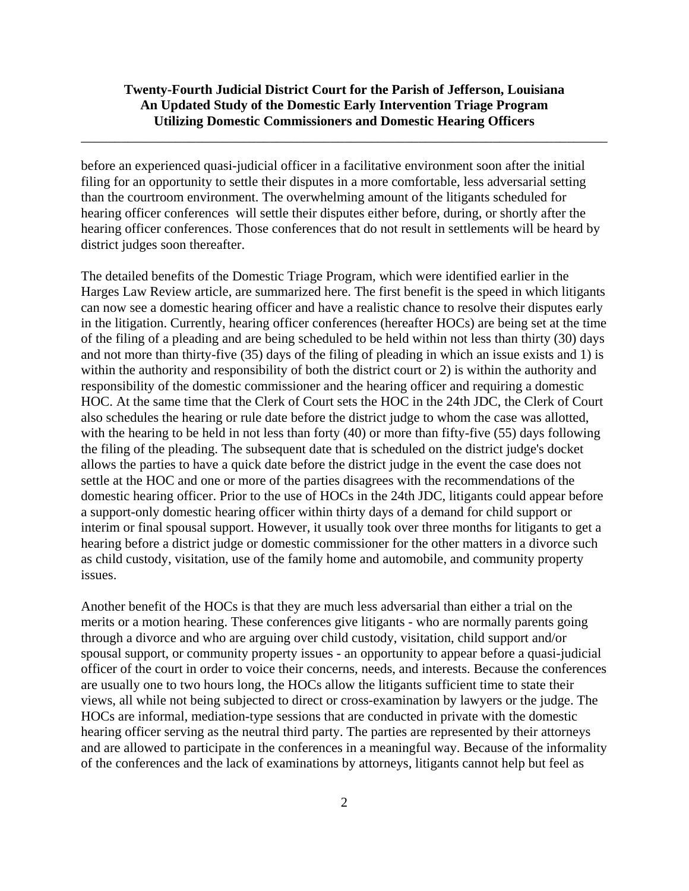before an experienced quasi-judicial officer in a facilitative environment soon after the initial filing for an opportunity to settle their disputes in a more comfortable, less adversarial setting than the courtroom environment. The overwhelming amount of the litigants scheduled for hearing officer conferences will settle their disputes either before, during, or shortly after the hearing officer conferences. Those conferences that do not result in settlements will be heard by district judges soon thereafter.

The detailed benefits of the Domestic Triage Program, which were identified earlier in the Harges Law Review article, are summarized here. The first benefit is the speed in which litigants can now see a domestic hearing officer and have a realistic chance to resolve their disputes early in the litigation. Currently, hearing officer conferences (hereafter HOCs) are being set at the time of the filing of a pleading and are being scheduled to be held within not less than thirty (30) days and not more than thirty-five (35) days of the filing of pleading in which an issue exists and 1) is within the authority and responsibility of both the district court or 2) is within the authority and responsibility of the domestic commissioner and the hearing officer and requiring a domestic HOC. At the same time that the Clerk of Court sets the HOC in the 24th JDC, the Clerk of Court also schedules the hearing or rule date before the district judge to whom the case was allotted, with the hearing to be held in not less than forty (40) or more than fifty-five (55) days following the filing of the pleading. The subsequent date that is scheduled on the district judge's docket allows the parties to have a quick date before the district judge in the event the case does not settle at the HOC and one or more of the parties disagrees with the recommendations of the domestic hearing officer. Prior to the use of HOCs in the 24th JDC, litigants could appear before a support-only domestic hearing officer within thirty days of a demand for child support or interim or final spousal support. However, it usually took over three months for litigants to get a hearing before a district judge or domestic commissioner for the other matters in a divorce such as child custody, visitation, use of the family home and automobile, and community property issues.

Another benefit of the HOCs is that they are much less adversarial than either a trial on the merits or a motion hearing. These conferences give litigants - who are normally parents going through a divorce and who are arguing over child custody, visitation, child support and/or spousal support, or community property issues - an opportunity to appear before a quasi-judicial officer of the court in order to voice their concerns, needs, and interests. Because the conferences are usually one to two hours long, the HOCs allow the litigants sufficient time to state their views, all while not being subjected to direct or cross-examination by lawyers or the judge. The HOCs are informal, mediation-type sessions that are conducted in private with the domestic hearing officer serving as the neutral third party. The parties are represented by their attorneys and are allowed to participate in the conferences in a meaningful way. Because of the informality of the conferences and the lack of examinations by attorneys, litigants cannot help but feel as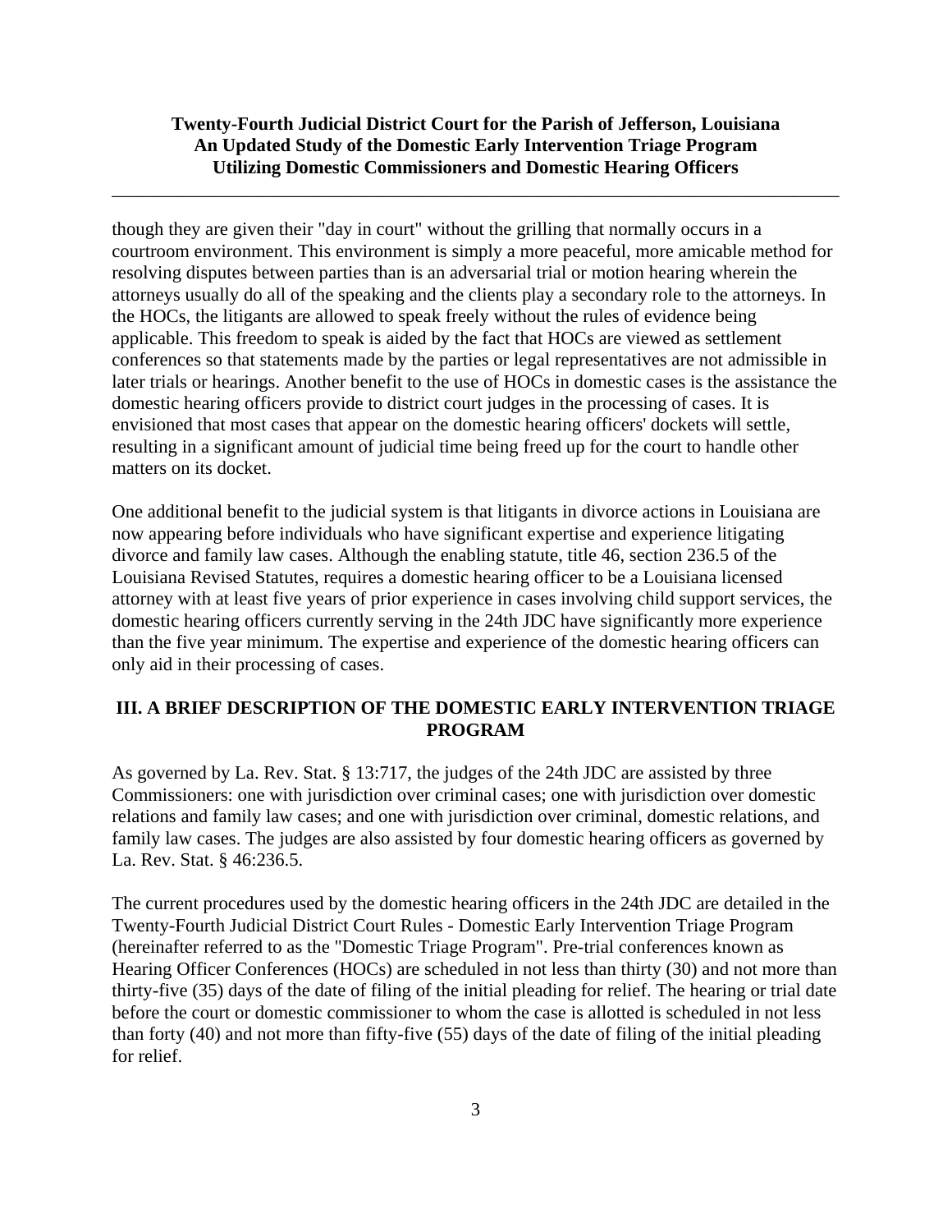though they are given their "day in court" without the grilling that normally occurs in a courtroom environment. This environment is simply a more peaceful, more amicable method for resolving disputes between parties than is an adversarial trial or motion hearing wherein the attorneys usually do all of the speaking and the clients play a secondary role to the attorneys. In the HOCs, the litigants are allowed to speak freely without the rules of evidence being applicable. This freedom to speak is aided by the fact that HOCs are viewed as settlement conferences so that statements made by the parties or legal representatives are not admissible in later trials or hearings. Another benefit to the use of HOCs in domestic cases is the assistance the domestic hearing officers provide to district court judges in the processing of cases. It is envisioned that most cases that appear on the domestic hearing officers' dockets will settle, resulting in a significant amount of judicial time being freed up for the court to handle other matters on its docket.

One additional benefit to the judicial system is that litigants in divorce actions in Louisiana are now appearing before individuals who have significant expertise and experience litigating divorce and family law cases. Although the enabling statute, title 46, section 236.5 of the Louisiana Revised Statutes, requires a domestic hearing officer to be a Louisiana licensed attorney with at least five years of prior experience in cases involving child support services, the domestic hearing officers currently serving in the 24th JDC have significantly more experience than the five year minimum. The expertise and experience of the domestic hearing officers can only aid in their processing of cases.

## III. A BRIEF DESCRIPTION OF THE DOMESTIC EARLY INTERVENTION TRIAGE PROGRAM

As governed by La. Rev. Stat. § 13:717, the judges of the 24th JDC are assisted by three Commissioners: one with jurisdiction over criminal cases; one with jurisdiction over domestic relations and family law cases; and one with jurisdiction over criminal, domestic relations, and family law cases. The judges are also assisted by four domestic hearing officers as governed by La. Rev. Stat. § 46:236.5.

The current procedures used by the domestic hearing officers in the 24th JDC are detailed in the Twenty-Fourth Judicial District Court Rules - Domestic Early Intervention Triage Program (hereinafter referred to as the "Domestic Triage Program". Pre-trial conferences known as Hearing Officer Conferences (HOCs) are scheduled in not less than thirty (30) and not more than thirty-five (35) days of the date of filing of the initial pleading for relief. The hearing or trial date before the court or domestic commissioner to whom the case is allotted is scheduled in not less than forty (40) and not more than fifty-five (55) days of the date of filing of the initial pleading for relief.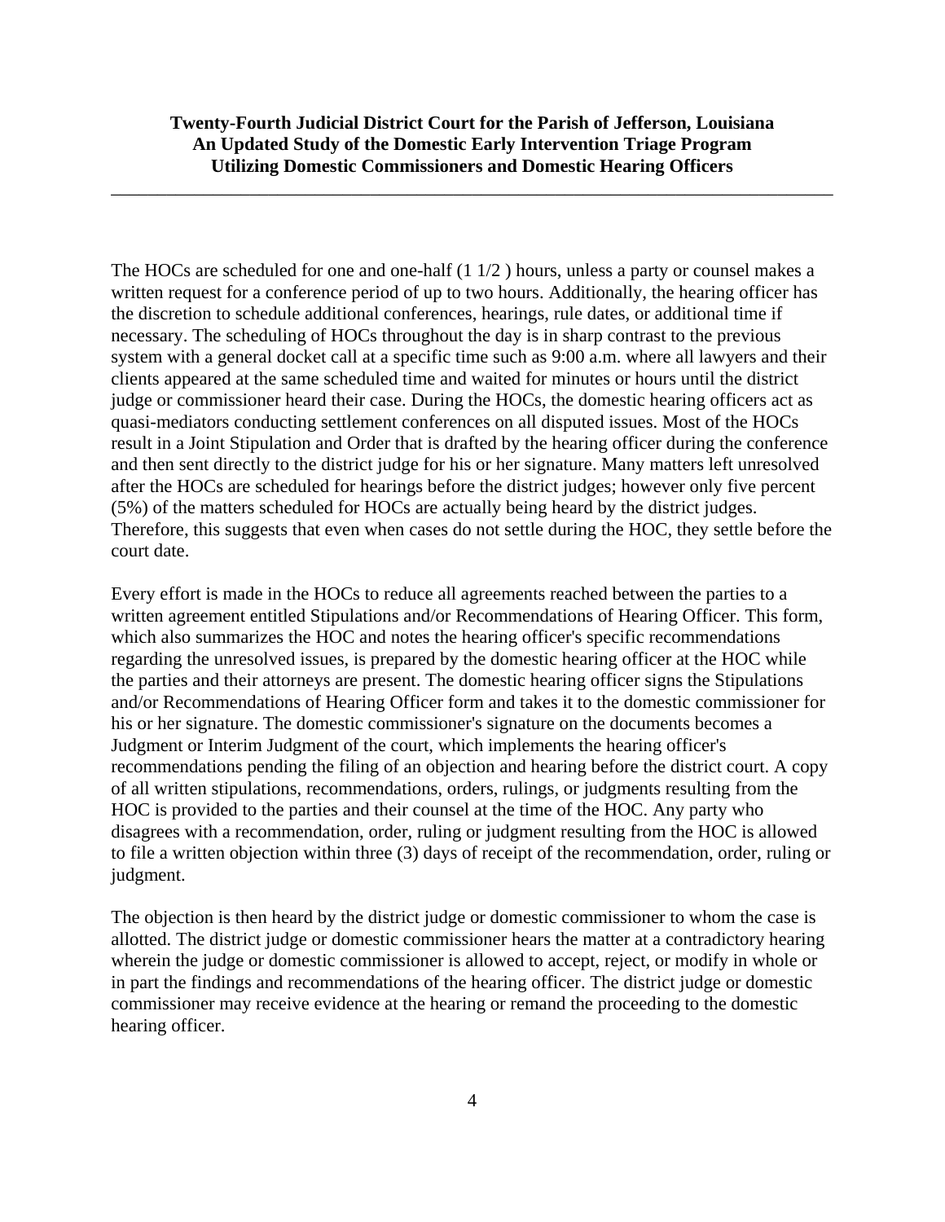The HOCs are scheduled for one and one-half (1 1/2 ) hours, unless a party or counsel makes a written request for a conference period of up to two hours. Additionally, the hearing officer has the discretion to schedule additional conferences, hearings, rule dates, or additional time if necessary. The scheduling of HOCs throughout the day is in sharp contrast to the previous system with a general docket call at a specific time such as 9:00 a.m. where all lawyers and their clients appeared at the same scheduled time and waited for minutes or hours until the district judge or commissioner heard their case. During the HOCs, the domestic hearing officers act as quasi-mediators conducting settlement conferences on all disputed issues. Most of the HOCs result in a Joint Stipulation and Order that is drafted by the hearing officer during the conference and then sent directly to the district judge for his or her signature. Many matters left unresolved after the HOCs are scheduled for hearings before the district judges; however only five percent (5%) of the matters scheduled for HOCs are actually being heard by the district judges. Therefore, this suggests that even when cases do not settle during the HOC, they settle before the court date.

Every effort is made in the HOCs to reduce all agreements reached between the parties to a written agreement entitled Stipulations and/or Recommendations of Hearing Officer. This form, which also summarizes the HOC and notes the hearing officer's specific recommendations regarding the unresolved issues, is prepared by the domestic hearing officer at the HOC while the parties and their attorneys are present. The domestic hearing officer signs the Stipulations and/or Recommendations of Hearing Officer form and takes it to the domestic commissioner for his or her signature. The domestic commissioner's signature on the documents becomes a Judgment or Interim Judgment of the court, which implements the hearing officer's recommendations pending the filing of an objection and hearing before the district court. A copy of all written stipulations, recommendations, orders, rulings, or judgments resulting from the HOC is provided to the parties and their counsel at the time of the HOC. Any party who disagrees with a recommendation, order, ruling or judgment resulting from the HOC is allowed to file a written objection within three (3) days of receipt of the recommendation, order, ruling or judgment.

The objection is then heard by the district judge or domestic commissioner to whom the case is allotted. The district judge or domestic commissioner hears the matter at a contradictory hearing wherein the judge or domestic commissioner is allowed to accept, reject, or modify in whole or in part the findings and recommendations of the hearing officer. The district judge or domestic commissioner may receive evidence at the hearing or remand the proceeding to the domestic hearing officer.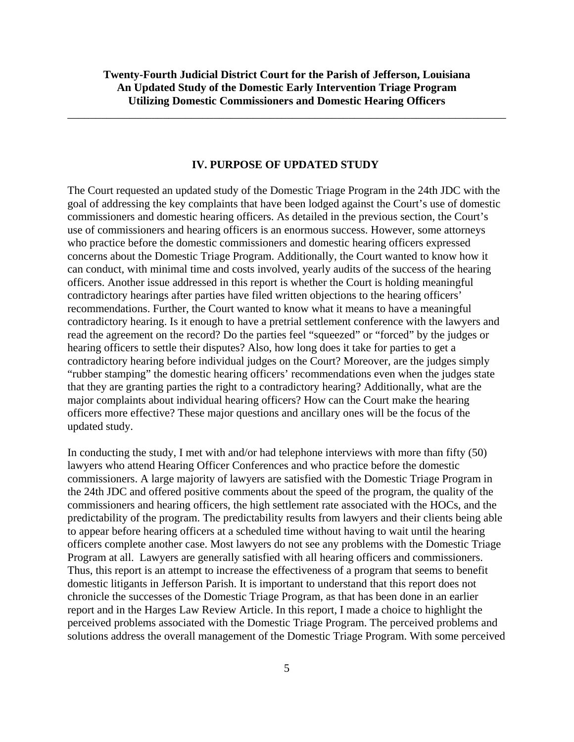## IV. PURPOSE OF UPDATED STUDY

The Court requested an updated study of the Domestic Triage Program in the 24th JDC with the goal of addressing the key complaints that have been lodged against the Court's use of domestic commissioners and domestic hearing officers. As detailed in the previous section, the Court's use of commissioners and hearing officers is an enormous success. However, some attorneys who practice before the domestic commissioners and domestic hearing officers expressed concerns about the Domestic Triage Program. Additionally, the Court wanted to know how it can conduct, with minimal time and costs involved, yearly audits of the success of the hearing officers. Another issue addressed in this report is whether the Court is holding meaningful contradictory hearings after parties have filed written objections to the hearing officers' recommendations. Further, the Court wanted to know what it means to have a meaningful contradictory hearing. Is it enough to have a pretrial settlement conference with the lawyers and read the agreement on the record? Do the parties feel "squeezed" or "forced" by the judges or hearing officers to settle their disputes? Also, how long does it take for parties to get a contradictory hearing before individual judges on the Court? Moreover, are the judges simply "rubber stamping" the domestic hearing officers' recommendations even when the judges state that they are granting parties the right to a contradictory hearing? Additionally, what are the major complaints about individual hearing officers? How can the Court make the hearing officers more effective? These major questions and ancillary ones will be the focus of the updated study.

In conducting the study, I met with and/or had telephone interviews with more than fifty (50) lawyers who attend Hearing Officer Conferences and who practice before the domestic commissioners. A large majority of lawyers are satisfied with the Domestic Triage Program in the 24th JDC and offered positive comments about the speed of the program, the quality of the commissioners and hearing officers, the high settlement rate associated with the HOCs, and the predictability of the program. The predictability results from lawyers and their clients being able to appear before hearing officers at a scheduled time without having to wait until the hearing officers complete another case. Most lawyers do not see any problems with the Domestic Triage Program at all. Lawyers are generally satisfied with all hearing officers and commissioners. Thus, this report is an attempt to increase the effectiveness of a program that seems to benefit domestic litigants in Jefferson Parish. It is important to understand that this report does not chronicle the successes of the Domestic Triage Program, as that has been done in an earlier report and in the Harges Law Review Article. In this report, I made a choice to highlight the perceived problems associated with the Domestic Triage Program. The perceived problems and solutions address the overall management of the Domestic Triage Program. With some perceived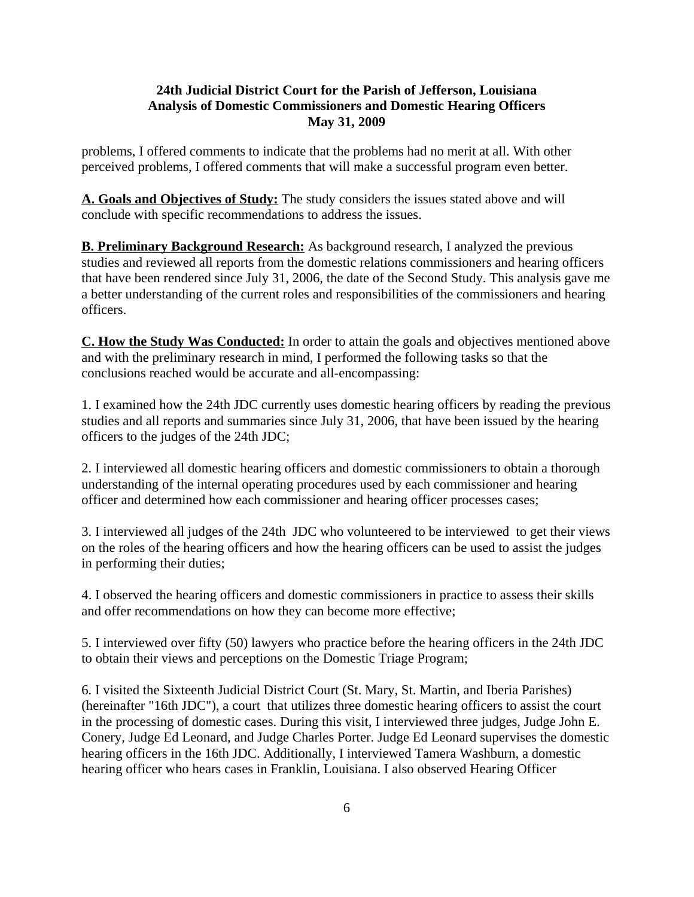problems, I offered comments to indicate that the problems had no merit at all. With other perceived problems, I offered comments that will make a successful program even better.

**A. Goals and Objectives of Study:** The study considers the issues stated above and will conclude with specific recommendations to address the issues.

**B. Preliminary Background Research:** As background research, I analyzed the previous studies and reviewed all reports from the domestic relations commissioners and hearing officers that have been rendered since July 31, 2006, the date of the Second Study. This analysis gave me a better understanding of the current roles and responsibilities of the commissioners and hearing officers.

**C. How the Study Was Conducted:** In order to attain the goals and objectives mentioned above and with the preliminary research in mind, I performed the following tasks so that the conclusions reached would be accurate and all-encompassing:

1. I examined how the 24th JDC currently uses domestic hearing officers by reading the previous studies and all reports and summaries since July 31, 2006, that have been issued by the hearing officers to the judges of the 24th JDC;

2. I interviewed all domestic hearing officers and domestic commissioners to obtain a thorough understanding of the internal operating procedures used by each commissioner and hearing officer and determined how each commissioner and hearing officer processes cases;

3. I interviewed all judges of the 24th JDC who volunteered to be interviewed to get their views on the roles of the hearing officers and how the hearing officers can be used to assist the judges in performing their duties;

4. I observed the hearing officers and domestic commissioners in practice to assess their skills and offer recommendations on how they can become more effective;

5. I interviewed over fifty (50) lawyers who practice before the hearing officers in the 24th JDC to obtain their views and perceptions on the Domestic Triage Program;

6. I visited the Sixteenth Judicial District Court (St. Mary, St. Martin, and Iberia Parishes) (hereinafter "16th JDC"), a court that utilizes three domestic hearing officers to assist the court in the processing of domestic cases. During this visit, I interviewed three judges, Judge John E. Conery, Judge Ed Leonard, and Judge Charles Porter. Judge Ed Leonard supervises the domestic hearing officers in the 16th JDC. Additionally, I interviewed Tamera Washburn, a domestic hearing officer who hears cases in Franklin, Louisiana. I also observed Hearing Officer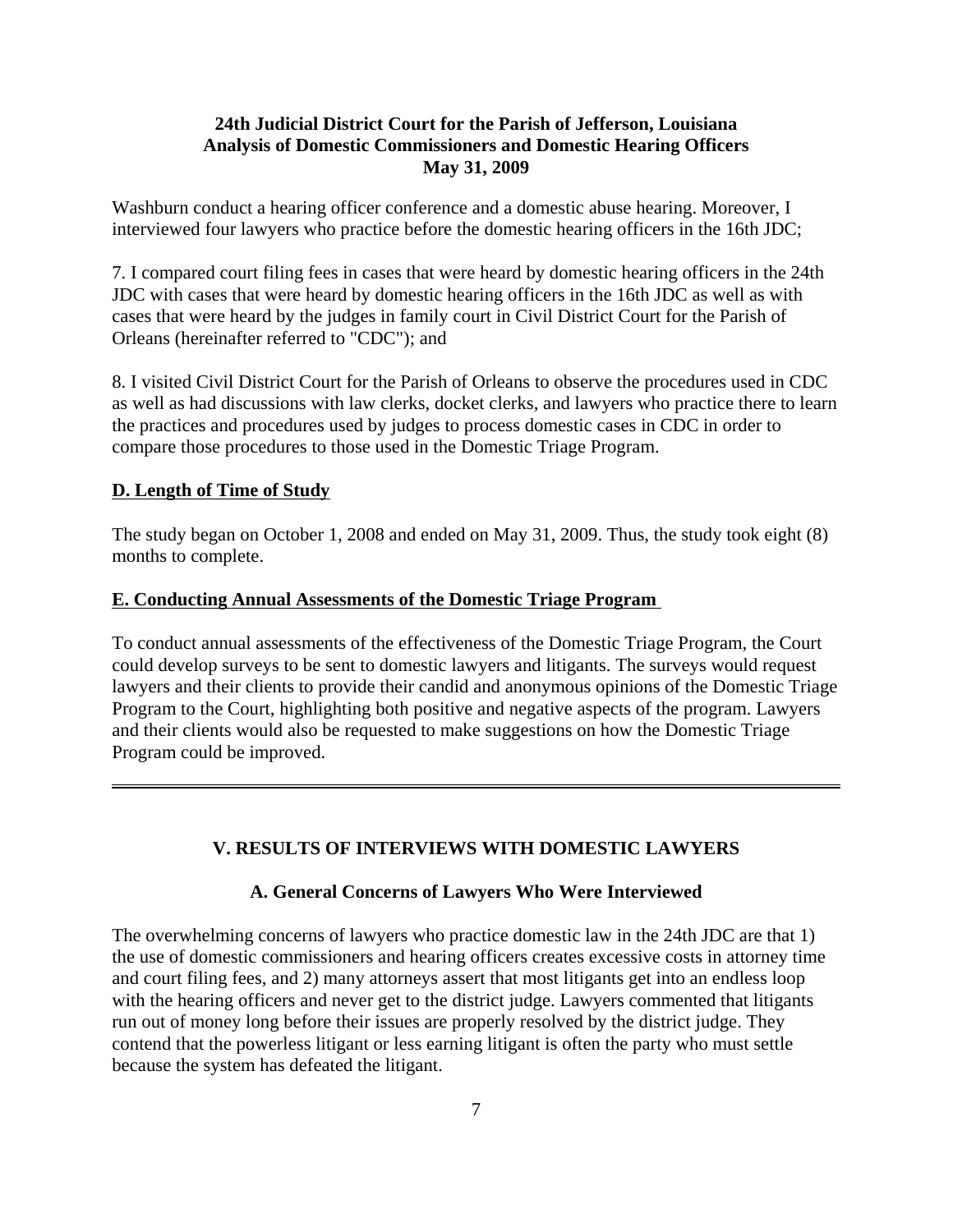Washburn conduct a hearing officer conference and a domestic abuse hearing. Moreover, I interviewed four lawyers who practice before the domestic hearing officers in the 16th JDC;

7. I compared court filing fees in cases that were heard by domestic hearing officers in the 24th JDC with cases that were heard by domestic hearing officers in the 16th JDC as well as with cases that were heard by the judges in family court in Civil District Court for the Parish of Orleans (hereinafter referred to "CDC"); and

8. I visited Civil District Court for the Parish of Orleans to observe the procedures used in CDC as well as had discussions with law clerks, docket clerks, and lawyers who practice there to learn the practices and procedures used by judges to process domestic cases in CDC in order to compare those procedures to those used in the Domestic Triage Program.

### D. Length of Time of Study

The study began on October 1, 2008 and ended on May 31, 2009. Thus, the study took eight (8) months to complete.

### E. Conducting Annual Assessments of the Domestic Triage Program

To conduct annual assessments of the effectiveness of the Domestic Triage Program, the Court could develop surveys to be sent to domestic lawyers and litigants. The surveys would request lawyers and their clients to provide their candid and anonymous opinions of the Domestic Triage Program to the Court, highlighting both positive and negative aspects of the program. Lawyers and their clients would also be requested to make suggestions on how the Domestic Triage Program could be improved.

---

## V. RESULTS OF INTERVIEWS WITH DOMESTIC LAWYERS

### A. General Concerns of Lawyers Who Were Interviewed

The overwhelming concerns of lawyers who practice domestic law in the 24th JDC are that 1) the use of domestic commissioners and hearing officers creates excessive costs in attorney time and court filing fees, and 2) many attorneys assert that most litigants get into an endless loop with the hearing officers and never get to the district judge. Lawyers commented that litigants run out of money long before their issues are properly resolved by the district judge. They contend that the powerless litigant or less earning litigant is often the party who must settle because the system has defeated the litigant.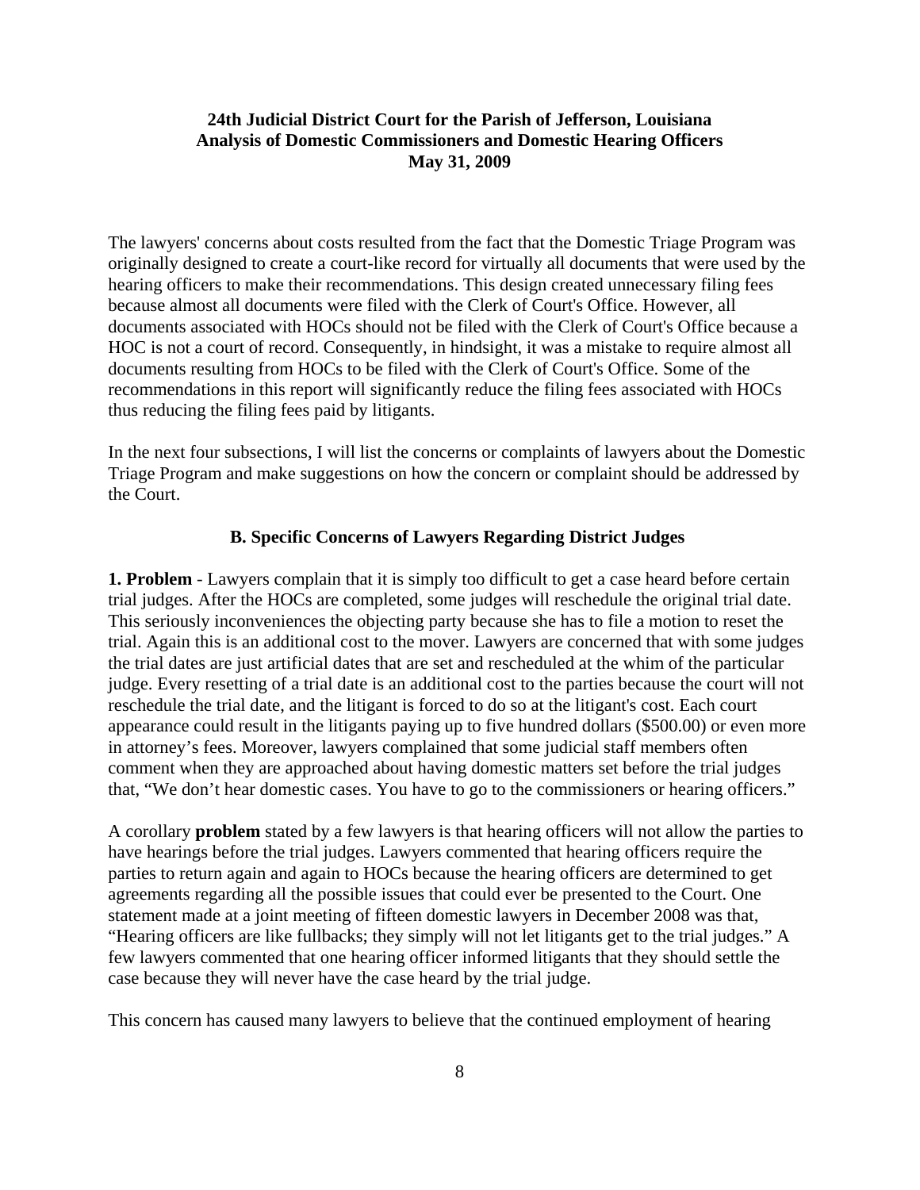The lawyers' concerns about costs resulted from the fact that the Domestic Triage Program was originally designed to create a court-like record for virtually all documents that were used by the hearing officers to make their recommendations. This design created unnecessary filing fees because almost all documents were filed with the Clerk of Court's Office. However, all documents associated with HOCs should not be filed with the Clerk of Court's Office because a HOC is not a court of record. Consequently, in hindsight, it was a mistake to require almost all documents resulting from HOCs to be filed with the Clerk of Court's Office. Some of the recommendations in this report will significantly reduce the filing fees associated with HOCs thus reducing the filing fees paid by litigants.

In the next four subsections, I will list the concerns or complaints of lawyers about the Domestic Triage Program and make suggestions on how the concern or complaint should be addressed by the Court.

### B. Specific Concerns of Lawyers Regarding District Judges

**1. Problem** - Lawyers complain that it is simply too difficult to get a case heard before certain trial judges. After the HOCs are completed, some judges will reschedule the original trial date. This seriously inconveniences the objecting party because she has to file a motion to reset the trial. Again this is an additional cost to the mover. Lawyers are concerned that with some judges the trial dates are just artificial dates that are set and rescheduled at the whim of the particular judge. Every resetting of a trial date is an additional cost to the parties because the court will not reschedule the trial date, and the litigant is forced to do so at the litigant's cost. Each court appearance could result in the litigants paying up to five hundred dollars ($500.00) or even more in attorney's fees. Moreover, lawyers complained that some judicial staff members often comment when they are approached about having domestic matters set before the trial judges that, "We don't hear domestic cases. You have to go to the commissioners or hearing officers."

A corollary **problem** stated by a few lawyers is that hearing officers will not allow the parties to have hearings before the trial judges. Lawyers commented that hearing officers require the parties to return again and again to HOCs because the hearing officers are determined to get agreements regarding all the possible issues that could ever be presented to the Court. One statement made at a joint meeting of fifteen domestic lawyers in December 2008 was that, "Hearing officers are like fullbacks; they simply will not let litigants get to the trial judges." A few lawyers commented that one hearing officer informed litigants that they should settle the case because they will never have the case heard by the trial judge.

This concern has caused many lawyers to believe that the continued employment of hearing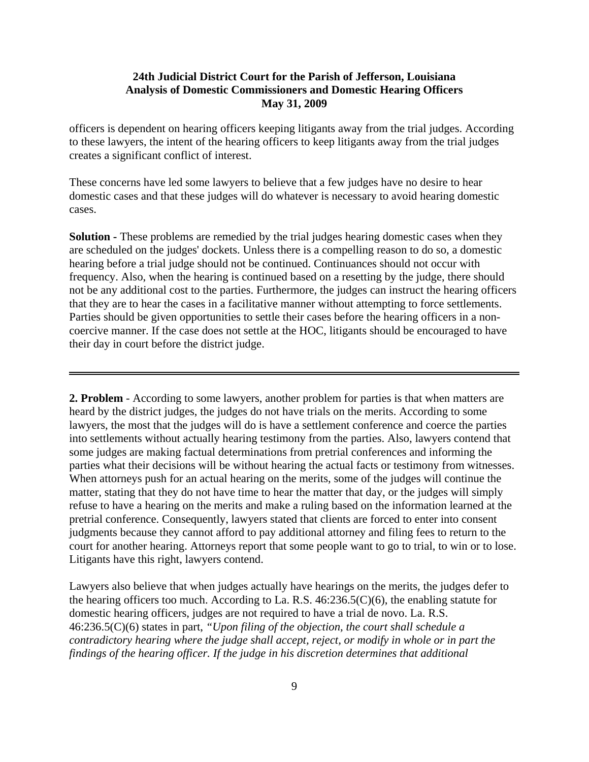officers is dependent on hearing officers keeping litigants away from the trial judges. According to these lawyers, the intent of the hearing officers to keep litigants away from the trial judges creates a significant conflict of interest.

These concerns have led some lawyers to believe that a few judges have no desire to hear domestic cases and that these judges will do whatever is necessary to avoid hearing domestic cases.

**Solution -** These problems are remedied by the trial judges hearing domestic cases when they are scheduled on the judges' dockets. Unless there is a compelling reason to do so, a domestic hearing before a trial judge should not be continued. Continuances should not occur with frequency. Also, when the hearing is continued based on a resetting by the judge, there should not be any additional cost to the parties. Furthermore, the judges can instruct the hearing officers that they are to hear the cases in a facilitative manner without attempting to force settlements. Parties should be given opportunities to settle their cases before the hearing officers in a non-coercive manner. If the case does not settle at the HOC, litigants should be encouraged to have their day in court before the district judge.

---

**2. Problem** - According to some lawyers, another problem for parties is that when matters are heard by the district judges, the judges do not have trials on the merits. According to some lawyers, the most that the judges will do is have a settlement conference and coerce the parties into settlements without actually hearing testimony from the parties. Also, lawyers contend that some judges are making factual determinations from pretrial conferences and informing the parties what their decisions will be without hearing the actual facts or testimony from witnesses. When attorneys push for an actual hearing on the merits, some of the judges will continue the matter, stating that they do not have time to hear the matter that day, or the judges will simply refuse to have a hearing on the merits and make a ruling based on the information learned at the pretrial conference. Consequently, lawyers stated that clients are forced to enter into consent judgments because they cannot afford to pay additional attorney and filing fees to return to the court for another hearing. Attorneys report that some people want to go to trial, to win or to lose. Litigants have this right, lawyers contend.

Lawyers also believe that when judges actually have hearings on the merits, the judges defer to the hearing officers too much. According to La. R.S. 46:236.5(C)(6), the enabling statute for domestic hearing officers, judges are not required to have a trial de novo. La. R.S. 46:236.5(C)(6) states in part, *"Upon filing of the objection, the court shall schedule a contradictory hearing where the judge shall accept, reject, or modify in whole or in part the findings of the hearing officer. If the judge in his discretion determines that additional*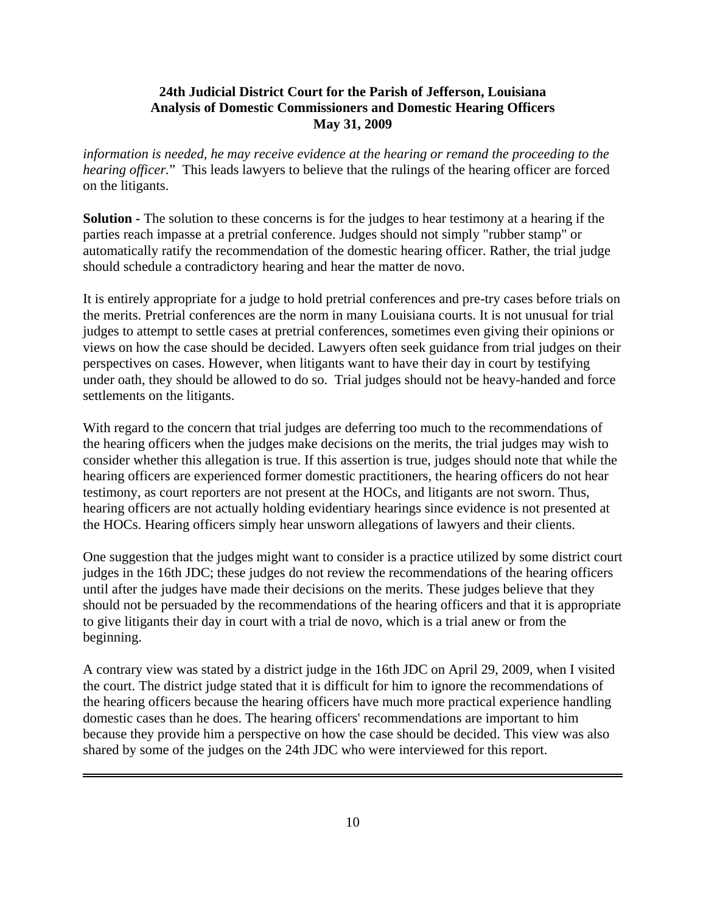*information is needed, he may receive evidence at the hearing or remand the proceeding to the hearing officer.*" This leads lawyers to believe that the rulings of the hearing officer are forced on the litigants.

**Solution -** The solution to these concerns is for the judges to hear testimony at a hearing if the parties reach impasse at a pretrial conference. Judges should not simply "rubber stamp" or automatically ratify the recommendation of the domestic hearing officer. Rather, the trial judge should schedule a contradictory hearing and hear the matter de novo.

It is entirely appropriate for a judge to hold pretrial conferences and pre-try cases before trials on the merits. Pretrial conferences are the norm in many Louisiana courts. It is not unusual for trial judges to attempt to settle cases at pretrial conferences, sometimes even giving their opinions or views on how the case should be decided. Lawyers often seek guidance from trial judges on their perspectives on cases. However, when litigants want to have their day in court by testifying under oath, they should be allowed to do so. Trial judges should not be heavy-handed and force settlements on the litigants.

With regard to the concern that trial judges are deferring too much to the recommendations of the hearing officers when the judges make decisions on the merits, the trial judges may wish to consider whether this allegation is true. If this assertion is true, judges should note that while the hearing officers are experienced former domestic practitioners, the hearing officers do not hear testimony, as court reporters are not present at the HOCs, and litigants are not sworn. Thus, hearing officers are not actually holding evidentiary hearings since evidence is not presented at the HOCs. Hearing officers simply hear unsworn allegations of lawyers and their clients.

One suggestion that the judges might want to consider is a practice utilized by some district court judges in the 16th JDC; these judges do not review the recommendations of the hearing officers until after the judges have made their decisions on the merits. These judges believe that they should not be persuaded by the recommendations of the hearing officers and that it is appropriate to give litigants their day in court with a trial de novo, which is a trial anew or from the beginning.

A contrary view was stated by a district judge in the 16th JDC on April 29, 2009, when I visited the court. The district judge stated that it is difficult for him to ignore the recommendations of the hearing officers because the hearing officers have much more practical experience handling domestic cases than he does. The hearing officers' recommendations are important to him because they provide him a perspective on how the case should be decided. This view was also shared by some of the judges on the 24th JDC who were interviewed for this report.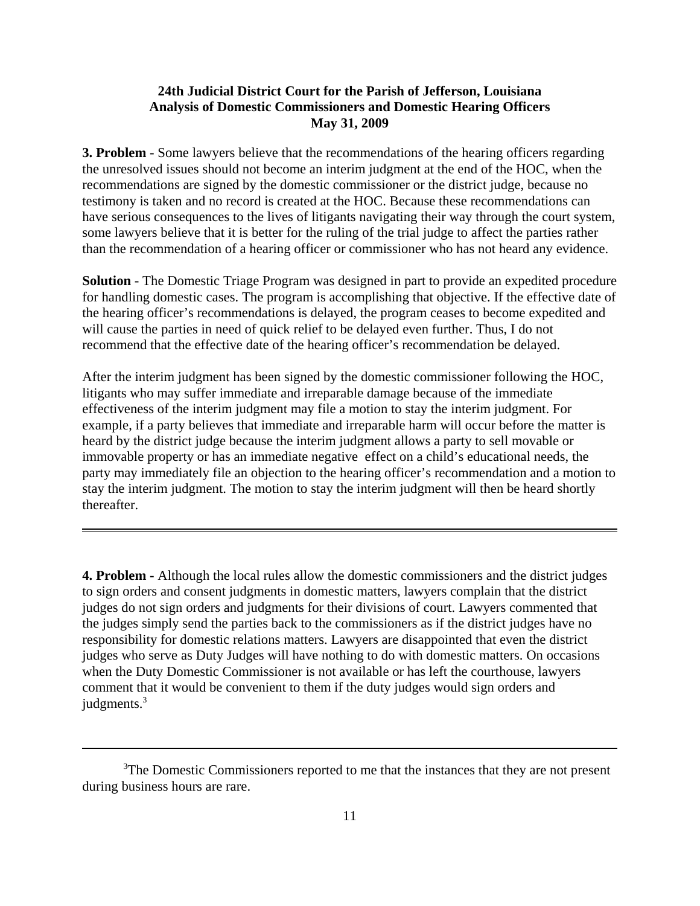**3. Problem** - Some lawyers believe that the recommendations of the hearing officers regarding the unresolved issues should not become an interim judgment at the end of the HOC, when the recommendations are signed by the domestic commissioner or the district judge, because no testimony is taken and no record is created at the HOC. Because these recommendations can have serious consequences to the lives of litigants navigating their way through the court system, some lawyers believe that it is better for the ruling of the trial judge to affect the parties rather than the recommendation of a hearing officer or commissioner who has not heard any evidence.

**Solution** - The Domestic Triage Program was designed in part to provide an expedited procedure for handling domestic cases. The program is accomplishing that objective. If the effective date of the hearing officer's recommendations is delayed, the program ceases to become expedited and will cause the parties in need of quick relief to be delayed even further. Thus, I do not recommend that the effective date of the hearing officer's recommendation be delayed.

After the interim judgment has been signed by the domestic commissioner following the HOC, litigants who may suffer immediate and irreparable damage because of the immediate effectiveness of the interim judgment may file a motion to stay the interim judgment. For example, if a party believes that immediate and irreparable harm will occur before the matter is heard by the district judge because the interim judgment allows a party to sell movable or immovable property or has an immediate negative effect on a child's educational needs, the party may immediately file an objection to the hearing officer's recommendation and a motion to stay the interim judgment. The motion to stay the interim judgment will then be heard shortly thereafter.

---

**4. Problem -** Although the local rules allow the domestic commissioners and the district judges to sign orders and consent judgments in domestic matters, lawyers complain that the district judges do not sign orders and judgments for their divisions of court. Lawyers commented that the judges simply send the parties back to the commissioners as if the district judges have no responsibility for domestic relations matters. Lawyers are disappointed that even the district judges who serve as Duty Judges will have nothing to do with domestic matters. On occasions when the Duty Domestic Commissioner is not available or has left the courthouse, lawyers comment that it would be convenient to them if the duty judges would sign orders and judgments.[3]

---

[3]The Domestic Commissioners reported to me that the instances that they are not present during business hours are rare.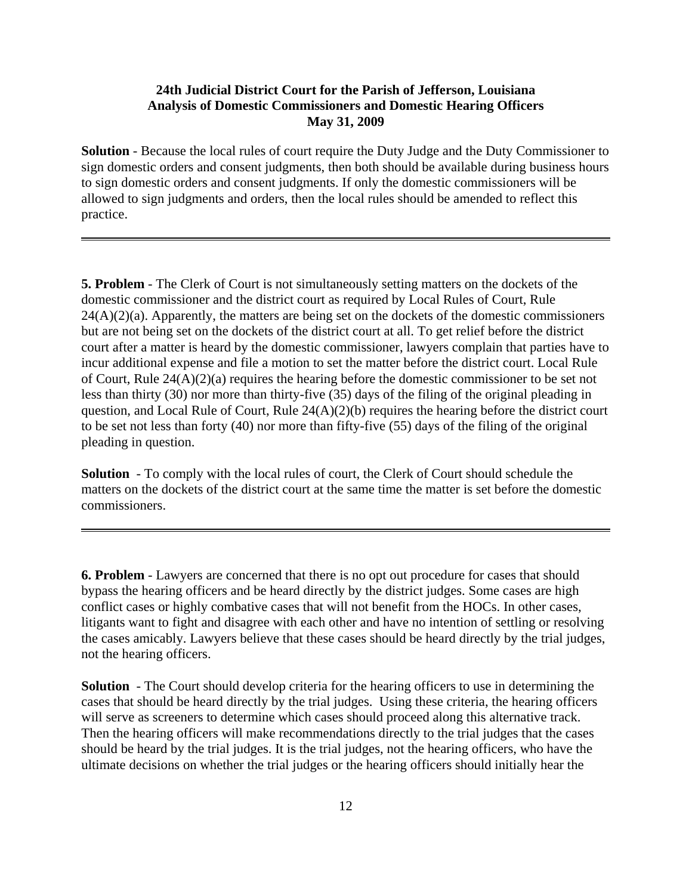**Solution** - Because the local rules of court require the Duty Judge and the Duty Commissioner to sign domestic orders and consent judgments, then both should be available during business hours to sign domestic orders and consent judgments. If only the domestic commissioners will be allowed to sign judgments and orders, then the local rules should be amended to reflect this practice.

---

**5. Problem** - The Clerk of Court is not simultaneously setting matters on the dockets of the domestic commissioner and the district court as required by Local Rules of Court, Rule 24(A)(2)(a). Apparently, the matters are being set on the dockets of the domestic commissioners but are not being set on the dockets of the district court at all. To get relief before the district court after a matter is heard by the domestic commissioner, lawyers complain that parties have to incur additional expense and file a motion to set the matter before the district court. Local Rule of Court, Rule 24(A)(2)(a) requires the hearing before the domestic commissioner to be set not less than thirty (30) nor more than thirty-five (35) days of the filing of the original pleading in question, and Local Rule of Court, Rule 24(A)(2)(b) requires the hearing before the district court to be set not less than forty (40) nor more than fifty-five (55) days of the filing of the original pleading in question.

**Solution** - To comply with the local rules of court, the Clerk of Court should schedule the matters on the dockets of the district court at the same time the matter is set before the domestic commissioners.

---

**6. Problem** - Lawyers are concerned that there is no opt out procedure for cases that should bypass the hearing officers and be heard directly by the district judges. Some cases are high conflict cases or highly combative cases that will not benefit from the HOCs. In other cases, litigants want to fight and disagree with each other and have no intention of settling or resolving the cases amicably. Lawyers believe that these cases should be heard directly by the trial judges, not the hearing officers.

**Solution** - The Court should develop criteria for the hearing officers to use in determining the cases that should be heard directly by the trial judges. Using these criteria, the hearing officers will serve as screeners to determine which cases should proceed along this alternative track. Then the hearing officers will make recommendations directly to the trial judges that the cases should be heard by the trial judges. It is the trial judges, not the hearing officers, who have the ultimate decisions on whether the trial judges or the hearing officers should initially hear the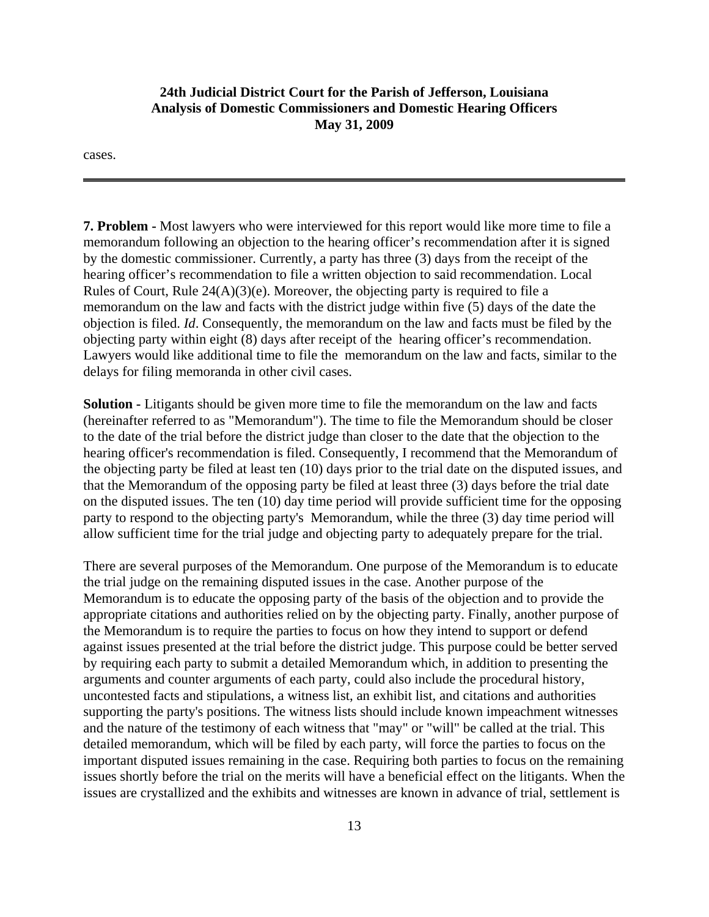cases.

---

**7. Problem -** Most lawyers who were interviewed for this report would like more time to file a memorandum following an objection to the hearing officer's recommendation after it is signed by the domestic commissioner. Currently, a party has three (3) days from the receipt of the hearing officer's recommendation to file a written objection to said recommendation. Local Rules of Court, Rule 24(A)(3)(e). Moreover, the objecting party is required to file a memorandum on the law and facts with the district judge within five (5) days of the date the objection is filed. *Id*. Consequently, the memorandum on the law and facts must be filed by the objecting party within eight (8) days after receipt of the hearing officer's recommendation. Lawyers would like additional time to file the memorandum on the law and facts, similar to the delays for filing memoranda in other civil cases.

**Solution -** Litigants should be given more time to file the memorandum on the law and facts (hereinafter referred to as "Memorandum"). The time to file the Memorandum should be closer to the date of the trial before the district judge than closer to the date that the objection to the hearing officer's recommendation is filed. Consequently, I recommend that the Memorandum of the objecting party be filed at least ten (10) days prior to the trial date on the disputed issues, and that the Memorandum of the opposing party be filed at least three (3) days before the trial date on the disputed issues. The ten (10) day time period will provide sufficient time for the opposing party to respond to the objecting party's Memorandum, while the three (3) day time period will allow sufficient time for the trial judge and objecting party to adequately prepare for the trial.

There are several purposes of the Memorandum. One purpose of the Memorandum is to educate the trial judge on the remaining disputed issues in the case. Another purpose of the Memorandum is to educate the opposing party of the basis of the objection and to provide the appropriate citations and authorities relied on by the objecting party. Finally, another purpose of the Memorandum is to require the parties to focus on how they intend to support or defend against issues presented at the trial before the district judge. This purpose could be better served by requiring each party to submit a detailed Memorandum which, in addition to presenting the arguments and counter arguments of each party, could also include the procedural history, uncontested facts and stipulations, a witness list, an exhibit list, and citations and authorities supporting the party's positions. The witness lists should include known impeachment witnesses and the nature of the testimony of each witness that "may" or "will" be called at the trial. This detailed memorandum, which will be filed by each party, will force the parties to focus on the important disputed issues remaining in the case. Requiring both parties to focus on the remaining issues shortly before the trial on the merits will have a beneficial effect on the litigants. When the issues are crystallized and the exhibits and witnesses are known in advance of trial, settlement is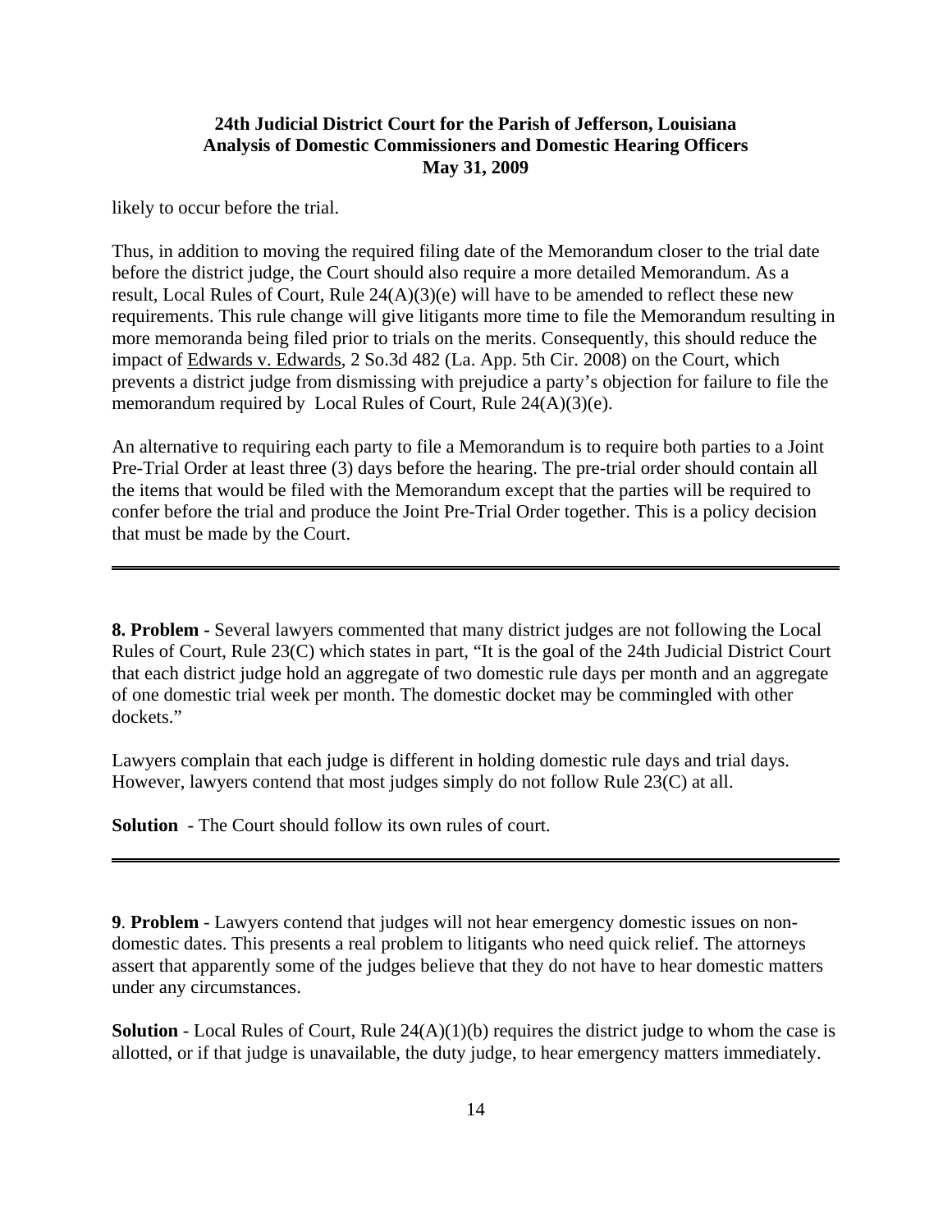likely to occur before the trial.

Thus, in addition to moving the required filing date of the Memorandum closer to the trial date before the district judge, the Court should also require a more detailed Memorandum. As a result, Local Rules of Court, Rule 24(A)(3)(e) will have to be amended to reflect these new requirements. This rule change will give litigants more time to file the Memorandum resulting in more memoranda being filed prior to trials on the merits. Consequently, this should reduce the impact of Edwards v. Edwards, 2 So.3d 482 (La. App. 5th Cir. 2008) on the Court, which prevents a district judge from dismissing with prejudice a party's objection for failure to file the memorandum required by Local Rules of Court, Rule 24(A)(3)(e).

An alternative to requiring each party to file a Memorandum is to require both parties to a Joint Pre-Trial Order at least three (3) days before the hearing. The pre-trial order should contain all the items that would be filed with the Memorandum except that the parties will be required to confer before the trial and produce the Joint Pre-Trial Order together. This is a policy decision that must be made by the Court.

---

**8. Problem -** Several lawyers commented that many district judges are not following the Local Rules of Court, Rule 23(C) which states in part, "It is the goal of the 24th Judicial District Court that each district judge hold an aggregate of two domestic rule days per month and an aggregate of one domestic trial week per month. The domestic docket may be commingled with other dockets."

Lawyers complain that each judge is different in holding domestic rule days and trial days. However, lawyers contend that most judges simply do not follow Rule 23(C) at all.

**Solution** - The Court should follow its own rules of court.

---

**9**. **Problem** - Lawyers contend that judges will not hear emergency domestic issues on non-domestic dates. This presents a real problem to litigants who need quick relief. The attorneys assert that apparently some of the judges believe that they do not have to hear domestic matters under any circumstances.

**Solution** - Local Rules of Court, Rule 24(A)(1)(b) requires the district judge to whom the case is allotted, or if that judge is unavailable, the duty judge, to hear emergency matters immediately.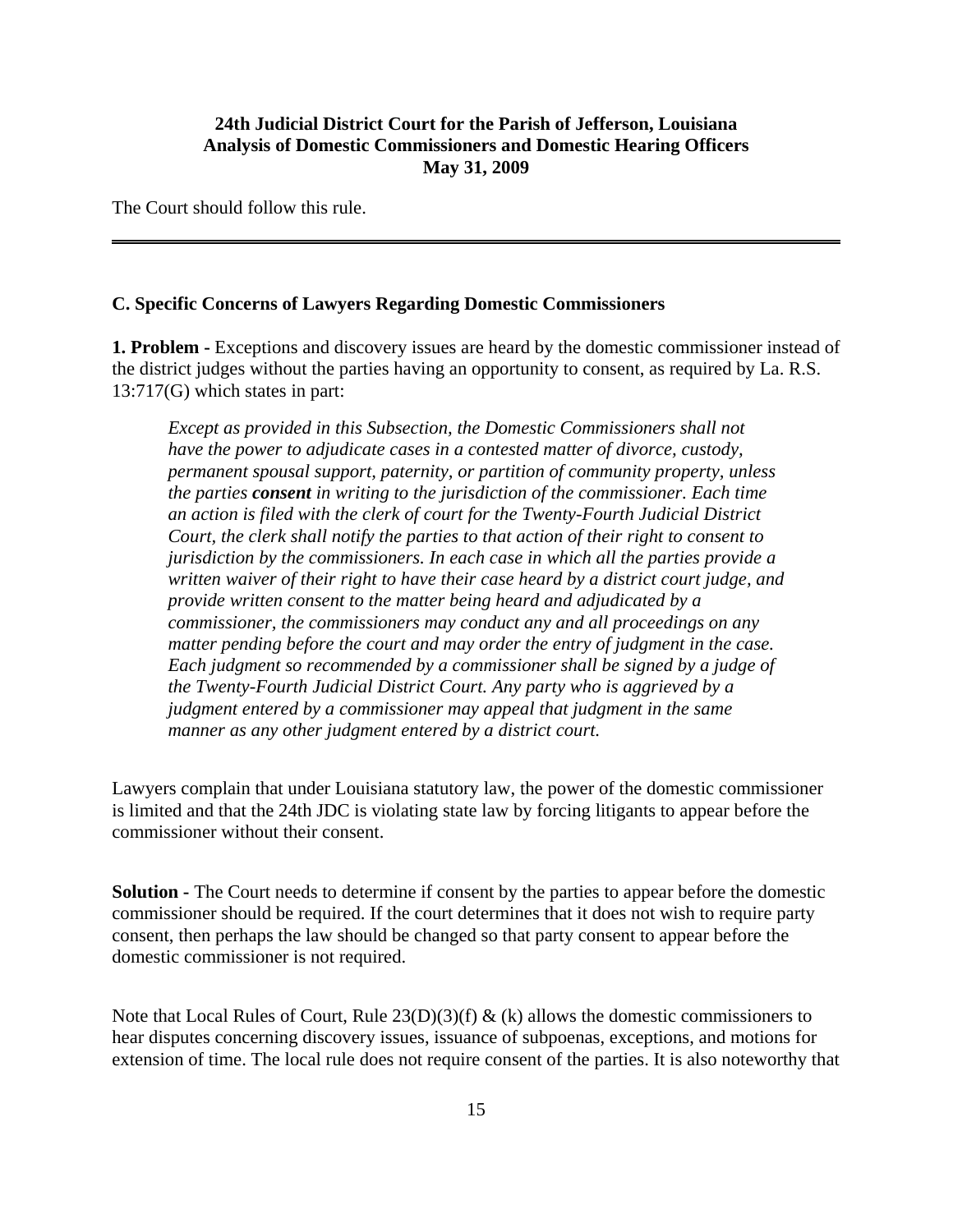The Court should follow this rule.

---

### C. Specific Concerns of Lawyers Regarding Domestic Commissioners

**1. Problem -** Exceptions and discovery issues are heard by the domestic commissioner instead of the district judges without the parties having an opportunity to consent, as required by La. R.S. 13:717(G) which states in part:

> *Except as provided in this Subsection, the Domestic Commissioners shall not have the power to adjudicate cases in a contested matter of divorce, custody, permanent spousal support, paternity, or partition of community property, unless the parties **consent** in writing to the jurisdiction of the commissioner. Each time an action is filed with the clerk of court for the Twenty-Fourth Judicial District Court, the clerk shall notify the parties to that action of their right to consent to jurisdiction by the commissioners. In each case in which all the parties provide a written waiver of their right to have their case heard by a district court judge, and provide written consent to the matter being heard and adjudicated by a commissioner, the commissioners may conduct any and all proceedings on any matter pending before the court and may order the entry of judgment in the case. Each judgment so recommended by a commissioner shall be signed by a judge of the Twenty-Fourth Judicial District Court. Any party who is aggrieved by a judgment entered by a commissioner may appeal that judgment in the same manner as any other judgment entered by a district court.*

Lawyers complain that under Louisiana statutory law, the power of the domestic commissioner is limited and that the 24th JDC is violating state law by forcing litigants to appear before the commissioner without their consent.

**Solution -** The Court needs to determine if consent by the parties to appear before the domestic commissioner should be required. If the court determines that it does not wish to require party consent, then perhaps the law should be changed so that party consent to appear before the domestic commissioner is not required.

Note that Local Rules of Court, Rule 23(D)(3)(f) & (k) allows the domestic commissioners to hear disputes concerning discovery issues, issuance of subpoenas, exceptions, and motions for extension of time. The local rule does not require consent of the parties. It is also noteworthy that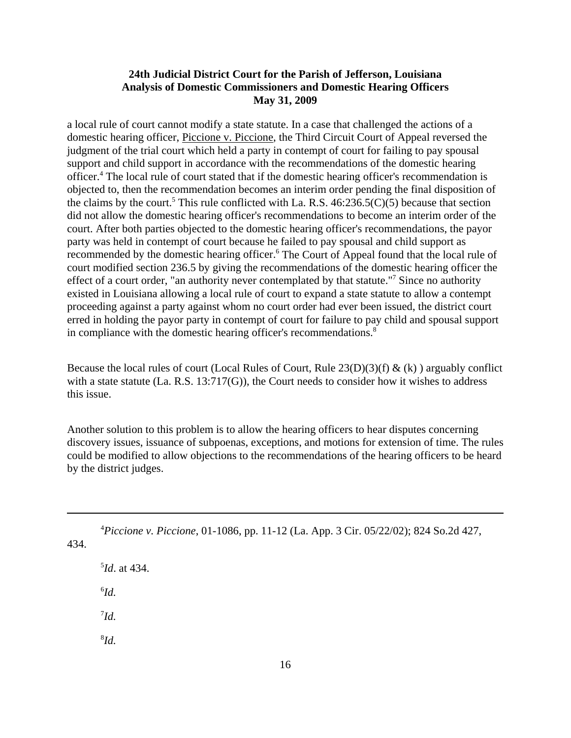a local rule of court cannot modify a state statute. In a case that challenged the actions of a domestic hearing officer, Piccione v. Piccione, the Third Circuit Court of Appeal reversed the judgment of the trial court which held a party in contempt of court for failing to pay spousal support and child support in accordance with the recommendations of the domestic hearing officer.[4] The local rule of court stated that if the domestic hearing officer's recommendation is objected to, then the recommendation becomes an interim order pending the final disposition of the claims by the court.[5] This rule conflicted with La. R.S. 46:236.5(C)(5) because that section did not allow the domestic hearing officer's recommendations to become an interim order of the court. After both parties objected to the domestic hearing officer's recommendations, the payor party was held in contempt of court because he failed to pay spousal and child support as recommended by the domestic hearing officer.[6] The Court of Appeal found that the local rule of court modified section 236.5 by giving the recommendations of the domestic hearing officer the effect of a court order, "an authority never contemplated by that statute."[7] Since no authority existed in Louisiana allowing a local rule of court to expand a state statute to allow a contempt proceeding against a party against whom no court order had ever been issued, the district court erred in holding the payor party in contempt of court for failure to pay child and spousal support in compliance with the domestic hearing officer's recommendations.[8]

Because the local rules of court (Local Rules of Court, Rule 23(D)(3)(f) & (k) ) arguably conflict with a state statute (La. R.S. 13:717(G)), the Court needs to consider how it wishes to address this issue.

Another solution to this problem is to allow the hearing officers to hear disputes concerning discovery issues, issuance of subpoenas, exceptions, and motions for extension of time. The rules could be modified to allow objections to the recommendations of the hearing officers to be heard by the district judges.

---

[4] *Piccione v. Piccione*, 01-1086, pp. 11-12 (La. App. 3 Cir. 05/22/02); 824 So.2d 427, 434.

[5] *Id*. at 434.

[6] *Id.*

[7] *Id.*

[8] *Id.*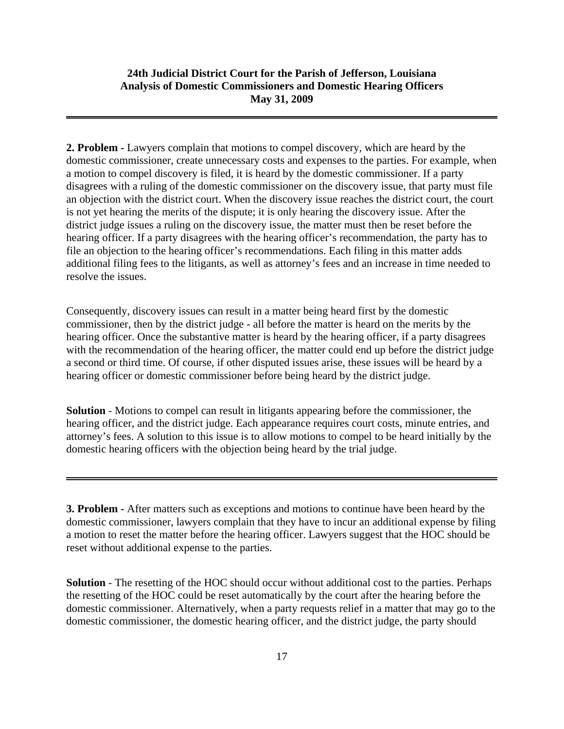**2. Problem -** Lawyers complain that motions to compel discovery, which are heard by the domestic commissioner, create unnecessary costs and expenses to the parties. For example, when a motion to compel discovery is filed, it is heard by the domestic commissioner. If a party disagrees with a ruling of the domestic commissioner on the discovery issue, that party must file an objection with the district court. When the discovery issue reaches the district court, the court is not yet hearing the merits of the dispute; it is only hearing the discovery issue. After the district judge issues a ruling on the discovery issue, the matter must then be reset before the hearing officer. If a party disagrees with the hearing officer's recommendation, the party has to file an objection to the hearing officer's recommendations. Each filing in this matter adds additional filing fees to the litigants, as well as attorney's fees and an increase in time needed to resolve the issues.

Consequently, discovery issues can result in a matter being heard first by the domestic commissioner, then by the district judge - all before the matter is heard on the merits by the hearing officer. Once the substantive matter is heard by the hearing officer, if a party disagrees with the recommendation of the hearing officer, the matter could end up before the district judge a second or third time. Of course, if other disputed issues arise, these issues will be heard by a hearing officer or domestic commissioner before being heard by the district judge.

**Solution** - Motions to compel can result in litigants appearing before the commissioner, the hearing officer, and the district judge. Each appearance requires court costs, minute entries, and attorney's fees. A solution to this issue is to allow motions to compel to be heard initially by the domestic hearing officers with the objection being heard by the trial judge.

---

**3. Problem -** After matters such as exceptions and motions to continue have been heard by the domestic commissioner, lawyers complain that they have to incur an additional expense by filing a motion to reset the matter before the hearing officer. Lawyers suggest that the HOC should be reset without additional expense to the parties.

**Solution** - The resetting of the HOC should occur without additional cost to the parties. Perhaps the resetting of the HOC could be reset automatically by the court after the hearing before the domestic commissioner. Alternatively, when a party requests relief in a matter that may go to the domestic commissioner, the domestic hearing officer, and the district judge, the party should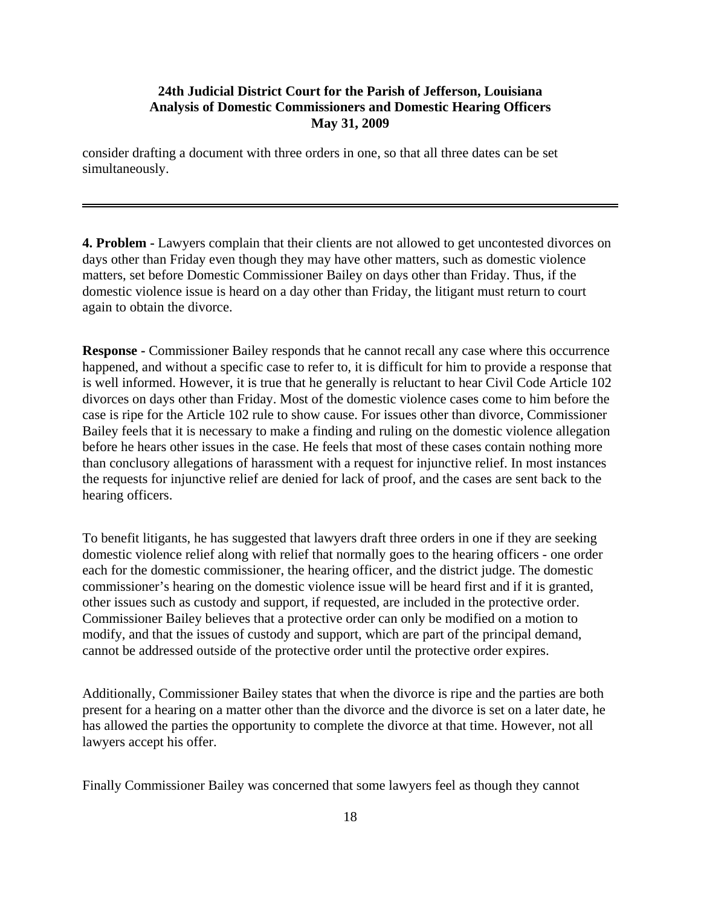consider drafting a document with three orders in one, so that all three dates can be set simultaneously.

---

**4. Problem -** Lawyers complain that their clients are not allowed to get uncontested divorces on days other than Friday even though they may have other matters, such as domestic violence matters, set before Domestic Commissioner Bailey on days other than Friday. Thus, if the domestic violence issue is heard on a day other than Friday, the litigant must return to court again to obtain the divorce.

**Response -** Commissioner Bailey responds that he cannot recall any case where this occurrence happened, and without a specific case to refer to, it is difficult for him to provide a response that is well informed. However, it is true that he generally is reluctant to hear Civil Code Article 102 divorces on days other than Friday. Most of the domestic violence cases come to him before the case is ripe for the Article 102 rule to show cause. For issues other than divorce, Commissioner Bailey feels that it is necessary to make a finding and ruling on the domestic violence allegation before he hears other issues in the case. He feels that most of these cases contain nothing more than conclusory allegations of harassment with a request for injunctive relief. In most instances the requests for injunctive relief are denied for lack of proof, and the cases are sent back to the hearing officers.

To benefit litigants, he has suggested that lawyers draft three orders in one if they are seeking domestic violence relief along with relief that normally goes to the hearing officers - one order each for the domestic commissioner, the hearing officer, and the district judge. The domestic commissioner's hearing on the domestic violence issue will be heard first and if it is granted, other issues such as custody and support, if requested, are included in the protective order. Commissioner Bailey believes that a protective order can only be modified on a motion to modify, and that the issues of custody and support, which are part of the principal demand, cannot be addressed outside of the protective order until the protective order expires.

Additionally, Commissioner Bailey states that when the divorce is ripe and the parties are both present for a hearing on a matter other than the divorce and the divorce is set on a later date, he has allowed the parties the opportunity to complete the divorce at that time. However, not all lawyers accept his offer.

Finally Commissioner Bailey was concerned that some lawyers feel as though they cannot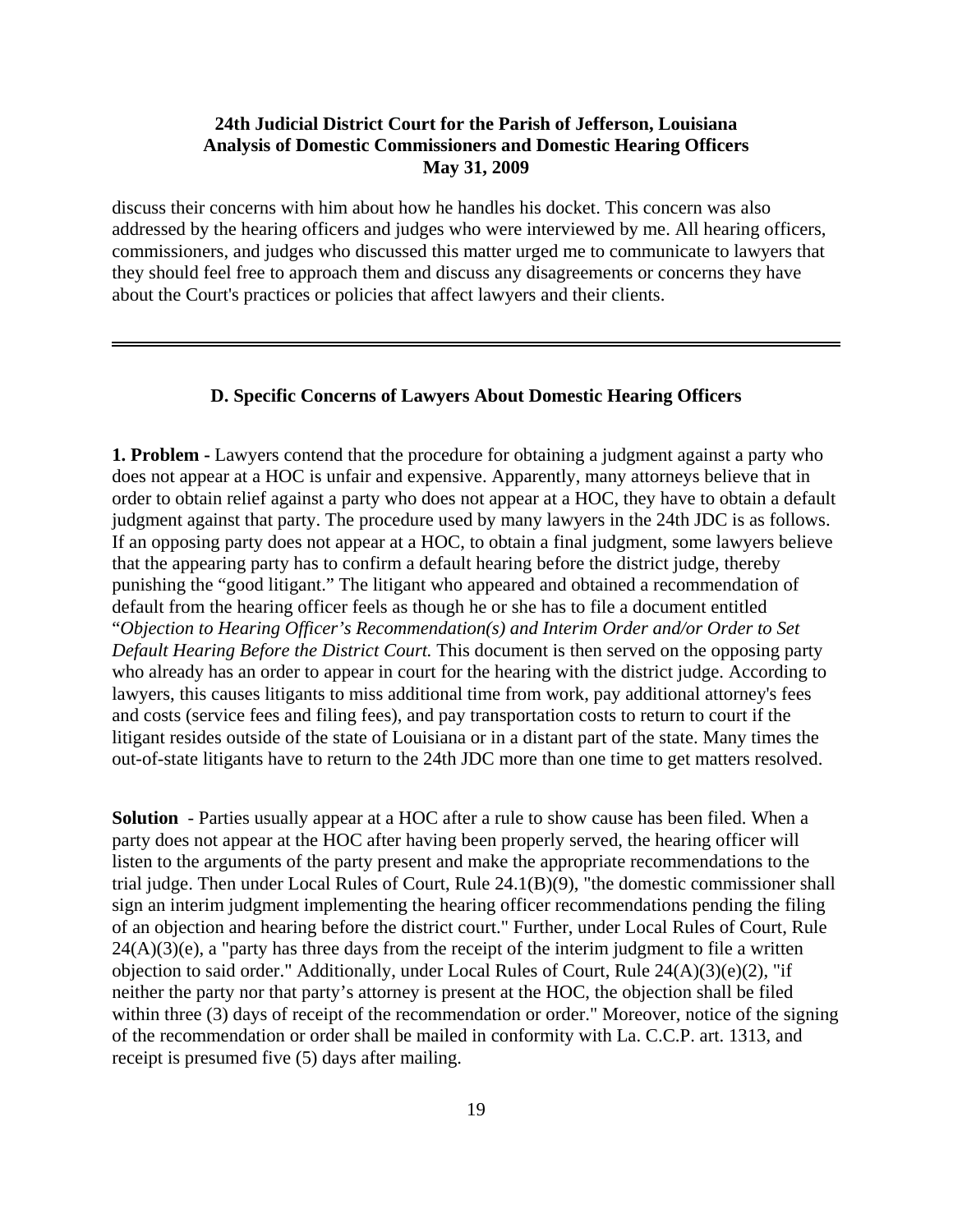discuss their concerns with him about how he handles his docket. This concern was also addressed by the hearing officers and judges who were interviewed by me. All hearing officers, commissioners, and judges who discussed this matter urged me to communicate to lawyers that they should feel free to approach them and discuss any disagreements or concerns they have about the Court's practices or policies that affect lawyers and their clients.

---

### D. Specific Concerns of Lawyers About Domestic Hearing Officers

**1. Problem -** Lawyers contend that the procedure for obtaining a judgment against a party who does not appear at a HOC is unfair and expensive. Apparently, many attorneys believe that in order to obtain relief against a party who does not appear at a HOC, they have to obtain a default judgment against that party. The procedure used by many lawyers in the 24th JDC is as follows. If an opposing party does not appear at a HOC, to obtain a final judgment, some lawyers believe that the appearing party has to confirm a default hearing before the district judge, thereby punishing the "good litigant." The litigant who appeared and obtained a recommendation of default from the hearing officer feels as though he or she has to file a document entitled "*Objection to Hearing Officer's Recommendation(s) and Interim Order and/or Order to Set Default Hearing Before the District Court.* This document is then served on the opposing party who already has an order to appear in court for the hearing with the district judge. According to lawyers, this causes litigants to miss additional time from work, pay additional attorney's fees and costs (service fees and filing fees), and pay transportation costs to return to court if the litigant resides outside of the state of Louisiana or in a distant part of the state. Many times the out-of-state litigants have to return to the 24th JDC more than one time to get matters resolved.

**Solution** - Parties usually appear at a HOC after a rule to show cause has been filed. When a party does not appear at the HOC after having been properly served, the hearing officer will listen to the arguments of the party present and make the appropriate recommendations to the trial judge. Then under Local Rules of Court, Rule 24.1(B)(9), "the domestic commissioner shall sign an interim judgment implementing the hearing officer recommendations pending the filing of an objection and hearing before the district court." Further, under Local Rules of Court, Rule 24(A)(3)(e), a "party has three days from the receipt of the interim judgment to file a written objection to said order." Additionally, under Local Rules of Court, Rule 24(A)(3)(e)(2), "if neither the party nor that party's attorney is present at the HOC, the objection shall be filed within three (3) days of receipt of the recommendation or order." Moreover, notice of the signing of the recommendation or order shall be mailed in conformity with La. C.C.P. art. 1313, and receipt is presumed five (5) days after mailing.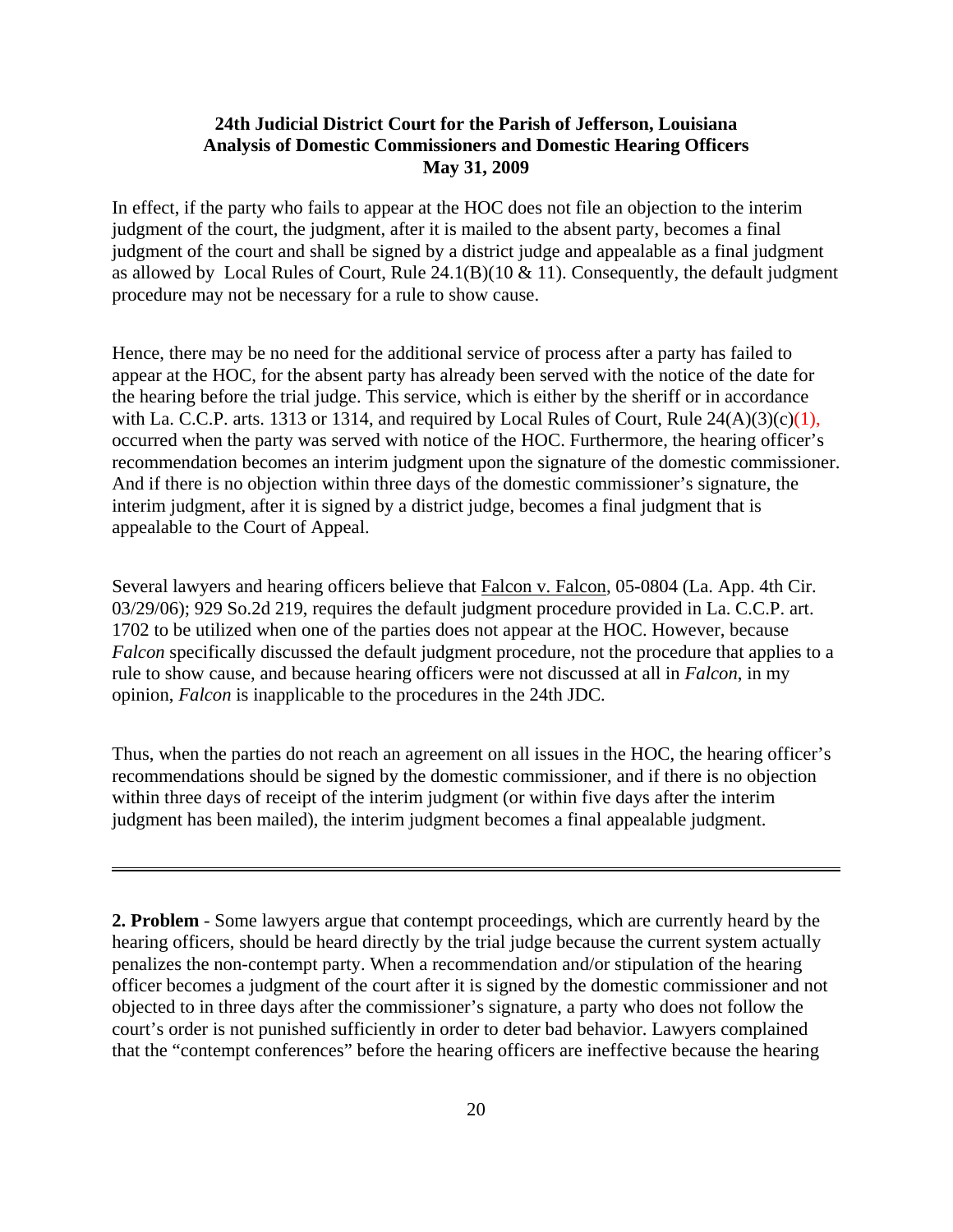In effect, if the party who fails to appear at the HOC does not file an objection to the interim judgment of the court, the judgment, after it is mailed to the absent party, becomes a final judgment of the court and shall be signed by a district judge and appealable as a final judgment as allowed by Local Rules of Court, Rule 24.1(B)(10 & 11). Consequently, the default judgment procedure may not be necessary for a rule to show cause.

Hence, there may be no need for the additional service of process after a party has failed to appear at the HOC, for the absent party has already been served with the notice of the date for the hearing before the trial judge. This service, which is either by the sheriff or in accordance with La. C.C.P. arts. 1313 or 1314, and required by Local Rules of Court, Rule 24(A)(3)(c)(1), occurred when the party was served with notice of the HOC. Furthermore, the hearing officer's recommendation becomes an interim judgment upon the signature of the domestic commissioner. And if there is no objection within three days of the domestic commissioner's signature, the interim judgment, after it is signed by a district judge, becomes a final judgment that is appealable to the Court of Appeal.

Several lawyers and hearing officers believe that Falcon v. Falcon, 05-0804 (La. App. 4th Cir. 03/29/06); 929 So.2d 219, requires the default judgment procedure provided in La. C.C.P. art. 1702 to be utilized when one of the parties does not appear at the HOC. However, because *Falcon* specifically discussed the default judgment procedure, not the procedure that applies to a rule to show cause, and because hearing officers were not discussed at all in *Falcon*, in my opinion, *Falcon* is inapplicable to the procedures in the 24th JDC.

Thus, when the parties do not reach an agreement on all issues in the HOC, the hearing officer's recommendations should be signed by the domestic commissioner, and if there is no objection within three days of receipt of the interim judgment (or within five days after the interim judgment has been mailed), the interim judgment becomes a final appealable judgment.

---

**2. Problem** - Some lawyers argue that contempt proceedings, which are currently heard by the hearing officers, should be heard directly by the trial judge because the current system actually penalizes the non-contempt party. When a recommendation and/or stipulation of the hearing officer becomes a judgment of the court after it is signed by the domestic commissioner and not objected to in three days after the commissioner's signature, a party who does not follow the court's order is not punished sufficiently in order to deter bad behavior. Lawyers complained that the "contempt conferences" before the hearing officers are ineffective because the hearing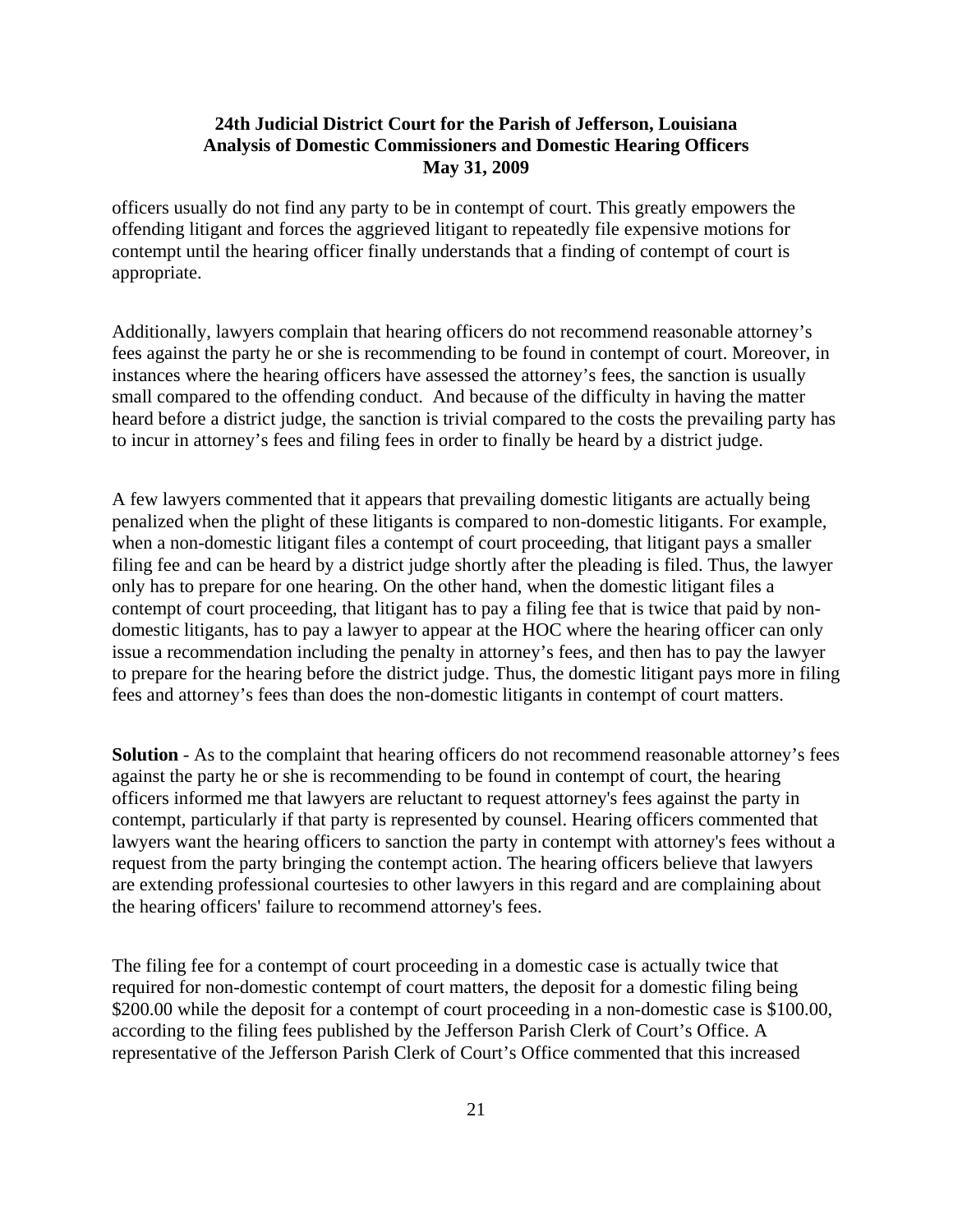officers usually do not find any party to be in contempt of court. This greatly empowers the offending litigant and forces the aggrieved litigant to repeatedly file expensive motions for contempt until the hearing officer finally understands that a finding of contempt of court is appropriate.

Additionally, lawyers complain that hearing officers do not recommend reasonable attorney's fees against the party he or she is recommending to be found in contempt of court. Moreover, in instances where the hearing officers have assessed the attorney's fees, the sanction is usually small compared to the offending conduct. And because of the difficulty in having the matter heard before a district judge, the sanction is trivial compared to the costs the prevailing party has to incur in attorney's fees and filing fees in order to finally be heard by a district judge.

A few lawyers commented that it appears that prevailing domestic litigants are actually being penalized when the plight of these litigants is compared to non-domestic litigants. For example, when a non-domestic litigant files a contempt of court proceeding, that litigant pays a smaller filing fee and can be heard by a district judge shortly after the pleading is filed. Thus, the lawyer only has to prepare for one hearing. On the other hand, when the domestic litigant files a contempt of court proceeding, that litigant has to pay a filing fee that is twice that paid by non-domestic litigants, has to pay a lawyer to appear at the HOC where the hearing officer can only issue a recommendation including the penalty in attorney's fees, and then has to pay the lawyer to prepare for the hearing before the district judge. Thus, the domestic litigant pays more in filing fees and attorney's fees than does the non-domestic litigants in contempt of court matters.

**Solution** - As to the complaint that hearing officers do not recommend reasonable attorney's fees against the party he or she is recommending to be found in contempt of court, the hearing officers informed me that lawyers are reluctant to request attorney's fees against the party in contempt, particularly if that party is represented by counsel. Hearing officers commented that lawyers want the hearing officers to sanction the party in contempt with attorney's fees without a request from the party bringing the contempt action. The hearing officers believe that lawyers are extending professional courtesies to other lawyers in this regard and are complaining about the hearing officers' failure to recommend attorney's fees.

The filing fee for a contempt of court proceeding in a domestic case is actually twice that required for non-domestic contempt of court matters, the deposit for a domestic filing being $200.00 while the deposit for a contempt of court proceeding in a non-domestic case is $100.00, according to the filing fees published by the Jefferson Parish Clerk of Court's Office. A representative of the Jefferson Parish Clerk of Court's Office commented that this increased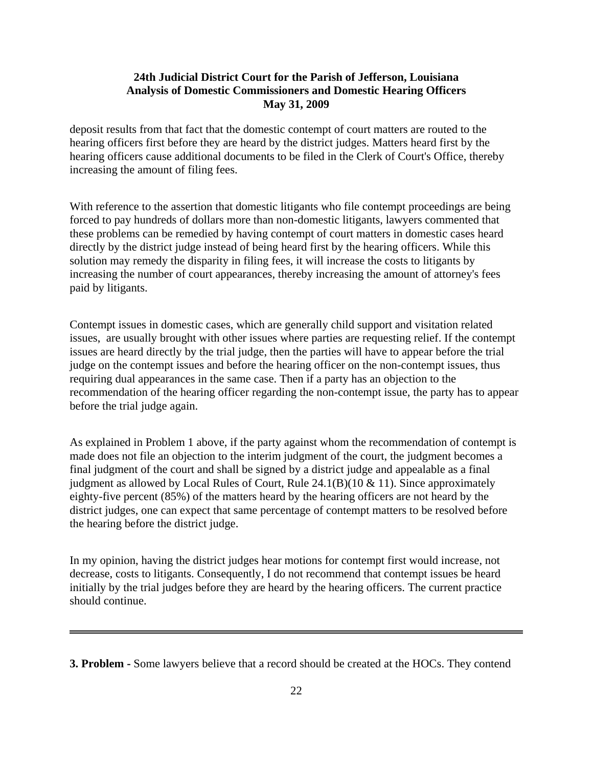deposit results from that fact that the domestic contempt of court matters are routed to the hearing officers first before they are heard by the district judges. Matters heard first by the hearing officers cause additional documents to be filed in the Clerk of Court's Office, thereby increasing the amount of filing fees.

With reference to the assertion that domestic litigants who file contempt proceedings are being forced to pay hundreds of dollars more than non-domestic litigants, lawyers commented that these problems can be remedied by having contempt of court matters in domestic cases heard directly by the district judge instead of being heard first by the hearing officers. While this solution may remedy the disparity in filing fees, it will increase the costs to litigants by increasing the number of court appearances, thereby increasing the amount of attorney's fees paid by litigants.

Contempt issues in domestic cases, which are generally child support and visitation related issues, are usually brought with other issues where parties are requesting relief. If the contempt issues are heard directly by the trial judge, then the parties will have to appear before the trial judge on the contempt issues and before the hearing officer on the non-contempt issues, thus requiring dual appearances in the same case. Then if a party has an objection to the recommendation of the hearing officer regarding the non-contempt issue, the party has to appear before the trial judge again.

As explained in Problem 1 above, if the party against whom the recommendation of contempt is made does not file an objection to the interim judgment of the court, the judgment becomes a final judgment of the court and shall be signed by a district judge and appealable as a final judgment as allowed by Local Rules of Court, Rule 24.1(B)(10 & 11). Since approximately eighty-five percent (85%) of the matters heard by the hearing officers are not heard by the district judges, one can expect that same percentage of contempt matters to be resolved before the hearing before the district judge.

In my opinion, having the district judges hear motions for contempt first would increase, not decrease, costs to litigants. Consequently, I do not recommend that contempt issues be heard initially by the trial judges before they are heard by the hearing officers. The current practice should continue.

---

**3. Problem -** Some lawyers believe that a record should be created at the HOCs. They contend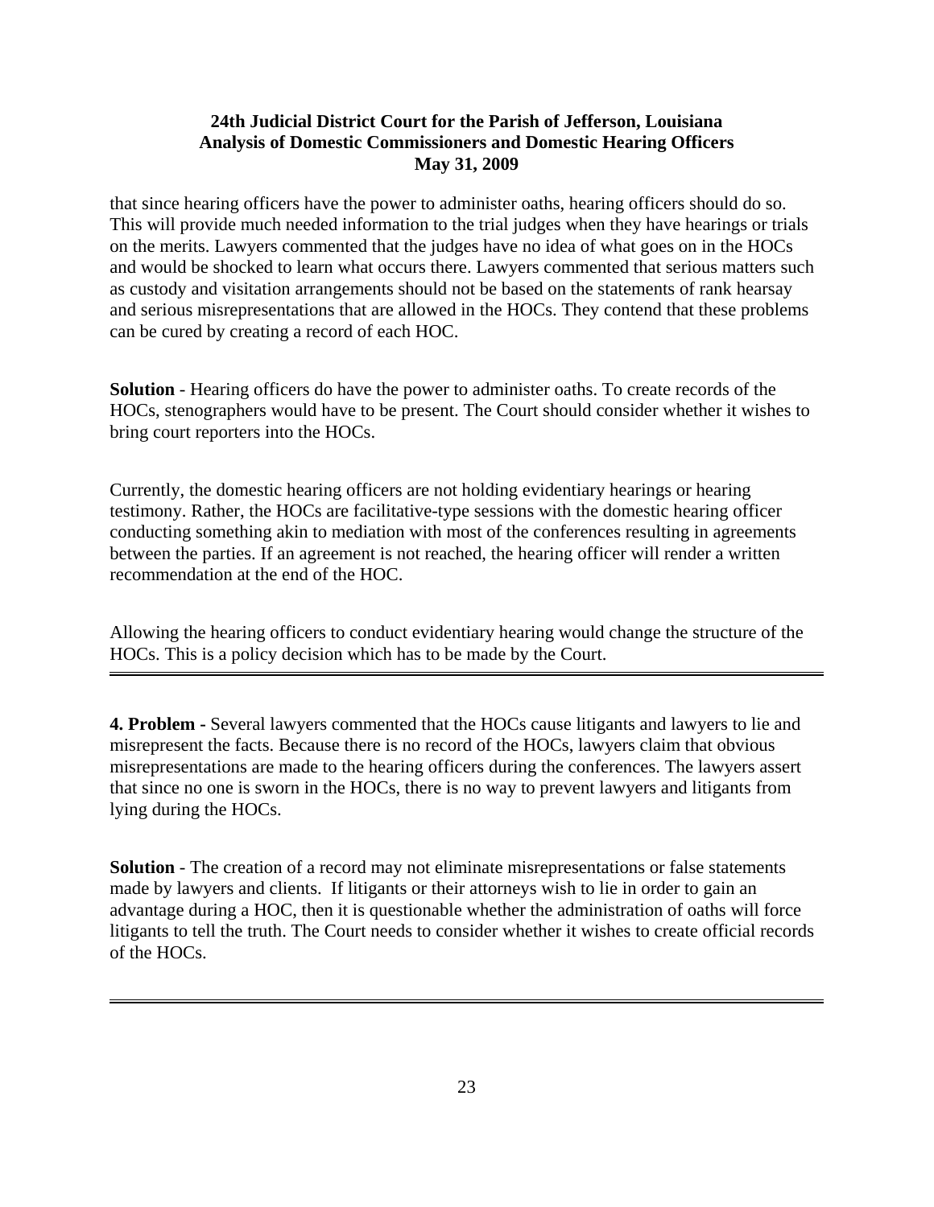that since hearing officers have the power to administer oaths, hearing officers should do so. This will provide much needed information to the trial judges when they have hearings or trials on the merits. Lawyers commented that the judges have no idea of what goes on in the HOCs and would be shocked to learn what occurs there. Lawyers commented that serious matters such as custody and visitation arrangements should not be based on the statements of rank hearsay and serious misrepresentations that are allowed in the HOCs. They contend that these problems can be cured by creating a record of each HOC.

**Solution** - Hearing officers do have the power to administer oaths. To create records of the HOCs, stenographers would have to be present. The Court should consider whether it wishes to bring court reporters into the HOCs.

Currently, the domestic hearing officers are not holding evidentiary hearings or hearing testimony. Rather, the HOCs are facilitative-type sessions with the domestic hearing officer conducting something akin to mediation with most of the conferences resulting in agreements between the parties. If an agreement is not reached, the hearing officer will render a written recommendation at the end of the HOC.

Allowing the hearing officers to conduct evidentiary hearing would change the structure of the HOCs. This is a policy decision which has to be made by the Court.

---

**4. Problem -** Several lawyers commented that the HOCs cause litigants and lawyers to lie and misrepresent the facts. Because there is no record of the HOCs, lawyers claim that obvious misrepresentations are made to the hearing officers during the conferences. The lawyers assert that since no one is sworn in the HOCs, there is no way to prevent lawyers and litigants from lying during the HOCs.

**Solution** - The creation of a record may not eliminate misrepresentations or false statements made by lawyers and clients. If litigants or their attorneys wish to lie in order to gain an advantage during a HOC, then it is questionable whether the administration of oaths will force litigants to tell the truth. The Court needs to consider whether it wishes to create official records of the HOCs.

---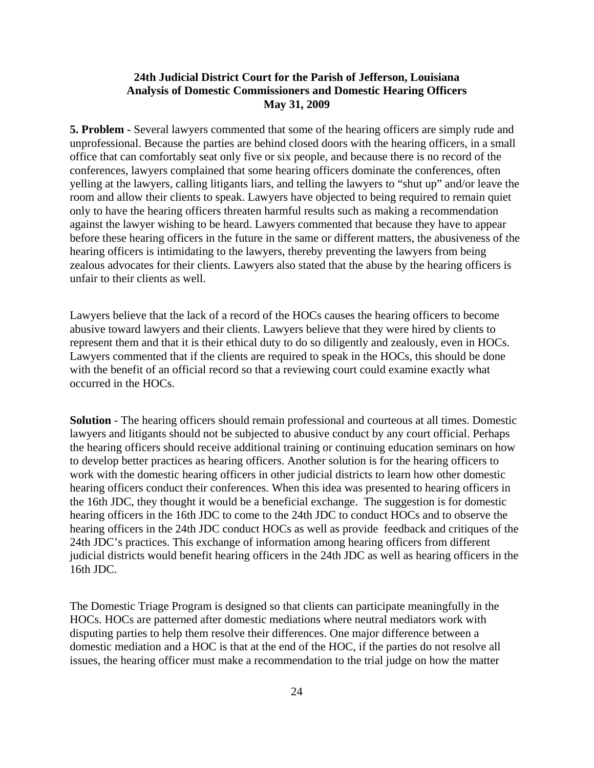**5. Problem -** Several lawyers commented that some of the hearing officers are simply rude and unprofessional. Because the parties are behind closed doors with the hearing officers, in a small office that can comfortably seat only five or six people, and because there is no record of the conferences, lawyers complained that some hearing officers dominate the conferences, often yelling at the lawyers, calling litigants liars, and telling the lawyers to "shut up" and/or leave the room and allow their clients to speak. Lawyers have objected to being required to remain quiet only to have the hearing officers threaten harmful results such as making a recommendation against the lawyer wishing to be heard. Lawyers commented that because they have to appear before these hearing officers in the future in the same or different matters, the abusiveness of the hearing officers is intimidating to the lawyers, thereby preventing the lawyers from being zealous advocates for their clients. Lawyers also stated that the abuse by the hearing officers is unfair to their clients as well.

Lawyers believe that the lack of a record of the HOCs causes the hearing officers to become abusive toward lawyers and their clients. Lawyers believe that they were hired by clients to represent them and that it is their ethical duty to do so diligently and zealously, even in HOCs. Lawyers commented that if the clients are required to speak in the HOCs, this should be done with the benefit of an official record so that a reviewing court could examine exactly what occurred in the HOCs.

**Solution** - The hearing officers should remain professional and courteous at all times. Domestic lawyers and litigants should not be subjected to abusive conduct by any court official. Perhaps the hearing officers should receive additional training or continuing education seminars on how to develop better practices as hearing officers. Another solution is for the hearing officers to work with the domestic hearing officers in other judicial districts to learn how other domestic hearing officers conduct their conferences. When this idea was presented to hearing officers in the 16th JDC, they thought it would be a beneficial exchange. The suggestion is for domestic hearing officers in the 16th JDC to come to the 24th JDC to conduct HOCs and to observe the hearing officers in the 24th JDC conduct HOCs as well as provide feedback and critiques of the 24th JDC's practices. This exchange of information among hearing officers from different judicial districts would benefit hearing officers in the 24th JDC as well as hearing officers in the 16th JDC.

The Domestic Triage Program is designed so that clients can participate meaningfully in the HOCs. HOCs are patterned after domestic mediations where neutral mediators work with disputing parties to help them resolve their differences. One major difference between a domestic mediation and a HOC is that at the end of the HOC, if the parties do not resolve all issues, the hearing officer must make a recommendation to the trial judge on how the matter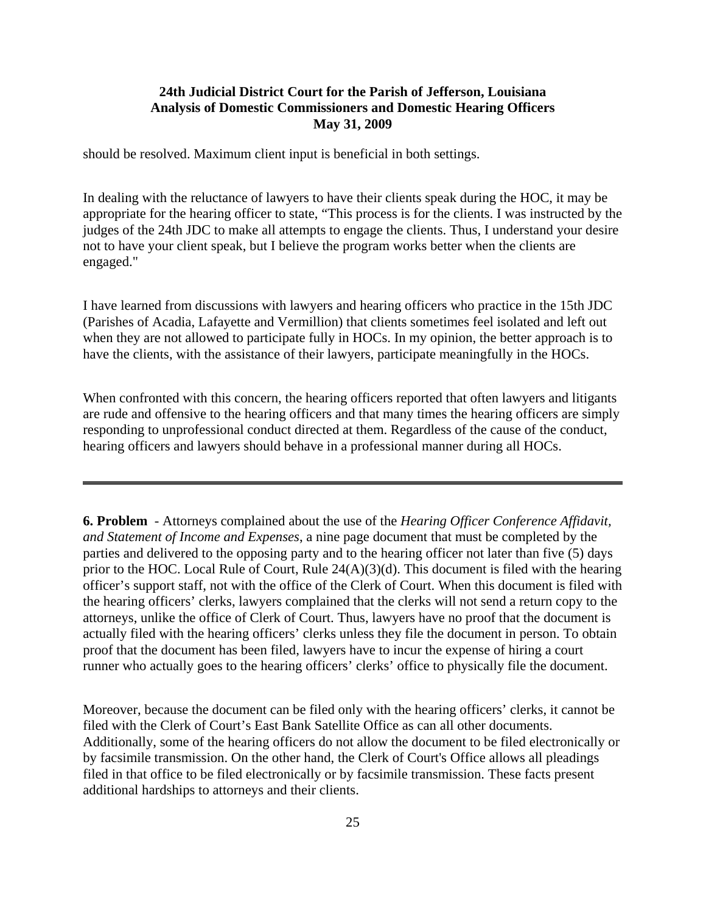should be resolved. Maximum client input is beneficial in both settings.

In dealing with the reluctance of lawyers to have their clients speak during the HOC, it may be appropriate for the hearing officer to state, "This process is for the clients. I was instructed by the judges of the 24th JDC to make all attempts to engage the clients. Thus, I understand your desire not to have your client speak, but I believe the program works better when the clients are engaged."

I have learned from discussions with lawyers and hearing officers who practice in the 15th JDC (Parishes of Acadia, Lafayette and Vermillion) that clients sometimes feel isolated and left out when they are not allowed to participate fully in HOCs. In my opinion, the better approach is to have the clients, with the assistance of their lawyers, participate meaningfully in the HOCs.

When confronted with this concern, the hearing officers reported that often lawyers and litigants are rude and offensive to the hearing officers and that many times the hearing officers are simply responding to unprofessional conduct directed at them. Regardless of the cause of the conduct, hearing officers and lawyers should behave in a professional manner during all HOCs.

---

**6. Problem** - Attorneys complained about the use of the *Hearing Officer Conference Affidavit, and Statement of Income and Expenses*, a nine page document that must be completed by the parties and delivered to the opposing party and to the hearing officer not later than five (5) days prior to the HOC. Local Rule of Court, Rule 24(A)(3)(d). This document is filed with the hearing officer's support staff, not with the office of the Clerk of Court. When this document is filed with the hearing officers' clerks, lawyers complained that the clerks will not send a return copy to the attorneys, unlike the office of Clerk of Court. Thus, lawyers have no proof that the document is actually filed with the hearing officers' clerks unless they file the document in person. To obtain proof that the document has been filed, lawyers have to incur the expense of hiring a court runner who actually goes to the hearing officers' clerks' office to physically file the document.

Moreover, because the document can be filed only with the hearing officers' clerks, it cannot be filed with the Clerk of Court's East Bank Satellite Office as can all other documents. Additionally, some of the hearing officers do not allow the document to be filed electronically or by facsimile transmission. On the other hand, the Clerk of Court's Office allows all pleadings filed in that office to be filed electronically or by facsimile transmission. These facts present additional hardships to attorneys and their clients.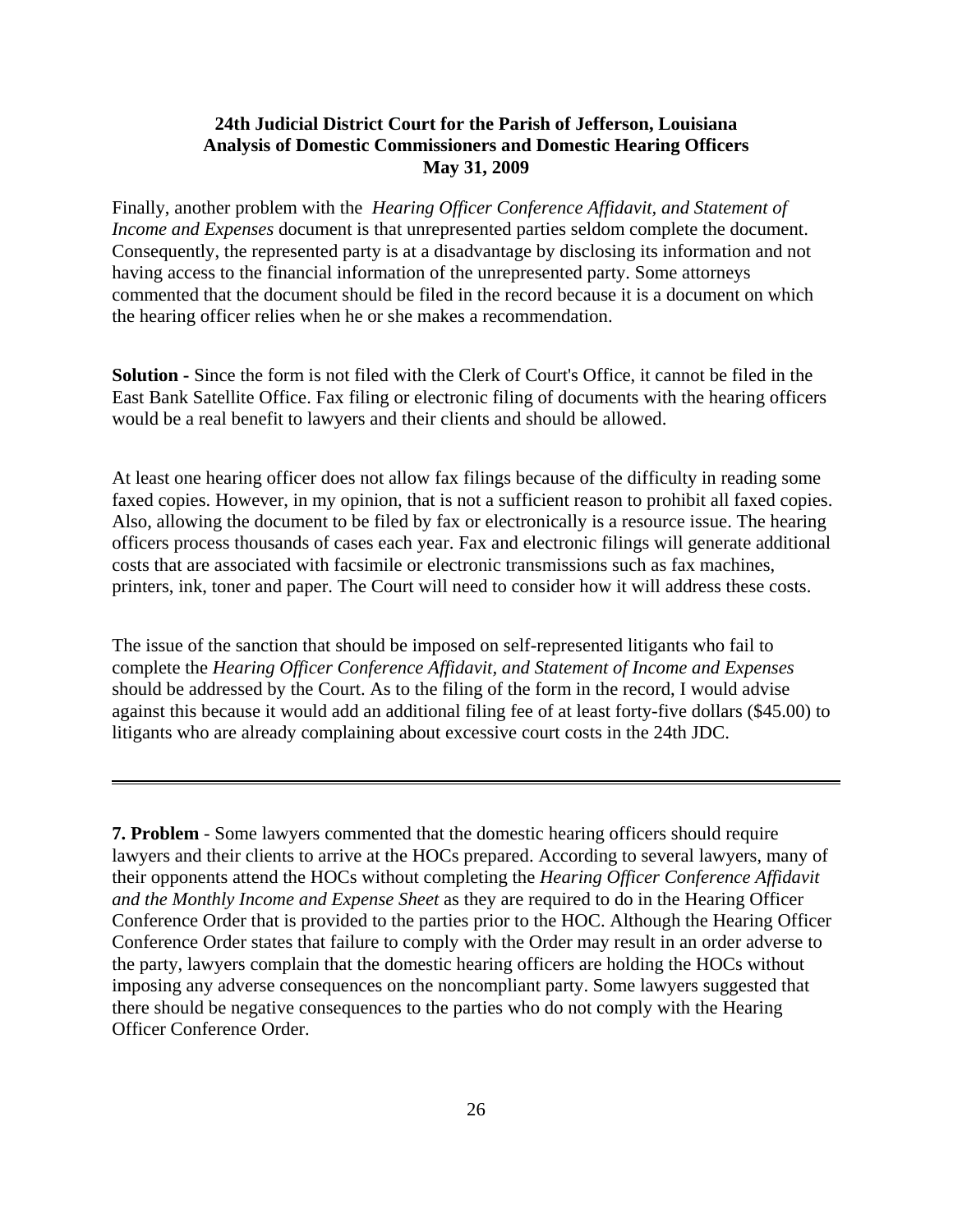Finally, another problem with the *Hearing Officer Conference Affidavit, and Statement of Income and Expenses* document is that unrepresented parties seldom complete the document. Consequently, the represented party is at a disadvantage by disclosing its information and not having access to the financial information of the unrepresented party. Some attorneys commented that the document should be filed in the record because it is a document on which the hearing officer relies when he or she makes a recommendation.

**Solution -** Since the form is not filed with the Clerk of Court's Office, it cannot be filed in the East Bank Satellite Office. Fax filing or electronic filing of documents with the hearing officers would be a real benefit to lawyers and their clients and should be allowed.

At least one hearing officer does not allow fax filings because of the difficulty in reading some faxed copies. However, in my opinion, that is not a sufficient reason to prohibit all faxed copies. Also, allowing the document to be filed by fax or electronically is a resource issue. The hearing officers process thousands of cases each year. Fax and electronic filings will generate additional costs that are associated with facsimile or electronic transmissions such as fax machines, printers, ink, toner and paper. The Court will need to consider how it will address these costs.

The issue of the sanction that should be imposed on self-represented litigants who fail to complete the *Hearing Officer Conference Affidavit, and Statement of Income and Expenses* should be addressed by the Court. As to the filing of the form in the record, I would advise against this because it would add an additional filing fee of at least forty-five dollars ($45.00) to litigants who are already complaining about excessive court costs in the 24th JDC.

---

**7. Problem** - Some lawyers commented that the domestic hearing officers should require lawyers and their clients to arrive at the HOCs prepared. According to several lawyers, many of their opponents attend the HOCs without completing the *Hearing Officer Conference Affidavit and the Monthly Income and Expense Sheet* as they are required to do in the Hearing Officer Conference Order that is provided to the parties prior to the HOC. Although the Hearing Officer Conference Order states that failure to comply with the Order may result in an order adverse to the party, lawyers complain that the domestic hearing officers are holding the HOCs without imposing any adverse consequences on the noncompliant party. Some lawyers suggested that there should be negative consequences to the parties who do not comply with the Hearing Officer Conference Order.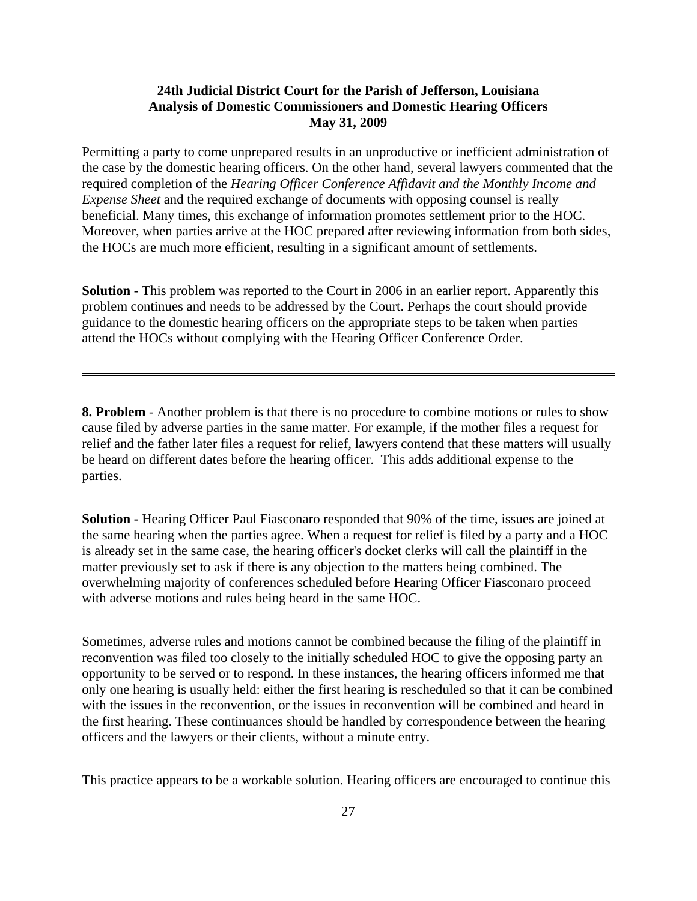Permitting a party to come unprepared results in an unproductive or inefficient administration of the case by the domestic hearing officers. On the other hand, several lawyers commented that the required completion of the *Hearing Officer Conference Affidavit and the Monthly Income and Expense Sheet* and the required exchange of documents with opposing counsel is really beneficial. Many times, this exchange of information promotes settlement prior to the HOC. Moreover, when parties arrive at the HOC prepared after reviewing information from both sides, the HOCs are much more efficient, resulting in a significant amount of settlements.

**Solution** - This problem was reported to the Court in 2006 in an earlier report. Apparently this problem continues and needs to be addressed by the Court. Perhaps the court should provide guidance to the domestic hearing officers on the appropriate steps to be taken when parties attend the HOCs without complying with the Hearing Officer Conference Order.

---

**8. Problem** - Another problem is that there is no procedure to combine motions or rules to show cause filed by adverse parties in the same matter. For example, if the mother files a request for relief and the father later files a request for relief, lawyers contend that these matters will usually be heard on different dates before the hearing officer. This adds additional expense to the parties.

**Solution -** Hearing Officer Paul Fiasconaro responded that 90% of the time, issues are joined at the same hearing when the parties agree. When a request for relief is filed by a party and a HOC is already set in the same case, the hearing officer's docket clerks will call the plaintiff in the matter previously set to ask if there is any objection to the matters being combined. The overwhelming majority of conferences scheduled before Hearing Officer Fiasconaro proceed with adverse motions and rules being heard in the same HOC.

Sometimes, adverse rules and motions cannot be combined because the filing of the plaintiff in reconvention was filed too closely to the initially scheduled HOC to give the opposing party an opportunity to be served or to respond. In these instances, the hearing officers informed me that only one hearing is usually held: either the first hearing is rescheduled so that it can be combined with the issues in the reconvention, or the issues in reconvention will be combined and heard in the first hearing. These continuances should be handled by correspondence between the hearing officers and the lawyers or their clients, without a minute entry.

This practice appears to be a workable solution. Hearing officers are encouraged to continue this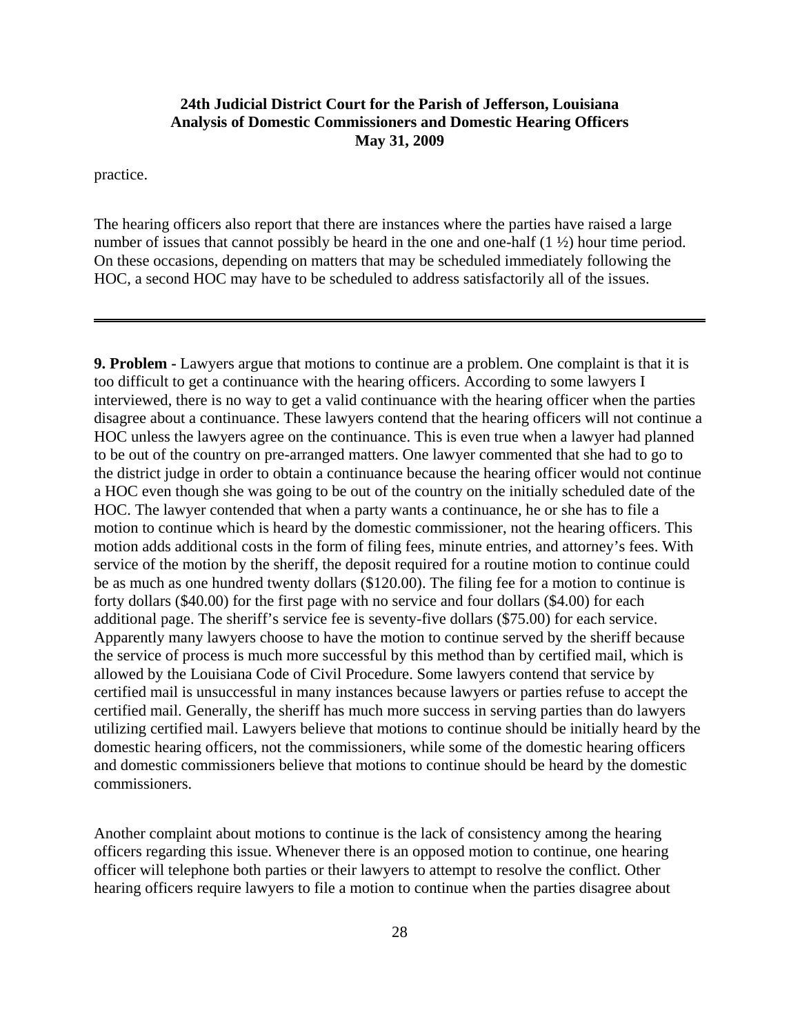practice.

The hearing officers also report that there are instances where the parties have raised a large number of issues that cannot possibly be heard in the one and one-half (1 ½) hour time period. On these occasions, depending on matters that may be scheduled immediately following the HOC, a second HOC may have to be scheduled to address satisfactorily all of the issues.

---

**9. Problem -** Lawyers argue that motions to continue are a problem. One complaint is that it is too difficult to get a continuance with the hearing officers. According to some lawyers I interviewed, there is no way to get a valid continuance with the hearing officer when the parties disagree about a continuance. These lawyers contend that the hearing officers will not continue a HOC unless the lawyers agree on the continuance. This is even true when a lawyer had planned to be out of the country on pre-arranged matters. One lawyer commented that she had to go to the district judge in order to obtain a continuance because the hearing officer would not continue a HOC even though she was going to be out of the country on the initially scheduled date of the HOC. The lawyer contended that when a party wants a continuance, he or she has to file a motion to continue which is heard by the domestic commissioner, not the hearing officers. This motion adds additional costs in the form of filing fees, minute entries, and attorney's fees. With service of the motion by the sheriff, the deposit required for a routine motion to continue could be as much as one hundred twenty dollars ($120.00). The filing fee for a motion to continue is forty dollars ($40.00) for the first page with no service and four dollars ($4.00) for each additional page. The sheriff's service fee is seventy-five dollars ($75.00) for each service. Apparently many lawyers choose to have the motion to continue served by the sheriff because the service of process is much more successful by this method than by certified mail, which is allowed by the Louisiana Code of Civil Procedure. Some lawyers contend that service by certified mail is unsuccessful in many instances because lawyers or parties refuse to accept the certified mail. Generally, the sheriff has much more success in serving parties than do lawyers utilizing certified mail. Lawyers believe that motions to continue should be initially heard by the domestic hearing officers, not the commissioners, while some of the domestic hearing officers and domestic commissioners believe that motions to continue should be heard by the domestic commissioners.

Another complaint about motions to continue is the lack of consistency among the hearing officers regarding this issue. Whenever there is an opposed motion to continue, one hearing officer will telephone both parties or their lawyers to attempt to resolve the conflict. Other hearing officers require lawyers to file a motion to continue when the parties disagree about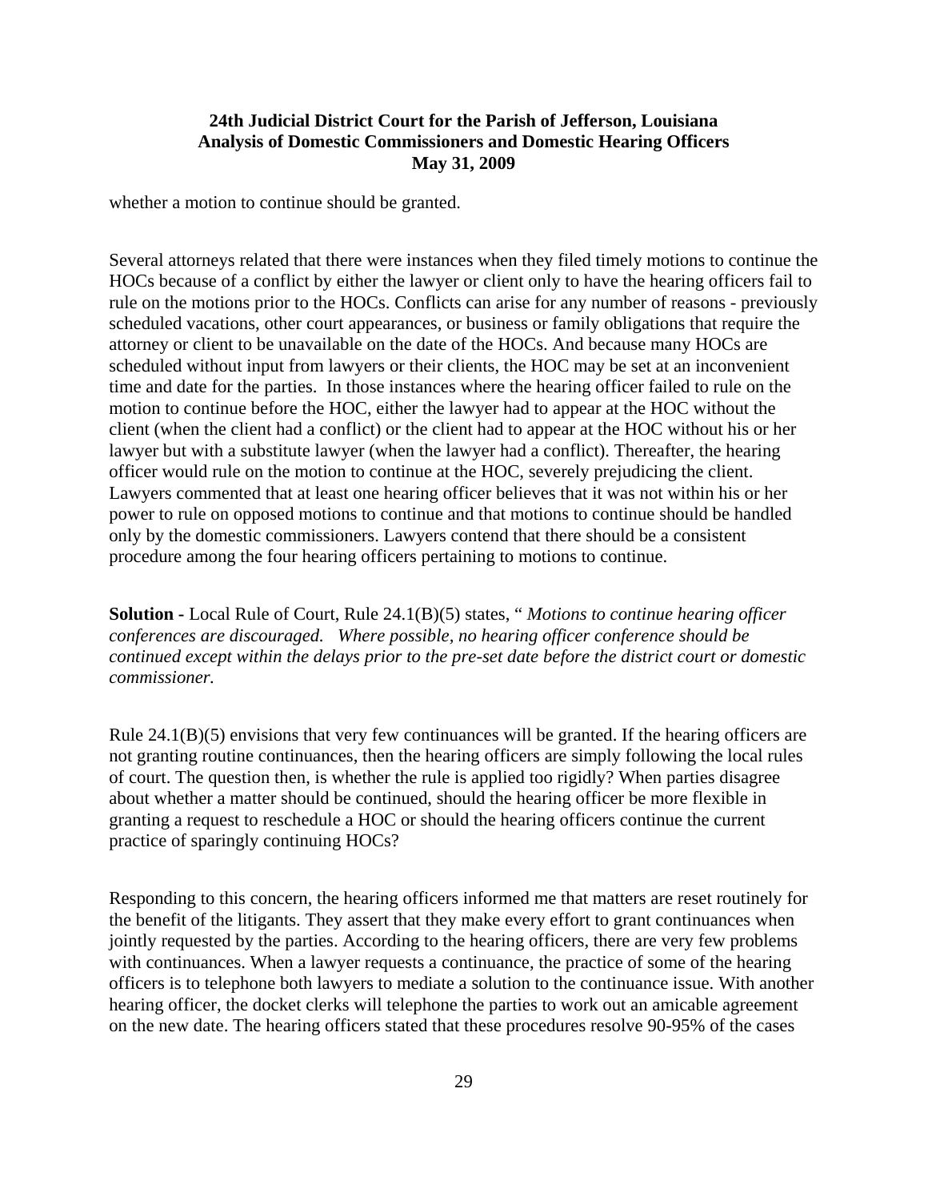whether a motion to continue should be granted.

Several attorneys related that there were instances when they filed timely motions to continue the HOCs because of a conflict by either the lawyer or client only to have the hearing officers fail to rule on the motions prior to the HOCs. Conflicts can arise for any number of reasons - previously scheduled vacations, other court appearances, or business or family obligations that require the attorney or client to be unavailable on the date of the HOCs. And because many HOCs are scheduled without input from lawyers or their clients, the HOC may be set at an inconvenient time and date for the parties. In those instances where the hearing officer failed to rule on the motion to continue before the HOC, either the lawyer had to appear at the HOC without the client (when the client had a conflict) or the client had to appear at the HOC without his or her lawyer but with a substitute lawyer (when the lawyer had a conflict). Thereafter, the hearing officer would rule on the motion to continue at the HOC, severely prejudicing the client. Lawyers commented that at least one hearing officer believes that it was not within his or her power to rule on opposed motions to continue and that motions to continue should be handled only by the domestic commissioners. Lawyers contend that there should be a consistent procedure among the four hearing officers pertaining to motions to continue.

**Solution -** Local Rule of Court, Rule 24.1(B)(5) states, " *Motions to continue hearing officer conferences are discouraged. Where possible, no hearing officer conference should be continued except within the delays prior to the pre-set date before the district court or domestic commissioner.*

Rule 24.1(B)(5) envisions that very few continuances will be granted. If the hearing officers are not granting routine continuances, then the hearing officers are simply following the local rules of court. The question then, is whether the rule is applied too rigidly? When parties disagree about whether a matter should be continued, should the hearing officer be more flexible in granting a request to reschedule a HOC or should the hearing officers continue the current practice of sparingly continuing HOCs?

Responding to this concern, the hearing officers informed me that matters are reset routinely for the benefit of the litigants. They assert that they make every effort to grant continuances when jointly requested by the parties. According to the hearing officers, there are very few problems with continuances. When a lawyer requests a continuance, the practice of some of the hearing officers is to telephone both lawyers to mediate a solution to the continuance issue. With another hearing officer, the docket clerks will telephone the parties to work out an amicable agreement on the new date. The hearing officers stated that these procedures resolve 90-95% of the cases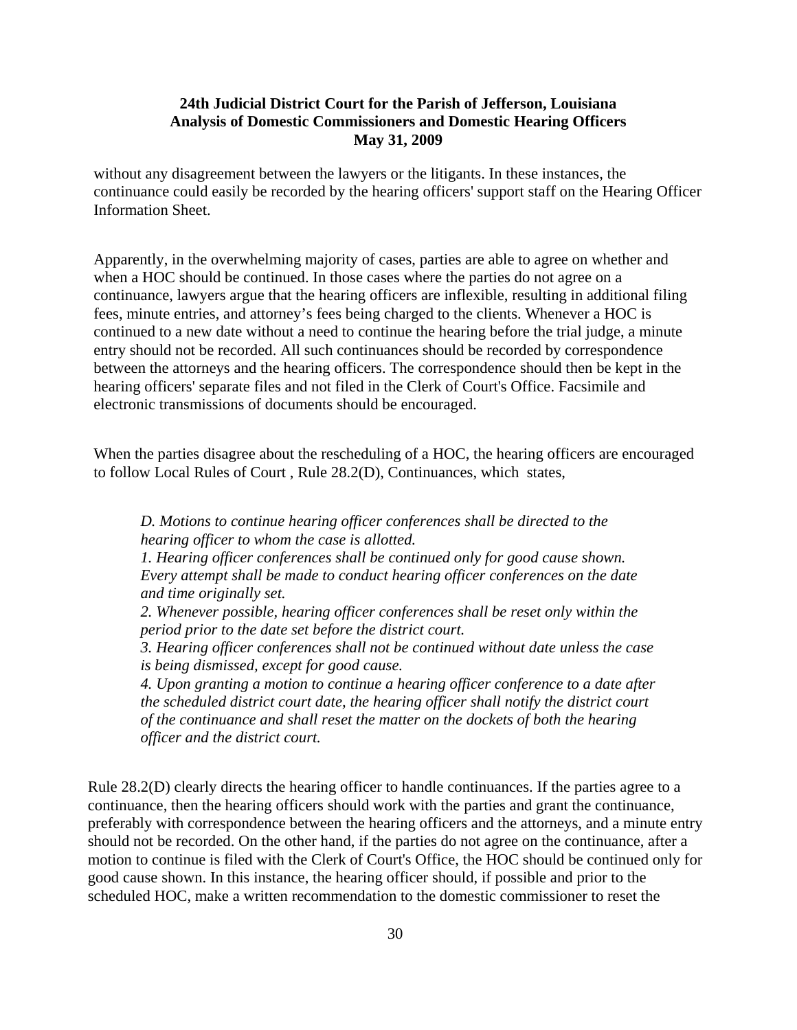without any disagreement between the lawyers or the litigants. In these instances, the continuance could easily be recorded by the hearing officers' support staff on the Hearing Officer Information Sheet.

Apparently, in the overwhelming majority of cases, parties are able to agree on whether and when a HOC should be continued. In those cases where the parties do not agree on a continuance, lawyers argue that the hearing officers are inflexible, resulting in additional filing fees, minute entries, and attorney's fees being charged to the clients. Whenever a HOC is continued to a new date without a need to continue the hearing before the trial judge, a minute entry should not be recorded. All such continuances should be recorded by correspondence between the attorneys and the hearing officers. The correspondence should then be kept in the hearing officers' separate files and not filed in the Clerk of Court's Office. Facsimile and electronic transmissions of documents should be encouraged.

When the parties disagree about the rescheduling of a HOC, the hearing officers are encouraged to follow Local Rules of Court , Rule 28.2(D), Continuances, which states,

> *D. Motions to continue hearing officer conferences shall be directed to the hearing officer to whom the case is allotted.*
> *1. Hearing officer conferences shall be continued only for good cause shown. Every attempt shall be made to conduct hearing officer conferences on the date and time originally set.*
> *2. Whenever possible, hearing officer conferences shall be reset only within the period prior to the date set before the district court.*
> *3. Hearing officer conferences shall not be continued without date unless the case is being dismissed, except for good cause.*
> *4. Upon granting a motion to continue a hearing officer conference to a date after the scheduled district court date, the hearing officer shall notify the district court of the continuance and shall reset the matter on the dockets of both the hearing officer and the district court.*

Rule 28.2(D) clearly directs the hearing officer to handle continuances. If the parties agree to a continuance, then the hearing officers should work with the parties and grant the continuance, preferably with correspondence between the hearing officers and the attorneys, and a minute entry should not be recorded. On the other hand, if the parties do not agree on the continuance, after a motion to continue is filed with the Clerk of Court's Office, the HOC should be continued only for good cause shown. In this instance, the hearing officer should, if possible and prior to the scheduled HOC, make a written recommendation to the domestic commissioner to reset the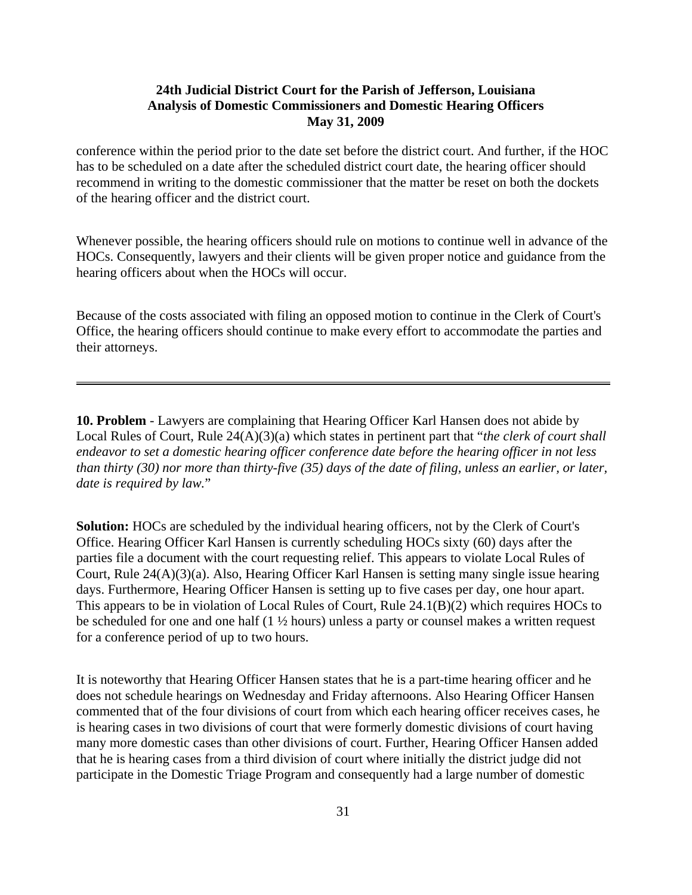conference within the period prior to the date set before the district court. And further, if the HOC has to be scheduled on a date after the scheduled district court date, the hearing officer should recommend in writing to the domestic commissioner that the matter be reset on both the dockets of the hearing officer and the district court.

Whenever possible, the hearing officers should rule on motions to continue well in advance of the HOCs. Consequently, lawyers and their clients will be given proper notice and guidance from the hearing officers about when the HOCs will occur.

Because of the costs associated with filing an opposed motion to continue in the Clerk of Court's Office, the hearing officers should continue to make every effort to accommodate the parties and their attorneys.

---

**10. Problem** - Lawyers are complaining that Hearing Officer Karl Hansen does not abide by Local Rules of Court, Rule 24(A)(3)(a) which states in pertinent part that "*the clerk of court shall endeavor to set a domestic hearing officer conference date before the hearing officer in not less than thirty (30) nor more than thirty-five (35) days of the date of filing, unless an earlier, or later, date is required by law.*"

**Solution:** HOCs are scheduled by the individual hearing officers, not by the Clerk of Court's Office. Hearing Officer Karl Hansen is currently scheduling HOCs sixty (60) days after the parties file a document with the court requesting relief. This appears to violate Local Rules of Court, Rule 24(A)(3)(a). Also, Hearing Officer Karl Hansen is setting many single issue hearing days. Furthermore, Hearing Officer Hansen is setting up to five cases per day, one hour apart. This appears to be in violation of Local Rules of Court, Rule 24.1(B)(2) which requires HOCs to be scheduled for one and one half (1 ½ hours) unless a party or counsel makes a written request for a conference period of up to two hours.

It is noteworthy that Hearing Officer Hansen states that he is a part-time hearing officer and he does not schedule hearings on Wednesday and Friday afternoons. Also Hearing Officer Hansen commented that of the four divisions of court from which each hearing officer receives cases, he is hearing cases in two divisions of court that were formerly domestic divisions of court having many more domestic cases than other divisions of court. Further, Hearing Officer Hansen added that he is hearing cases from a third division of court where initially the district judge did not participate in the Domestic Triage Program and consequently had a large number of domestic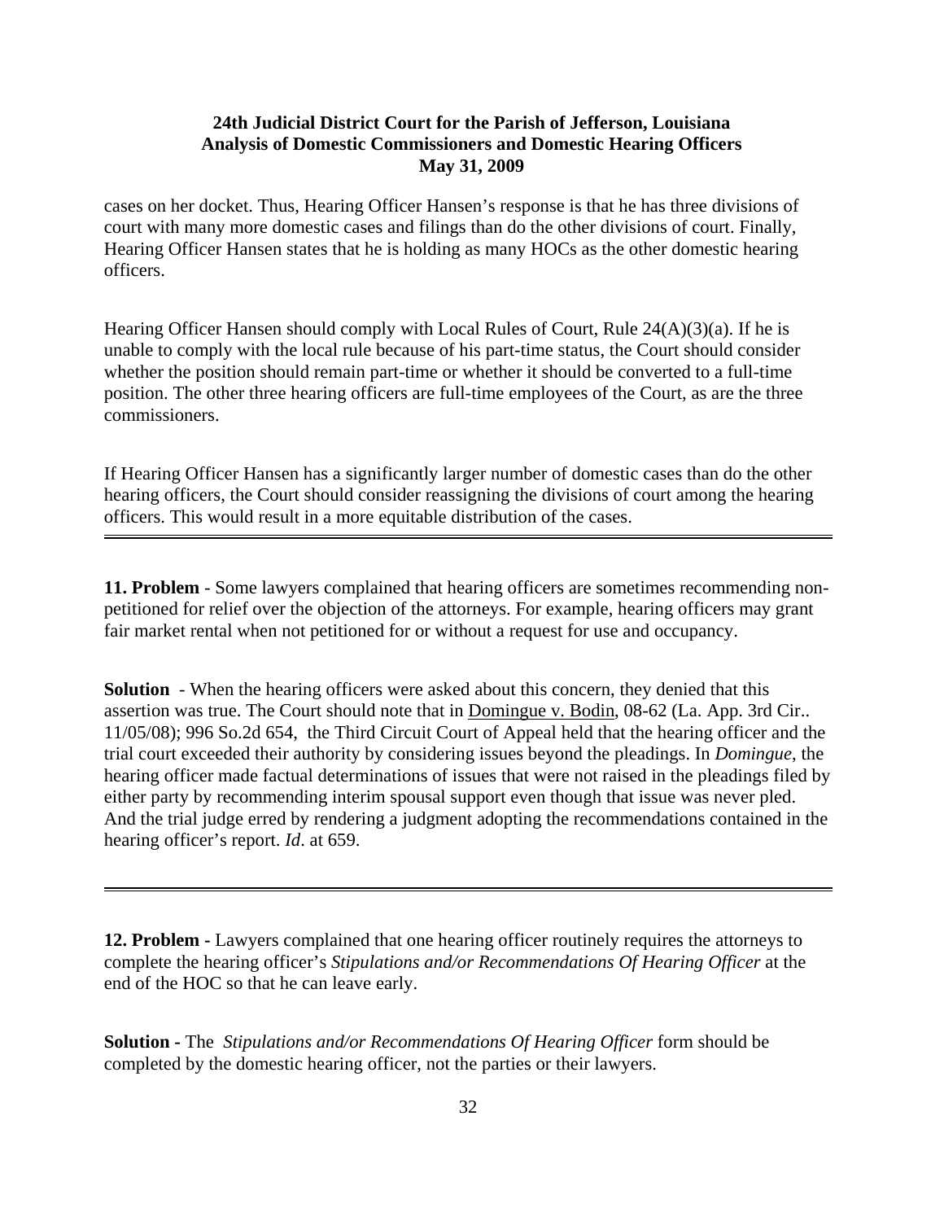cases on her docket. Thus, Hearing Officer Hansen's response is that he has three divisions of court with many more domestic cases and filings than do the other divisions of court. Finally, Hearing Officer Hansen states that he is holding as many HOCs as the other domestic hearing officers.

Hearing Officer Hansen should comply with Local Rules of Court, Rule 24(A)(3)(a). If he is unable to comply with the local rule because of his part-time status, the Court should consider whether the position should remain part-time or whether it should be converted to a full-time position. The other three hearing officers are full-time employees of the Court, as are the three commissioners.

If Hearing Officer Hansen has a significantly larger number of domestic cases than do the other hearing officers, the Court should consider reassigning the divisions of court among the hearing officers. This would result in a more equitable distribution of the cases.

---

**11. Problem** - Some lawyers complained that hearing officers are sometimes recommending non-petitioned for relief over the objection of the attorneys. For example, hearing officers may grant fair market rental when not petitioned for or without a request for use and occupancy.

**Solution** - When the hearing officers were asked about this concern, they denied that this assertion was true. The Court should note that in Domingue v. Bodin, 08-62 (La. App. 3rd Cir.. 11/05/08); 996 So.2d 654, the Third Circuit Court of Appeal held that the hearing officer and the trial court exceeded their authority by considering issues beyond the pleadings. In *Domingue*, the hearing officer made factual determinations of issues that were not raised in the pleadings filed by either party by recommending interim spousal support even though that issue was never pled. And the trial judge erred by rendering a judgment adopting the recommendations contained in the hearing officer's report. *Id*. at 659.

---

**12. Problem -** Lawyers complained that one hearing officer routinely requires the attorneys to complete the hearing officer's *Stipulations and/or Recommendations Of Hearing Officer* at the end of the HOC so that he can leave early.

**Solution -** The *Stipulations and/or Recommendations Of Hearing Officer* form should be completed by the domestic hearing officer, not the parties or their lawyers.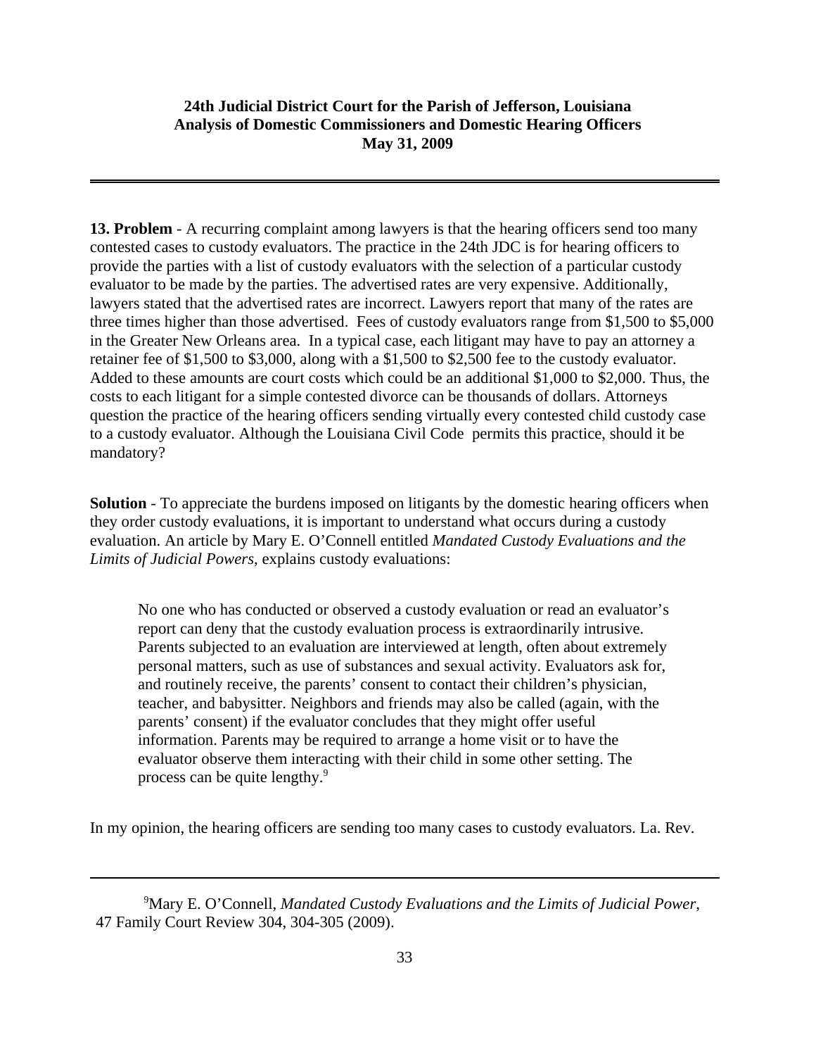**13. Problem** - A recurring complaint among lawyers is that the hearing officers send too many contested cases to custody evaluators. The practice in the 24th JDC is for hearing officers to provide the parties with a list of custody evaluators with the selection of a particular custody evaluator to be made by the parties. The advertised rates are very expensive. Additionally, lawyers stated that the advertised rates are incorrect. Lawyers report that many of the rates are three times higher than those advertised. Fees of custody evaluators range from $1,500 to $5,000 in the Greater New Orleans area. In a typical case, each litigant may have to pay an attorney a retainer fee of $1,500 to $3,000, along with a $1,500 to $2,500 fee to the custody evaluator. Added to these amounts are court costs which could be an additional $1,000 to $2,000. Thus, the costs to each litigant for a simple contested divorce can be thousands of dollars. Attorneys question the practice of the hearing officers sending virtually every contested child custody case to a custody evaluator. Although the Louisiana Civil Code permits this practice, should it be mandatory?

**Solution** - To appreciate the burdens imposed on litigants by the domestic hearing officers when they order custody evaluations, it is important to understand what occurs during a custody evaluation. An article by Mary E. O'Connell entitled *Mandated Custody Evaluations and the Limits of Judicial Powers*, explains custody evaluations:

> No one who has conducted or observed a custody evaluation or read an evaluator's report can deny that the custody evaluation process is extraordinarily intrusive. Parents subjected to an evaluation are interviewed at length, often about extremely personal matters, such as use of substances and sexual activity. Evaluators ask for, and routinely receive, the parents' consent to contact their children's physician, teacher, and babysitter. Neighbors and friends may also be called (again, with the parents' consent) if the evaluator concludes that they might offer useful information. Parents may be required to arrange a home visit or to have the evaluator observe them interacting with their child in some other setting. The process can be quite lengthy.[9]

In my opinion, the hearing officers are sending too many cases to custody evaluators. La. Rev.

---

[9] Mary E. O'Connell, *Mandated Custody Evaluations and the Limits of Judicial Power*, 47 Family Court Review 304, 304-305 (2009).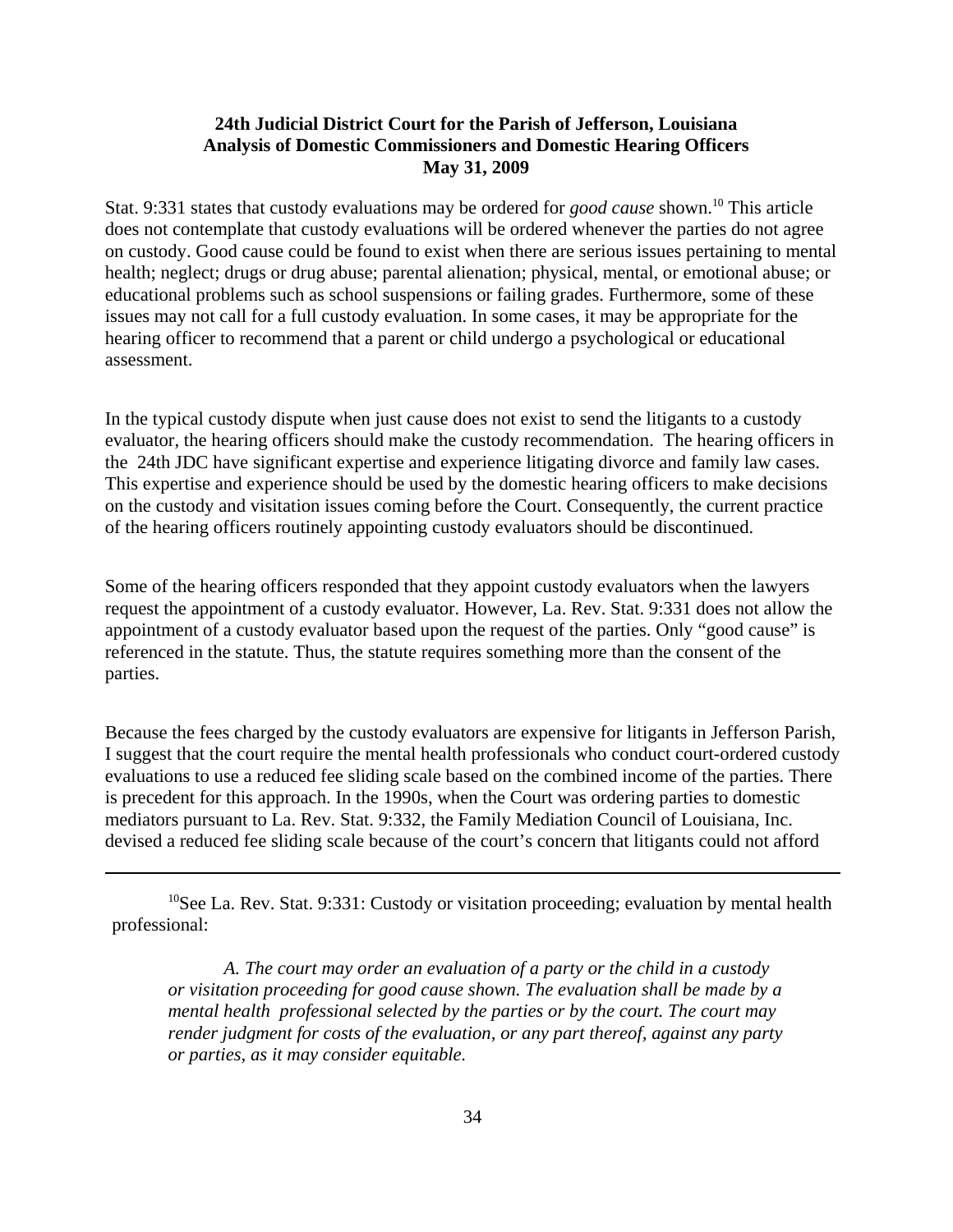Stat. 9:331 states that custody evaluations may be ordered for *good cause* shown.[10] This article does not contemplate that custody evaluations will be ordered whenever the parties do not agree on custody. Good cause could be found to exist when there are serious issues pertaining to mental health; neglect; drugs or drug abuse; parental alienation; physical, mental, or emotional abuse; or educational problems such as school suspensions or failing grades. Furthermore, some of these issues may not call for a full custody evaluation. In some cases, it may be appropriate for the hearing officer to recommend that a parent or child undergo a psychological or educational assessment.

In the typical custody dispute when just cause does not exist to send the litigants to a custody evaluator, the hearing officers should make the custody recommendation. The hearing officers in the 24th JDC have significant expertise and experience litigating divorce and family law cases. This expertise and experience should be used by the domestic hearing officers to make decisions on the custody and visitation issues coming before the Court. Consequently, the current practice of the hearing officers routinely appointing custody evaluators should be discontinued.

Some of the hearing officers responded that they appoint custody evaluators when the lawyers request the appointment of a custody evaluator. However, La. Rev. Stat. 9:331 does not allow the appointment of a custody evaluator based upon the request of the parties. Only "good cause" is referenced in the statute. Thus, the statute requires something more than the consent of the parties.

Because the fees charged by the custody evaluators are expensive for litigants in Jefferson Parish, I suggest that the court require the mental health professionals who conduct court-ordered custody evaluations to use a reduced fee sliding scale based on the combined income of the parties. There is precedent for this approach. In the 1990s, when the Court was ordering parties to domestic mediators pursuant to La. Rev. Stat. 9:332, the Family Mediation Council of Louisiana, Inc. devised a reduced fee sliding scale because of the court's concern that litigants could not afford

---

[10]See La. Rev. Stat. 9:331: Custody or visitation proceeding; evaluation by mental health professional:

> *A. The court may order an evaluation of a party or the child in a custody or visitation proceeding for good cause shown. The evaluation shall be made by a mental health professional selected by the parties or by the court. The court may render judgment for costs of the evaluation, or any part thereof, against any party or parties, as it may consider equitable.*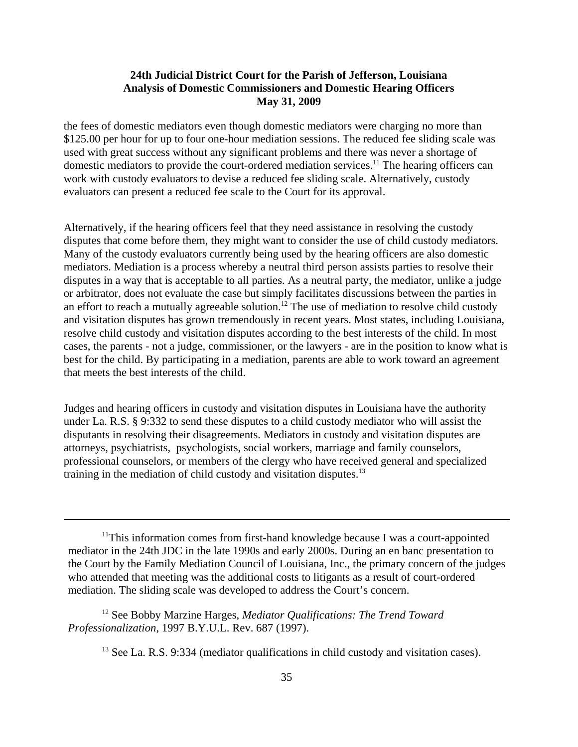the fees of domestic mediators even though domestic mediators were charging no more than $125.00 per hour for up to four one-hour mediation sessions. The reduced fee sliding scale was used with great success without any significant problems and there was never a shortage of domestic mediators to provide the court-ordered mediation services.[11] The hearing officers can work with custody evaluators to devise a reduced fee sliding scale. Alternatively, custody evaluators can present a reduced fee scale to the Court for its approval.

Alternatively, if the hearing officers feel that they need assistance in resolving the custody disputes that come before them, they might want to consider the use of child custody mediators. Many of the custody evaluators currently being used by the hearing officers are also domestic mediators. Mediation is a process whereby a neutral third person assists parties to resolve their disputes in a way that is acceptable to all parties. As a neutral party, the mediator, unlike a judge or arbitrator, does not evaluate the case but simply facilitates discussions between the parties in an effort to reach a mutually agreeable solution.[12] The use of mediation to resolve child custody and visitation disputes has grown tremendously in recent years. Most states, including Louisiana, resolve child custody and visitation disputes according to the best interests of the child. In most cases, the parents - not a judge, commissioner, or the lawyers - are in the position to know what is best for the child. By participating in a mediation, parents are able to work toward an agreement that meets the best interests of the child.

Judges and hearing officers in custody and visitation disputes in Louisiana have the authority under La. R.S. § 9:332 to send these disputes to a child custody mediator who will assist the disputants in resolving their disagreements. Mediators in custody and visitation disputes are attorneys, psychiatrists, psychologists, social workers, marriage and family counselors, professional counselors, or members of the clergy who have received general and specialized training in the mediation of child custody and visitation disputes.[13]

---

[11]This information comes from first-hand knowledge because I was a court-appointed mediator in the 24th JDC in the late 1990s and early 2000s. During an en banc presentation to the Court by the Family Mediation Council of Louisiana, Inc., the primary concern of the judges who attended that meeting was the additional costs to litigants as a result of court-ordered mediation. The sliding scale was developed to address the Court's concern.

[12] See Bobby Marzine Harges, *Mediator Qualifications: The Trend Toward Professionalization*, 1997 B.Y.U.L. Rev. 687 (1997).

[13] See La. R.S. 9:334 (mediator qualifications in child custody and visitation cases).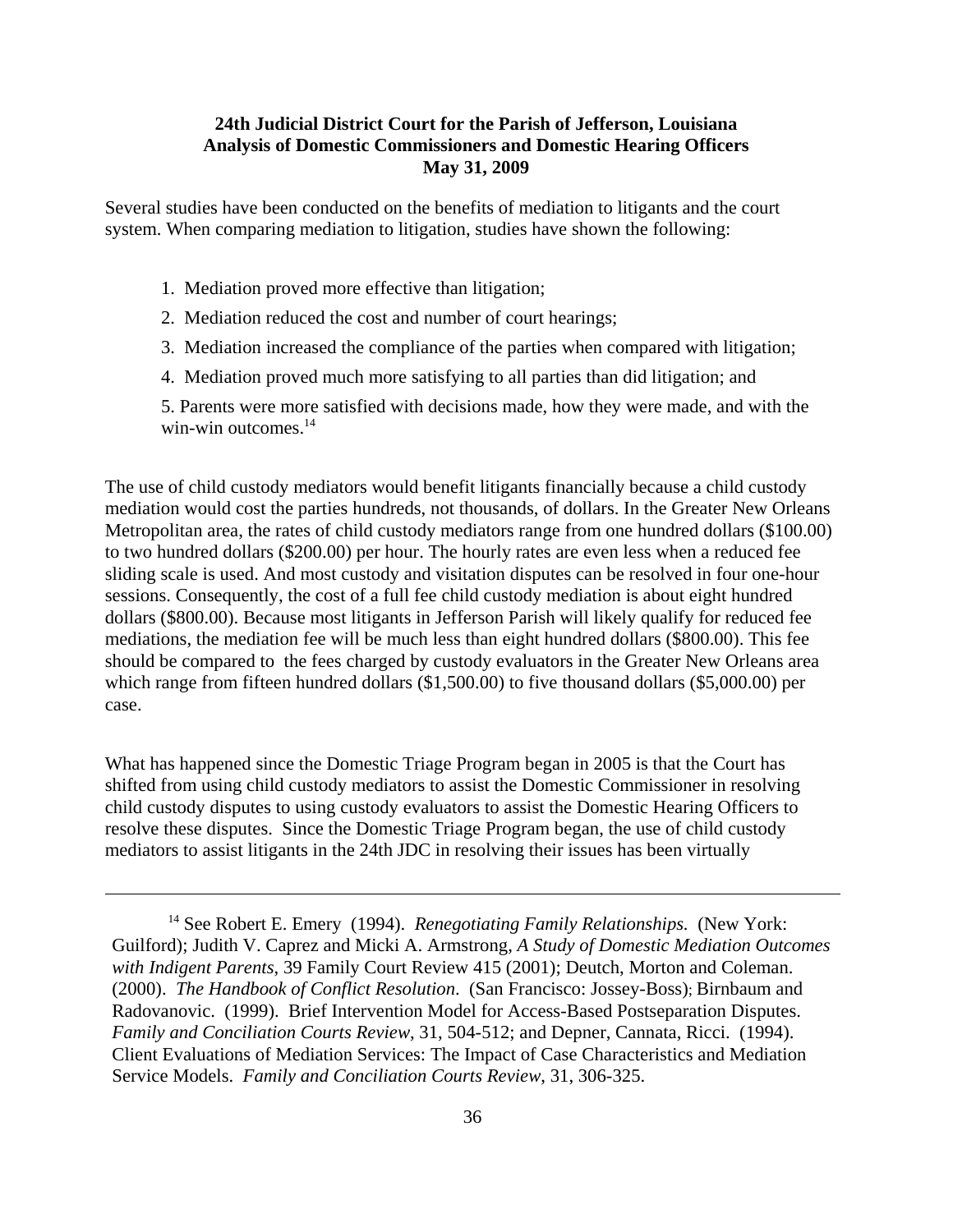Several studies have been conducted on the benefits of mediation to litigants and the court system. When comparing mediation to litigation, studies have shown the following:

1. Mediation proved more effective than litigation;
2. Mediation reduced the cost and number of court hearings;
3. Mediation increased the compliance of the parties when compared with litigation;
4. Mediation proved much more satisfying to all parties than did litigation; and
5. Parents were more satisfied with decisions made, how they were made, and with the win-win outcomes.[14]

The use of child custody mediators would benefit litigants financially because a child custody mediation would cost the parties hundreds, not thousands, of dollars. In the Greater New Orleans Metropolitan area, the rates of child custody mediators range from one hundred dollars ($100.00) to two hundred dollars ($200.00) per hour. The hourly rates are even less when a reduced fee sliding scale is used. And most custody and visitation disputes can be resolved in four one-hour sessions. Consequently, the cost of a full fee child custody mediation is about eight hundred dollars ($800.00). Because most litigants in Jefferson Parish will likely qualify for reduced fee mediations, the mediation fee will be much less than eight hundred dollars ($800.00). This fee should be compared to the fees charged by custody evaluators in the Greater New Orleans area which range from fifteen hundred dollars ($1,500.00) to five thousand dollars ($5,000.00) per case.

What has happened since the Domestic Triage Program began in 2005 is that the Court has shifted from using child custody mediators to assist the Domestic Commissioner in resolving child custody disputes to using custody evaluators to assist the Domestic Hearing Officers to resolve these disputes. Since the Domestic Triage Program began, the use of child custody mediators to assist litigants in the 24th JDC in resolving their issues has been virtually

---

[14] See Robert E. Emery (1994). *Renegotiating Family Relationships.* (New York: Guilford); Judith V. Caprez and Micki A. Armstrong, *A Study of Domestic Mediation Outcomes with Indigent Parents*, 39 Family Court Review 415 (2001); Deutch, Morton and Coleman. (2000). *The Handbook of Conflict Resolution*. (San Francisco: Jossey-Boss); Birnbaum and Radovanovic. (1999). Brief Intervention Model for Access-Based Postseparation Disputes. *Family and Conciliation Courts Review*, 31, 504-512; and Depner, Cannata, Ricci. (1994). Client Evaluations of Mediation Services: The Impact of Case Characteristics and Mediation Service Models. *Family and Conciliation Courts Review*, 31, 306-325.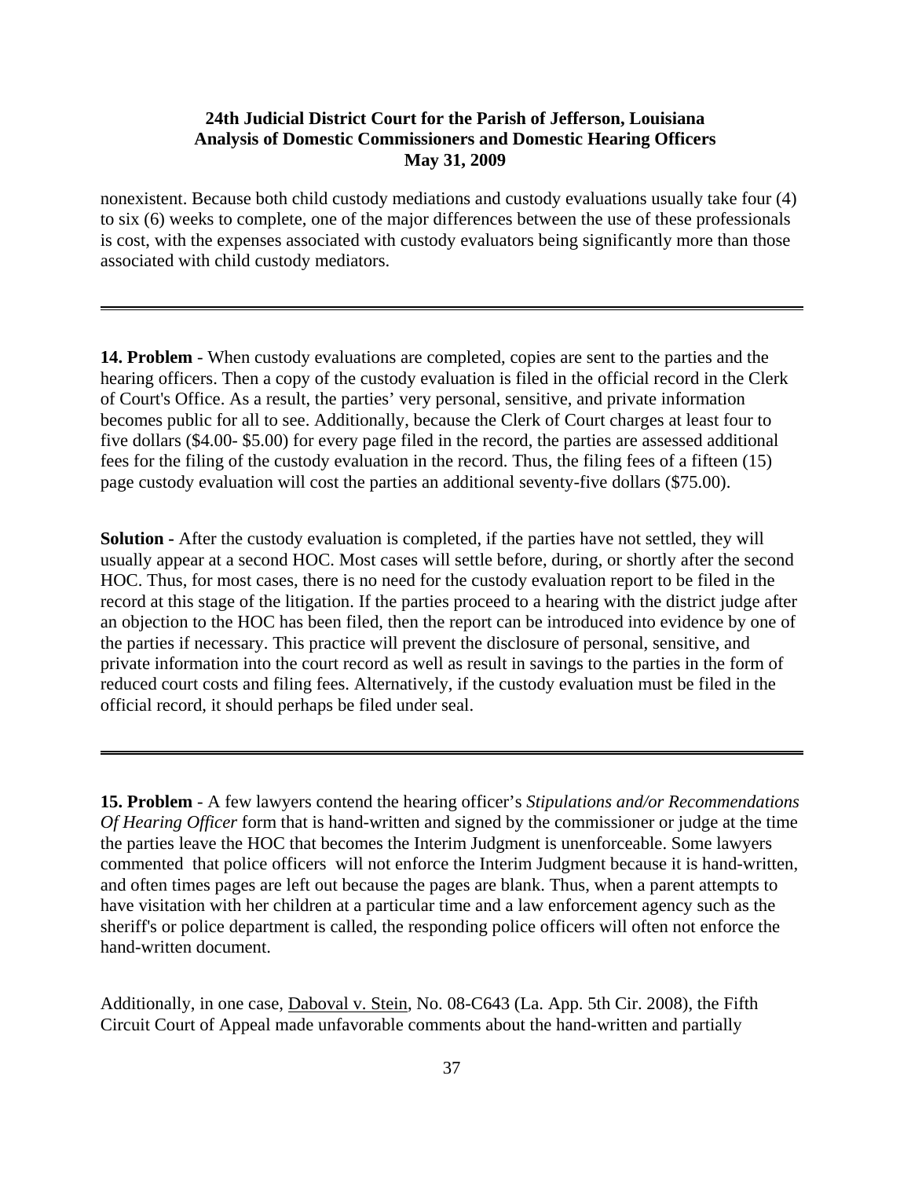nonexistent. Because both child custody mediations and custody evaluations usually take four (4) to six (6) weeks to complete, one of the major differences between the use of these professionals is cost, with the expenses associated with custody evaluators being significantly more than those associated with child custody mediators.

---

**14. Problem** - When custody evaluations are completed, copies are sent to the parties and the hearing officers. Then a copy of the custody evaluation is filed in the official record in the Clerk of Court's Office. As a result, the parties' very personal, sensitive, and private information becomes public for all to see. Additionally, because the Clerk of Court charges at least four to five dollars ($4.00- $5.00) for every page filed in the record, the parties are assessed additional fees for the filing of the custody evaluation in the record. Thus, the filing fees of a fifteen (15) page custody evaluation will cost the parties an additional seventy-five dollars ($75.00).

**Solution -** After the custody evaluation is completed, if the parties have not settled, they will usually appear at a second HOC. Most cases will settle before, during, or shortly after the second HOC. Thus, for most cases, there is no need for the custody evaluation report to be filed in the record at this stage of the litigation. If the parties proceed to a hearing with the district judge after an objection to the HOC has been filed, then the report can be introduced into evidence by one of the parties if necessary. This practice will prevent the disclosure of personal, sensitive, and private information into the court record as well as result in savings to the parties in the form of reduced court costs and filing fees. Alternatively, if the custody evaluation must be filed in the official record, it should perhaps be filed under seal.

---

**15. Problem** - A few lawyers contend the hearing officer's *Stipulations and/or Recommendations Of Hearing Officer* form that is hand-written and signed by the commissioner or judge at the time the parties leave the HOC that becomes the Interim Judgment is unenforceable. Some lawyers commented that police officers will not enforce the Interim Judgment because it is hand-written, and often times pages are left out because the pages are blank. Thus, when a parent attempts to have visitation with her children at a particular time and a law enforcement agency such as the sheriff's or police department is called, the responding police officers will often not enforce the hand-written document.

Additionally, in one case, Daboval v. Stein, No. 08-C643 (La. App. 5th Cir. 2008), the Fifth Circuit Court of Appeal made unfavorable comments about the hand-written and partially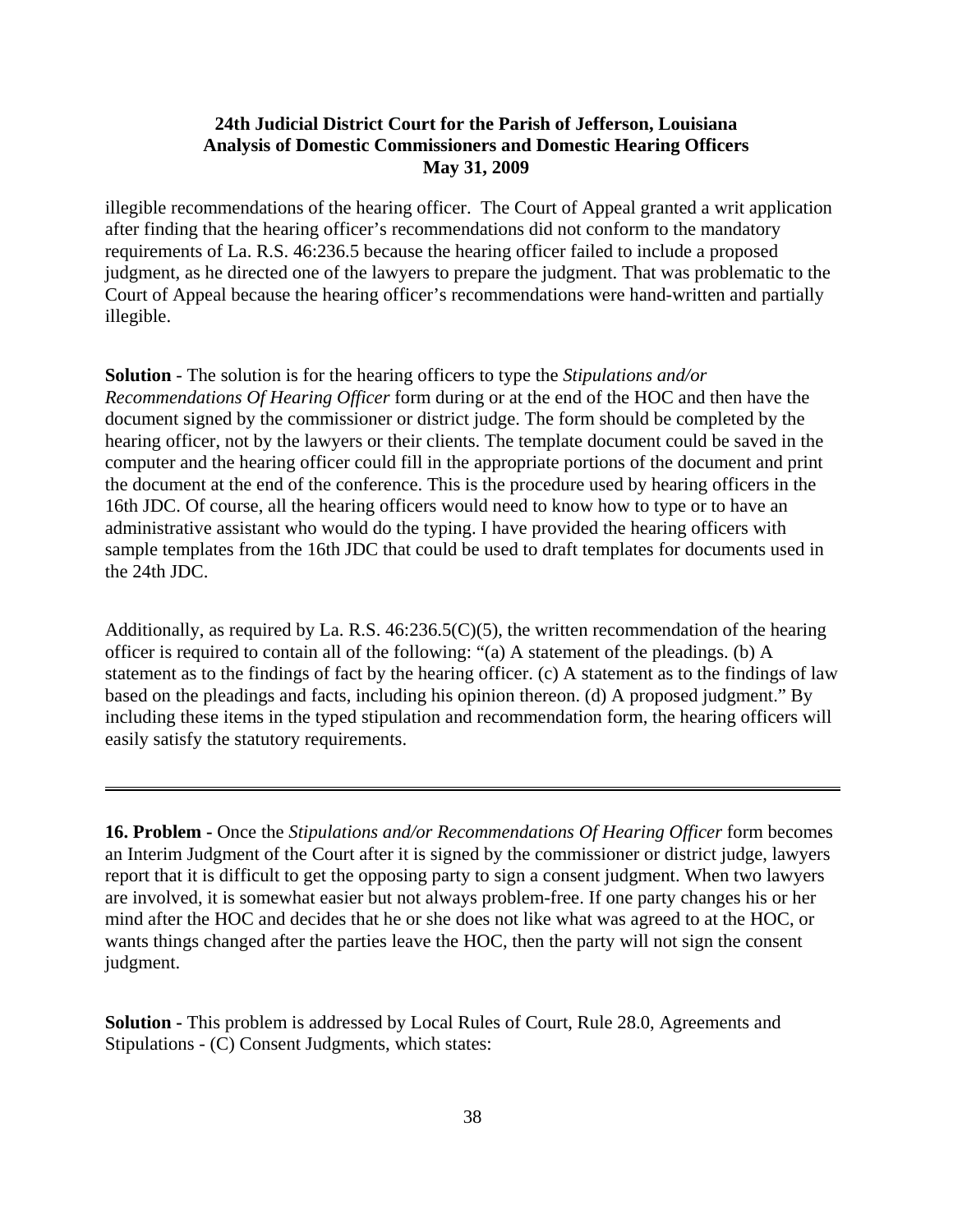illegible recommendations of the hearing officer. The Court of Appeal granted a writ application after finding that the hearing officer's recommendations did not conform to the mandatory requirements of La. R.S. 46:236.5 because the hearing officer failed to include a proposed judgment, as he directed one of the lawyers to prepare the judgment. That was problematic to the Court of Appeal because the hearing officer's recommendations were hand-written and partially illegible.

**Solution** - The solution is for the hearing officers to type the *Stipulations and/or Recommendations Of Hearing Officer* form during or at the end of the HOC and then have the document signed by the commissioner or district judge. The form should be completed by the hearing officer, not by the lawyers or their clients. The template document could be saved in the computer and the hearing officer could fill in the appropriate portions of the document and print the document at the end of the conference. This is the procedure used by hearing officers in the 16th JDC. Of course, all the hearing officers would need to know how to type or to have an administrative assistant who would do the typing. I have provided the hearing officers with sample templates from the 16th JDC that could be used to draft templates for documents used in the 24th JDC.

Additionally, as required by La. R.S. 46:236.5(C)(5), the written recommendation of the hearing officer is required to contain all of the following: "(a) A statement of the pleadings. (b) A statement as to the findings of fact by the hearing officer. (c) A statement as to the findings of law based on the pleadings and facts, including his opinion thereon. (d) A proposed judgment." By including these items in the typed stipulation and recommendation form, the hearing officers will easily satisfy the statutory requirements.

---

**16. Problem -** Once the *Stipulations and/or Recommendations Of Hearing Officer* form becomes an Interim Judgment of the Court after it is signed by the commissioner or district judge, lawyers report that it is difficult to get the opposing party to sign a consent judgment. When two lawyers are involved, it is somewhat easier but not always problem-free. If one party changes his or her mind after the HOC and decides that he or she does not like what was agreed to at the HOC, or wants things changed after the parties leave the HOC, then the party will not sign the consent judgment.

**Solution -** This problem is addressed by Local Rules of Court, Rule 28.0, Agreements and Stipulations - (C) Consent Judgments, which states: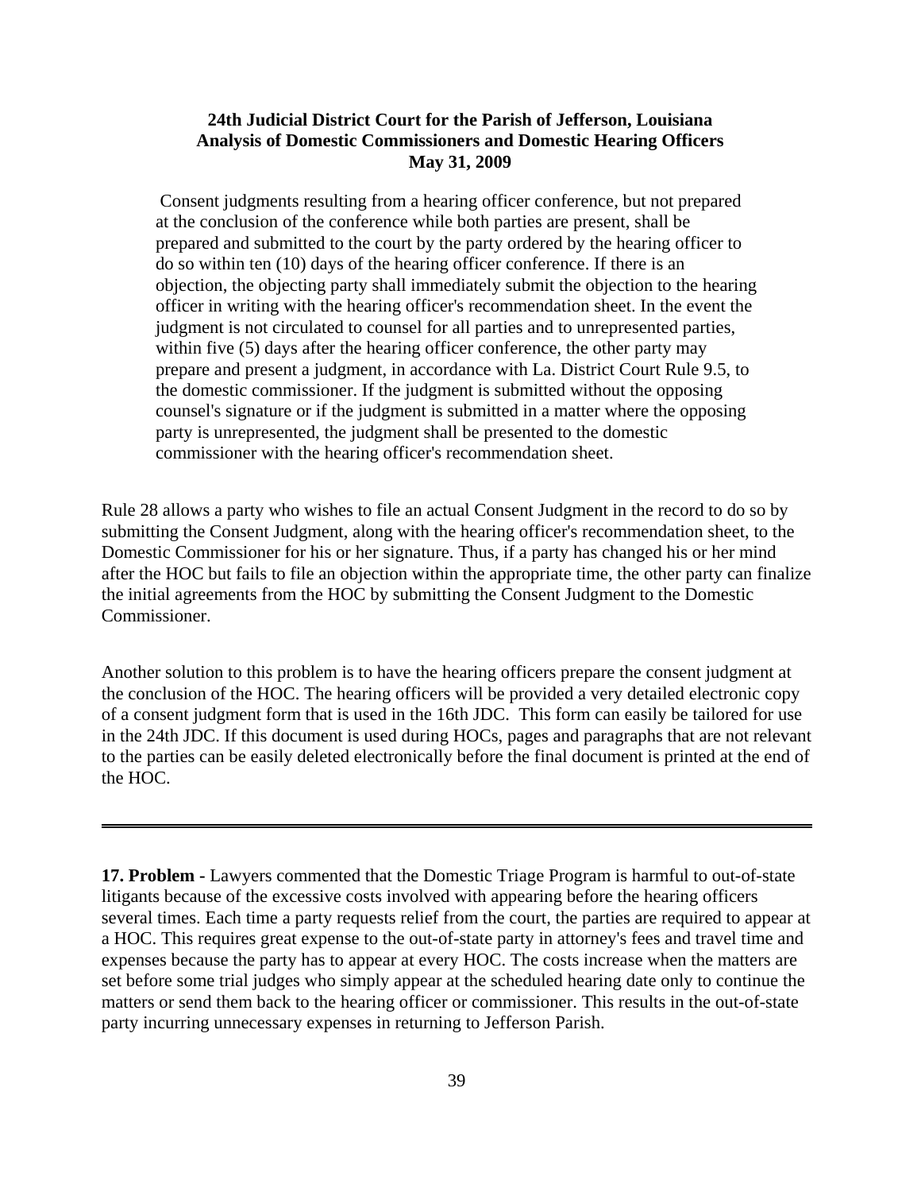> Consent judgments resulting from a hearing officer conference, but not prepared at the conclusion of the conference while both parties are present, shall be prepared and submitted to the court by the party ordered by the hearing officer to do so within ten (10) days of the hearing officer conference. If there is an objection, the objecting party shall immediately submit the objection to the hearing officer in writing with the hearing officer's recommendation sheet. In the event the judgment is not circulated to counsel for all parties and to unrepresented parties, within five (5) days after the hearing officer conference, the other party may prepare and present a judgment, in accordance with La. District Court Rule 9.5, to the domestic commissioner. If the judgment is submitted without the opposing counsel's signature or if the judgment is submitted in a matter where the opposing party is unrepresented, the judgment shall be presented to the domestic commissioner with the hearing officer's recommendation sheet.

Rule 28 allows a party who wishes to file an actual Consent Judgment in the record to do so by submitting the Consent Judgment, along with the hearing officer's recommendation sheet, to the Domestic Commissioner for his or her signature. Thus, if a party has changed his or her mind after the HOC but fails to file an objection within the appropriate time, the other party can finalize the initial agreements from the HOC by submitting the Consent Judgment to the Domestic Commissioner.

Another solution to this problem is to have the hearing officers prepare the consent judgment at the conclusion of the HOC. The hearing officers will be provided a very detailed electronic copy of a consent judgment form that is used in the 16th JDC. This form can easily be tailored for use in the 24th JDC. If this document is used during HOCs, pages and paragraphs that are not relevant to the parties can be easily deleted electronically before the final document is printed at the end of the HOC.

---

**17. Problem -** Lawyers commented that the Domestic Triage Program is harmful to out-of-state litigants because of the excessive costs involved with appearing before the hearing officers several times. Each time a party requests relief from the court, the parties are required to appear at a HOC. This requires great expense to the out-of-state party in attorney's fees and travel time and expenses because the party has to appear at every HOC. The costs increase when the matters are set before some trial judges who simply appear at the scheduled hearing date only to continue the matters or send them back to the hearing officer or commissioner. This results in the out-of-state party incurring unnecessary expenses in returning to Jefferson Parish.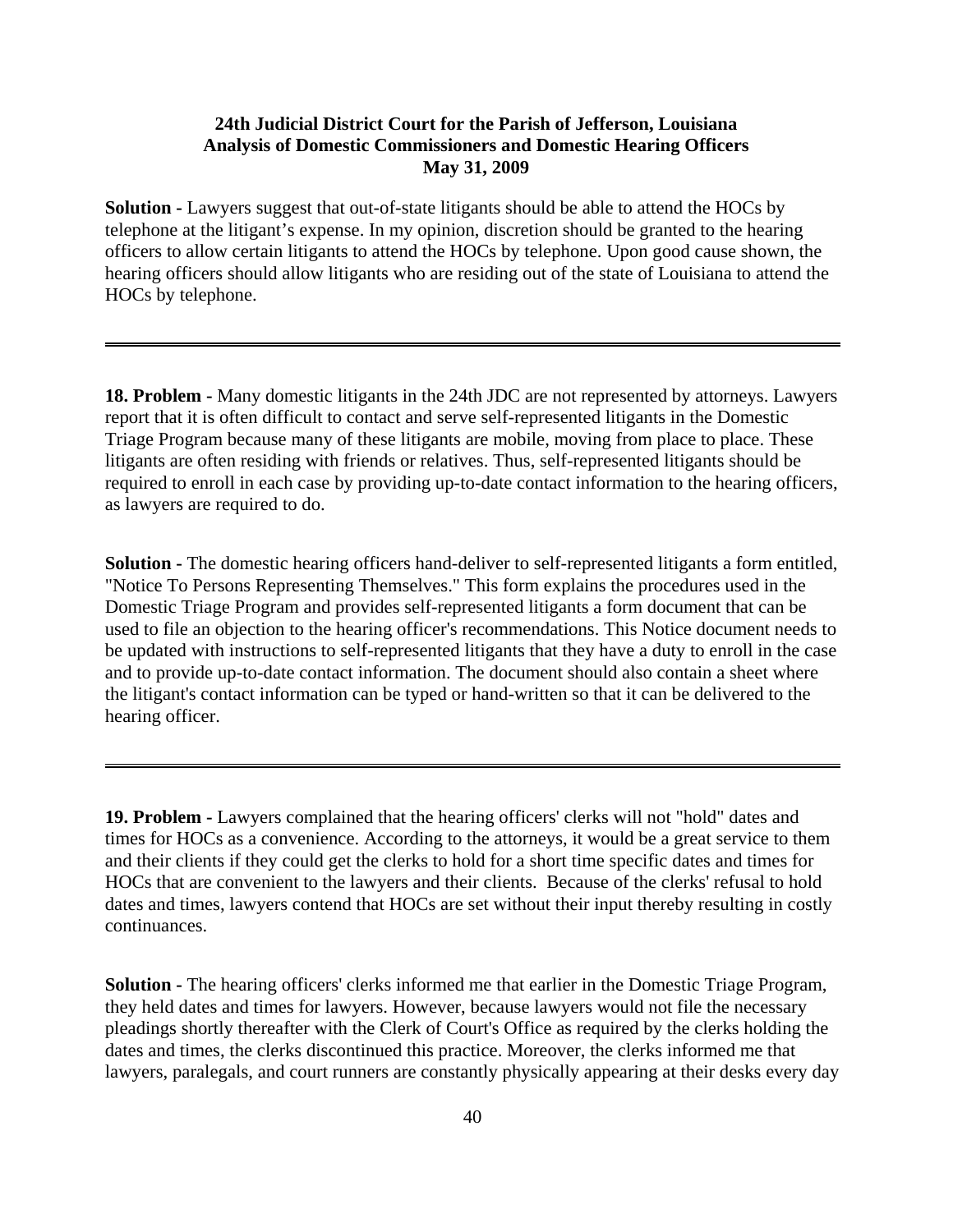**Solution -** Lawyers suggest that out-of-state litigants should be able to attend the HOCs by telephone at the litigant's expense. In my opinion, discretion should be granted to the hearing officers to allow certain litigants to attend the HOCs by telephone. Upon good cause shown, the hearing officers should allow litigants who are residing out of the state of Louisiana to attend the HOCs by telephone.

---

**18. Problem -** Many domestic litigants in the 24th JDC are not represented by attorneys. Lawyers report that it is often difficult to contact and serve self-represented litigants in the Domestic Triage Program because many of these litigants are mobile, moving from place to place. These litigants are often residing with friends or relatives. Thus, self-represented litigants should be required to enroll in each case by providing up-to-date contact information to the hearing officers, as lawyers are required to do.

**Solution -** The domestic hearing officers hand-deliver to self-represented litigants a form entitled, "Notice To Persons Representing Themselves." This form explains the procedures used in the Domestic Triage Program and provides self-represented litigants a form document that can be used to file an objection to the hearing officer's recommendations. This Notice document needs to be updated with instructions to self-represented litigants that they have a duty to enroll in the case and to provide up-to-date contact information. The document should also contain a sheet where the litigant's contact information can be typed or hand-written so that it can be delivered to the hearing officer.

---

**19. Problem -** Lawyers complained that the hearing officers' clerks will not "hold" dates and times for HOCs as a convenience. According to the attorneys, it would be a great service to them and their clients if they could get the clerks to hold for a short time specific dates and times for HOCs that are convenient to the lawyers and their clients. Because of the clerks' refusal to hold dates and times, lawyers contend that HOCs are set without their input thereby resulting in costly continuances.

**Solution -** The hearing officers' clerks informed me that earlier in the Domestic Triage Program, they held dates and times for lawyers. However, because lawyers would not file the necessary pleadings shortly thereafter with the Clerk of Court's Office as required by the clerks holding the dates and times, the clerks discontinued this practice. Moreover, the clerks informed me that lawyers, paralegals, and court runners are constantly physically appearing at their desks every day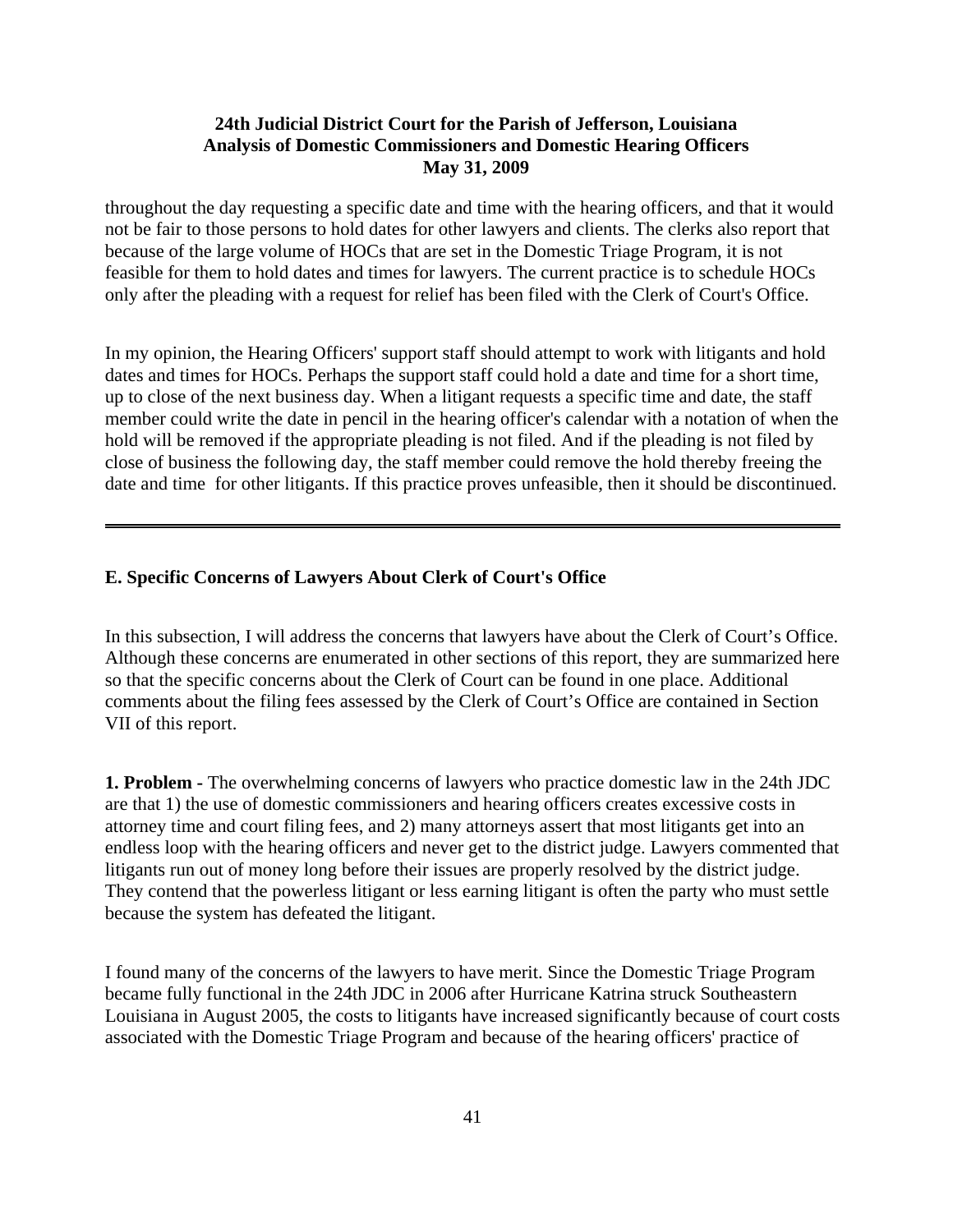throughout the day requesting a specific date and time with the hearing officers, and that it would not be fair to those persons to hold dates for other lawyers and clients. The clerks also report that because of the large volume of HOCs that are set in the Domestic Triage Program, it is not feasible for them to hold dates and times for lawyers. The current practice is to schedule HOCs only after the pleading with a request for relief has been filed with the Clerk of Court's Office.

In my opinion, the Hearing Officers' support staff should attempt to work with litigants and hold dates and times for HOCs. Perhaps the support staff could hold a date and time for a short time, up to close of the next business day. When a litigant requests a specific time and date, the staff member could write the date in pencil in the hearing officer's calendar with a notation of when the hold will be removed if the appropriate pleading is not filed. And if the pleading is not filed by close of business the following day, the staff member could remove the hold thereby freeing the date and time for other litigants. If this practice proves unfeasible, then it should be discontinued.

---

### E. Specific Concerns of Lawyers About Clerk of Court's Office

In this subsection, I will address the concerns that lawyers have about the Clerk of Court's Office. Although these concerns are enumerated in other sections of this report, they are summarized here so that the specific concerns about the Clerk of Court can be found in one place. Additional comments about the filing fees assessed by the Clerk of Court's Office are contained in Section VII of this report.

**1. Problem -** The overwhelming concerns of lawyers who practice domestic law in the 24th JDC are that 1) the use of domestic commissioners and hearing officers creates excessive costs in attorney time and court filing fees, and 2) many attorneys assert that most litigants get into an endless loop with the hearing officers and never get to the district judge. Lawyers commented that litigants run out of money long before their issues are properly resolved by the district judge. They contend that the powerless litigant or less earning litigant is often the party who must settle because the system has defeated the litigant.

I found many of the concerns of the lawyers to have merit. Since the Domestic Triage Program became fully functional in the 24th JDC in 2006 after Hurricane Katrina struck Southeastern Louisiana in August 2005, the costs to litigants have increased significantly because of court costs associated with the Domestic Triage Program and because of the hearing officers' practice of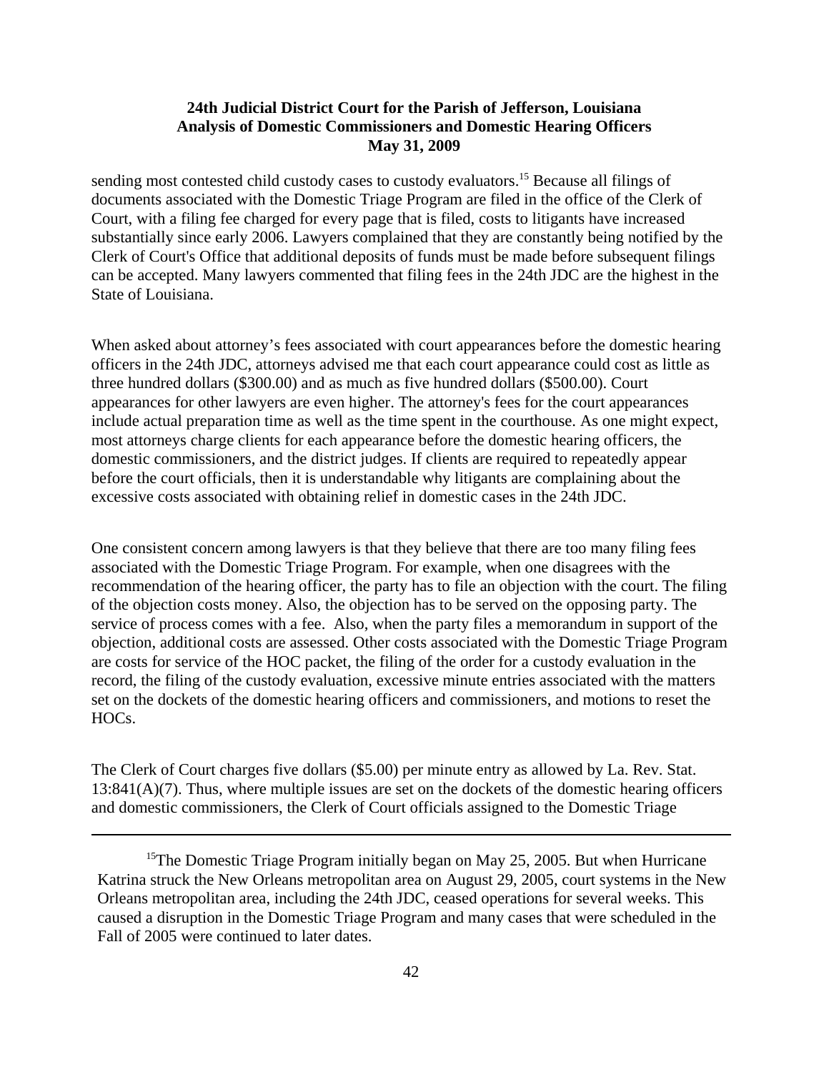sending most contested child custody cases to custody evaluators.[15] Because all filings of documents associated with the Domestic Triage Program are filed in the office of the Clerk of Court, with a filing fee charged for every page that is filed, costs to litigants have increased substantially since early 2006. Lawyers complained that they are constantly being notified by the Clerk of Court's Office that additional deposits of funds must be made before subsequent filings can be accepted. Many lawyers commented that filing fees in the 24th JDC are the highest in the State of Louisiana.

When asked about attorney's fees associated with court appearances before the domestic hearing officers in the 24th JDC, attorneys advised me that each court appearance could cost as little as three hundred dollars ($300.00) and as much as five hundred dollars ($500.00). Court appearances for other lawyers are even higher. The attorney's fees for the court appearances include actual preparation time as well as the time spent in the courthouse. As one might expect, most attorneys charge clients for each appearance before the domestic hearing officers, the domestic commissioners, and the district judges. If clients are required to repeatedly appear before the court officials, then it is understandable why litigants are complaining about the excessive costs associated with obtaining relief in domestic cases in the 24th JDC.

One consistent concern among lawyers is that they believe that there are too many filing fees associated with the Domestic Triage Program. For example, when one disagrees with the recommendation of the hearing officer, the party has to file an objection with the court. The filing of the objection costs money. Also, the objection has to be served on the opposing party. The service of process comes with a fee. Also, when the party files a memorandum in support of the objection, additional costs are assessed. Other costs associated with the Domestic Triage Program are costs for service of the HOC packet, the filing of the order for a custody evaluation in the record, the filing of the custody evaluation, excessive minute entries associated with the matters set on the dockets of the domestic hearing officers and commissioners, and motions to reset the HOCs.

The Clerk of Court charges five dollars ($5.00) per minute entry as allowed by La. Rev. Stat. 13:841(A)(7). Thus, where multiple issues are set on the dockets of the domestic hearing officers and domestic commissioners, the Clerk of Court officials assigned to the Domestic Triage

---

[15] The Domestic Triage Program initially began on May 25, 2005. But when Hurricane Katrina struck the New Orleans metropolitan area on August 29, 2005, court systems in the New Orleans metropolitan area, including the 24th JDC, ceased operations for several weeks. This caused a disruption in the Domestic Triage Program and many cases that were scheduled in the Fall of 2005 were continued to later dates.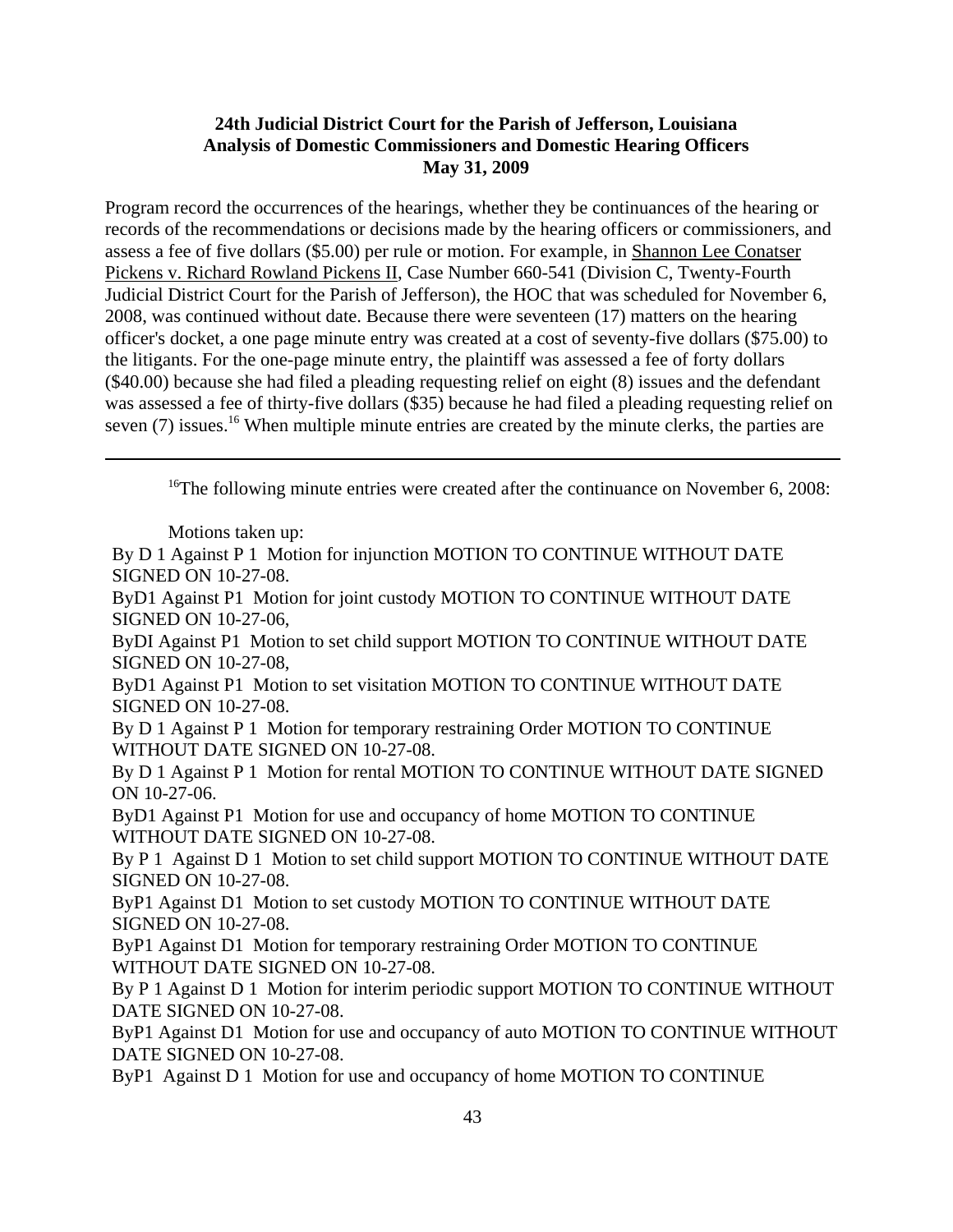Program record the occurrences of the hearings, whether they be continuances of the hearing or records of the recommendations or decisions made by the hearing officers or commissioners, and assess a fee of five dollars ($5.00) per rule or motion. For example, in Shannon Lee Conatser Pickens v. Richard Rowland Pickens II, Case Number 660-541 (Division C, Twenty-Fourth Judicial District Court for the Parish of Jefferson), the HOC that was scheduled for November 6, 2008, was continued without date. Because there were seventeen (17) matters on the hearing officer's docket, a one page minute entry was created at a cost of seventy-five dollars ($75.00) to the litigants. For the one-page minute entry, the plaintiff was assessed a fee of forty dollars ($40.00) because she had filed a pleading requesting relief on eight (8) issues and the defendant was assessed a fee of thirty-five dollars ($35) because he had filed a pleading requesting relief on seven (7) issues.[16] When multiple minute entries are created by the minute clerks, the parties are

---

[16]The following minute entries were created after the continuance on November 6, 2008:

Motions taken up:

By D 1 Against P 1 Motion for injunction MOTION TO CONTINUE WITHOUT DATE SIGNED ON 10-27-08.

ByD1 Against P1 Motion for joint custody MOTION TO CONTINUE WITHOUT DATE SIGNED ON 10-27-06,

ByDI Against P1 Motion to set child support MOTION TO CONTINUE WITHOUT DATE SIGNED ON 10-27-08,

ByD1 Against P1 Motion to set visitation MOTION TO CONTINUE WITHOUT DATE SIGNED ON 10-27-08.

By D 1 Against P 1 Motion for temporary restraining Order MOTION TO CONTINUE WITHOUT DATE SIGNED ON 10-27-08.

By D 1 Against P 1 Motion for rental MOTION TO CONTINUE WITHOUT DATE SIGNED ON 10-27-06.

ByD1 Against P1 Motion for use and occupancy of home MOTION TO CONTINUE WITHOUT DATE SIGNED ON 10-27-08.

By P 1 Against D 1 Motion to set child support MOTION TO CONTINUE WITHOUT DATE SIGNED ON 10-27-08.

ByP1 Against D1 Motion to set custody MOTION TO CONTINUE WITHOUT DATE SIGNED ON 10-27-08.

ByP1 Against D1 Motion for temporary restraining Order MOTION TO CONTINUE WITHOUT DATE SIGNED ON 10-27-08.

By P 1 Against D 1 Motion for interim periodic support MOTION TO CONTINUE WITHOUT DATE SIGNED ON 10-27-08.

ByP1 Against D1 Motion for use and occupancy of auto MOTION TO CONTINUE WITHOUT DATE SIGNED ON 10-27-08.

ByP1 Against D 1 Motion for use and occupancy of home MOTION TO CONTINUE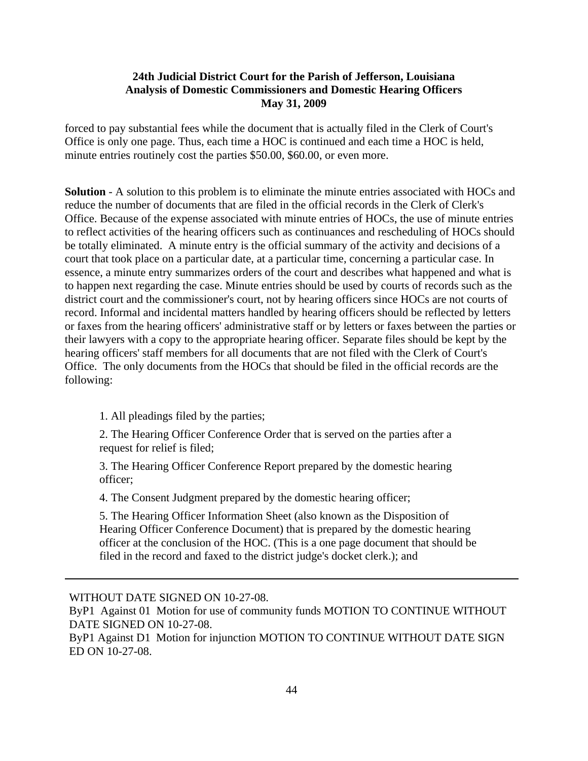forced to pay substantial fees while the document that is actually filed in the Clerk of Court's Office is only one page. Thus, each time a HOC is continued and each time a HOC is held, minute entries routinely cost the parties $50.00, $60.00, or even more.

**Solution** - A solution to this problem is to eliminate the minute entries associated with HOCs and reduce the number of documents that are filed in the official records in the Clerk of Clerk's Office. Because of the expense associated with minute entries of HOCs, the use of minute entries to reflect activities of the hearing officers such as continuances and rescheduling of HOCs should be totally eliminated. A minute entry is the official summary of the activity and decisions of a court that took place on a particular date, at a particular time, concerning a particular case. In essence, a minute entry summarizes orders of the court and describes what happened and what is to happen next regarding the case. Minute entries should be used by courts of records such as the district court and the commissioner's court, not by hearing officers since HOCs are not courts of record. Informal and incidental matters handled by hearing officers should be reflected by letters or faxes from the hearing officers' administrative staff or by letters or faxes between the parties or their lawyers with a copy to the appropriate hearing officer. Separate files should be kept by the hearing officers' staff members for all documents that are not filed with the Clerk of Court's Office. The only documents from the HOCs that should be filed in the official records are the following:

1. All pleadings filed by the parties;

2. The Hearing Officer Conference Order that is served on the parties after a request for relief is filed;

3. The Hearing Officer Conference Report prepared by the domestic hearing officer;

4. The Consent Judgment prepared by the domestic hearing officer;

5. The Hearing Officer Information Sheet (also known as the Disposition of Hearing Officer Conference Document) that is prepared by the domestic hearing officer at the conclusion of the HOC. (This is a one page document that should be filed in the record and faxed to the district judge's docket clerk.); and

---

WITHOUT DATE SIGNED ON 10-27-08.
ByP1 Against 01 Motion for use of community funds MOTION TO CONTINUE WITHOUT DATE SIGNED ON 10-27-08.
ByP1 Against D1 Motion for injunction MOTION TO CONTINUE WITHOUT DATE SIGN ED ON 10-27-08.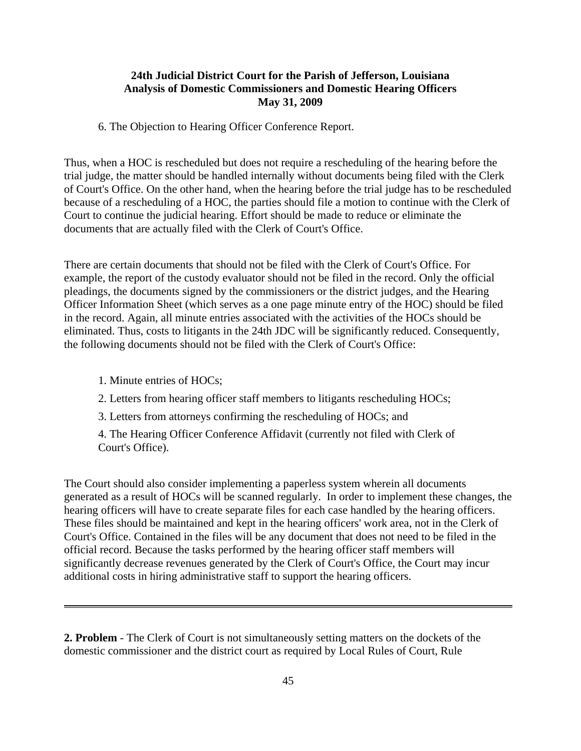6. The Objection to Hearing Officer Conference Report.

Thus, when a HOC is rescheduled but does not require a rescheduling of the hearing before the trial judge, the matter should be handled internally without documents being filed with the Clerk of Court's Office. On the other hand, when the hearing before the trial judge has to be rescheduled because of a rescheduling of a HOC, the parties should file a motion to continue with the Clerk of Court to continue the judicial hearing. Effort should be made to reduce or eliminate the documents that are actually filed with the Clerk of Court's Office.

There are certain documents that should not be filed with the Clerk of Court's Office. For example, the report of the custody evaluator should not be filed in the record. Only the official pleadings, the documents signed by the commissioners or the district judges, and the Hearing Officer Information Sheet (which serves as a one page minute entry of the HOC) should be filed in the record. Again, all minute entries associated with the activities of the HOCs should be eliminated. Thus, costs to litigants in the 24th JDC will be significantly reduced. Consequently, the following documents should not be filed with the Clerk of Court's Office:

1. Minute entries of HOCs;
2. Letters from hearing officer staff members to litigants rescheduling HOCs;
3. Letters from attorneys confirming the rescheduling of HOCs; and
4. The Hearing Officer Conference Affidavit (currently not filed with Clerk of Court's Office).

The Court should also consider implementing a paperless system wherein all documents generated as a result of HOCs will be scanned regularly. In order to implement these changes, the hearing officers will have to create separate files for each case handled by the hearing officers. These files should be maintained and kept in the hearing officers' work area, not in the Clerk of Court's Office. Contained in the files will be any document that does not need to be filed in the official record. Because the tasks performed by the hearing officer staff members will significantly decrease revenues generated by the Clerk of Court's Office, the Court may incur additional costs in hiring administrative staff to support the hearing officers.

---

**2. Problem** - The Clerk of Court is not simultaneously setting matters on the dockets of the domestic commissioner and the district court as required by Local Rules of Court, Rule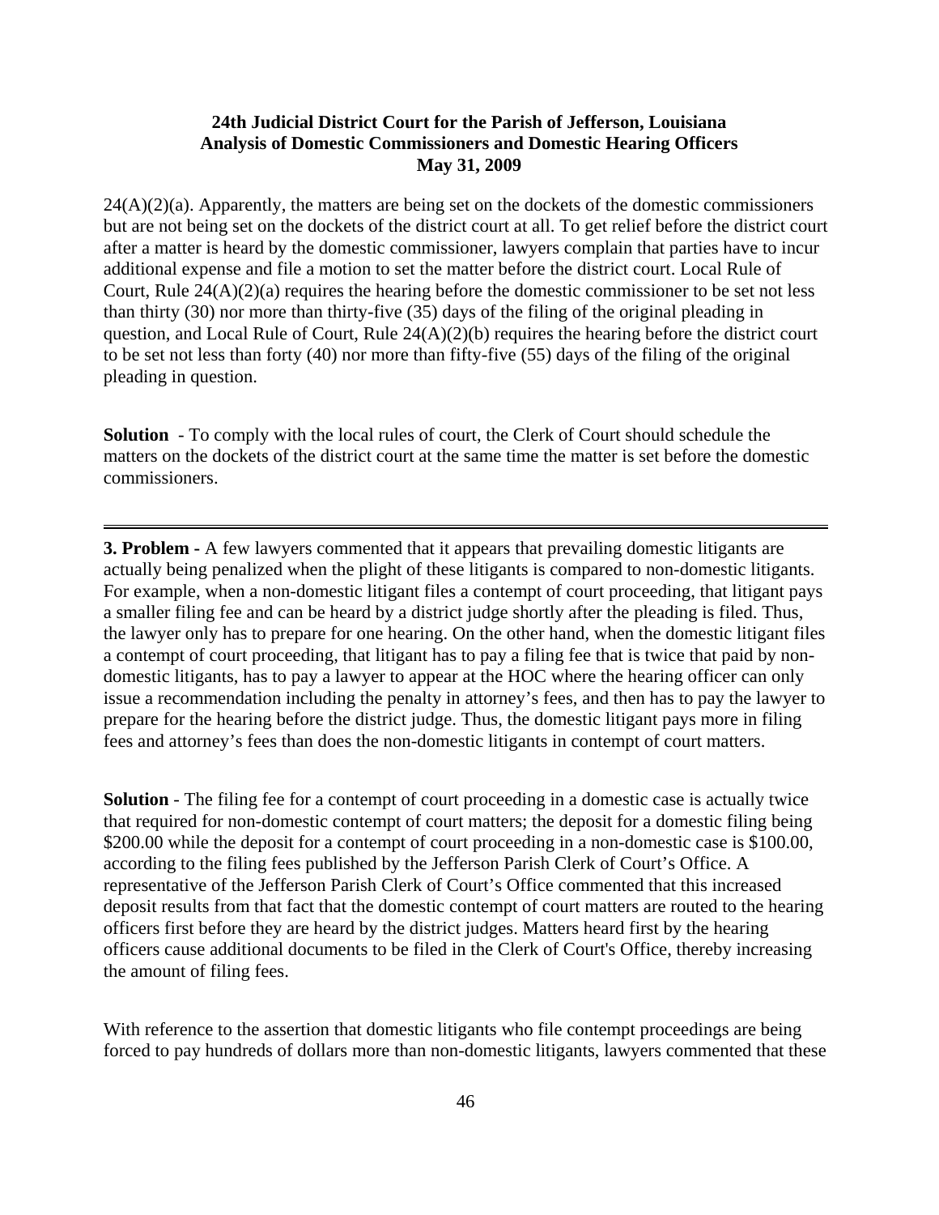24(A)(2)(a). Apparently, the matters are being set on the dockets of the domestic commissioners but are not being set on the dockets of the district court at all. To get relief before the district court after a matter is heard by the domestic commissioner, lawyers complain that parties have to incur additional expense and file a motion to set the matter before the district court. Local Rule of Court, Rule 24(A)(2)(a) requires the hearing before the domestic commissioner to be set not less than thirty (30) nor more than thirty-five (35) days of the filing of the original pleading in question, and Local Rule of Court, Rule 24(A)(2)(b) requires the hearing before the district court to be set not less than forty (40) nor more than fifty-five (55) days of the filing of the original pleading in question.

**Solution** - To comply with the local rules of court, the Clerk of Court should schedule the matters on the dockets of the district court at the same time the matter is set before the domestic commissioners.

---

**3. Problem -** A few lawyers commented that it appears that prevailing domestic litigants are actually being penalized when the plight of these litigants is compared to non-domestic litigants. For example, when a non-domestic litigant files a contempt of court proceeding, that litigant pays a smaller filing fee and can be heard by a district judge shortly after the pleading is filed. Thus, the lawyer only has to prepare for one hearing. On the other hand, when the domestic litigant files a contempt of court proceeding, that litigant has to pay a filing fee that is twice that paid by non-domestic litigants, has to pay a lawyer to appear at the HOC where the hearing officer can only issue a recommendation including the penalty in attorney's fees, and then has to pay the lawyer to prepare for the hearing before the district judge. Thus, the domestic litigant pays more in filing fees and attorney's fees than does the non-domestic litigants in contempt of court matters.

**Solution** - The filing fee for a contempt of court proceeding in a domestic case is actually twice that required for non-domestic contempt of court matters; the deposit for a domestic filing being $200.00 while the deposit for a contempt of court proceeding in a non-domestic case is $100.00, according to the filing fees published by the Jefferson Parish Clerk of Court's Office. A representative of the Jefferson Parish Clerk of Court's Office commented that this increased deposit results from that fact that the domestic contempt of court matters are routed to the hearing officers first before they are heard by the district judges. Matters heard first by the hearing officers cause additional documents to be filed in the Clerk of Court's Office, thereby increasing the amount of filing fees.

With reference to the assertion that domestic litigants who file contempt proceedings are being forced to pay hundreds of dollars more than non-domestic litigants, lawyers commented that these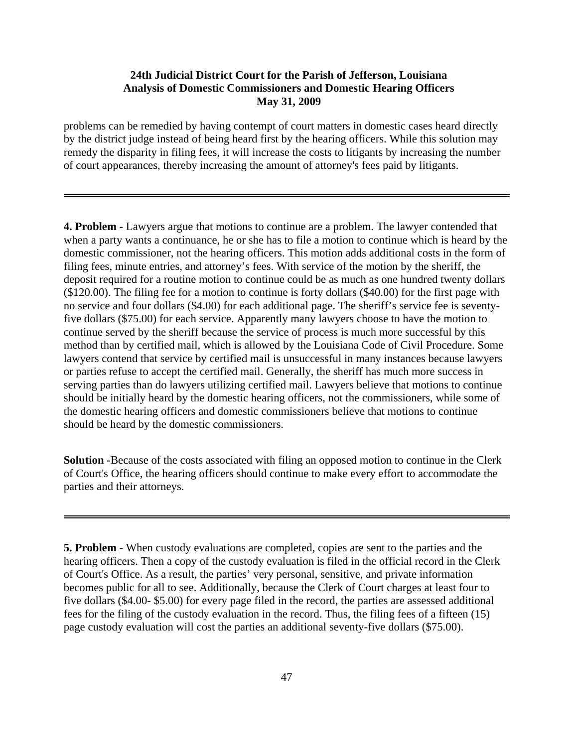problems can be remedied by having contempt of court matters in domestic cases heard directly by the district judge instead of being heard first by the hearing officers. While this solution may remedy the disparity in filing fees, it will increase the costs to litigants by increasing the number of court appearances, thereby increasing the amount of attorney's fees paid by litigants.

---

**4. Problem -** Lawyers argue that motions to continue are a problem. The lawyer contended that when a party wants a continuance, he or she has to file a motion to continue which is heard by the domestic commissioner, not the hearing officers. This motion adds additional costs in the form of filing fees, minute entries, and attorney's fees. With service of the motion by the sheriff, the deposit required for a routine motion to continue could be as much as one hundred twenty dollars ($120.00). The filing fee for a motion to continue is forty dollars ($40.00) for the first page with no service and four dollars ($4.00) for each additional page. The sheriff's service fee is seventy-five dollars ($75.00) for each service. Apparently many lawyers choose to have the motion to continue served by the sheriff because the service of process is much more successful by this method than by certified mail, which is allowed by the Louisiana Code of Civil Procedure. Some lawyers contend that service by certified mail is unsuccessful in many instances because lawyers or parties refuse to accept the certified mail. Generally, the sheriff has much more success in serving parties than do lawyers utilizing certified mail. Lawyers believe that motions to continue should be initially heard by the domestic hearing officers, not the commissioners, while some of the domestic hearing officers and domestic commissioners believe that motions to continue should be heard by the domestic commissioners.

**Solution -**Because of the costs associated with filing an opposed motion to continue in the Clerk of Court's Office, the hearing officers should continue to make every effort to accommodate the parties and their attorneys.

---

**5. Problem** - When custody evaluations are completed, copies are sent to the parties and the hearing officers. Then a copy of the custody evaluation is filed in the official record in the Clerk of Court's Office. As a result, the parties' very personal, sensitive, and private information becomes public for all to see. Additionally, because the Clerk of Court charges at least four to five dollars ($4.00- $5.00) for every page filed in the record, the parties are assessed additional fees for the filing of the custody evaluation in the record. Thus, the filing fees of a fifteen (15) page custody evaluation will cost the parties an additional seventy-five dollars ($75.00).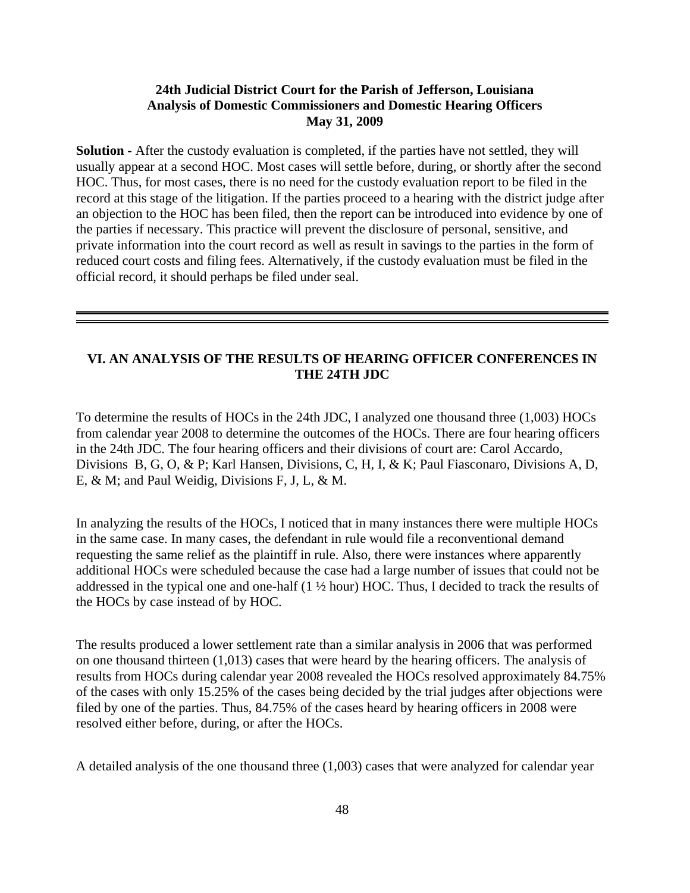**Solution -** After the custody evaluation is completed, if the parties have not settled, they will usually appear at a second HOC. Most cases will settle before, during, or shortly after the second HOC. Thus, for most cases, there is no need for the custody evaluation report to be filed in the record at this stage of the litigation. If the parties proceed to a hearing with the district judge after an objection to the HOC has been filed, then the report can be introduced into evidence by one of the parties if necessary. This practice will prevent the disclosure of personal, sensitive, and private information into the court record as well as result in savings to the parties in the form of reduced court costs and filing fees. Alternatively, if the custody evaluation must be filed in the official record, it should perhaps be filed under seal.

---

## VI. AN ANALYSIS OF THE RESULTS OF HEARING OFFICER CONFERENCES IN THE 24TH JDC

To determine the results of HOCs in the 24th JDC, I analyzed one thousand three (1,003) HOCs from calendar year 2008 to determine the outcomes of the HOCs. There are four hearing officers in the 24th JDC. The four hearing officers and their divisions of court are: Carol Accardo, Divisions B, G, O, & P; Karl Hansen, Divisions, C, H, I, & K; Paul Fiasconaro, Divisions A, D, E, & M; and Paul Weidig, Divisions F, J, L, & M.

In analyzing the results of the HOCs, I noticed that in many instances there were multiple HOCs in the same case. In many cases, the defendant in rule would file a reconventional demand requesting the same relief as the plaintiff in rule. Also, there were instances where apparently additional HOCs were scheduled because the case had a large number of issues that could not be addressed in the typical one and one-half (1 ½ hour) HOC. Thus, I decided to track the results of the HOCs by case instead of by HOC.

The results produced a lower settlement rate than a similar analysis in 2006 that was performed on one thousand thirteen (1,013) cases that were heard by the hearing officers. The analysis of results from HOCs during calendar year 2008 revealed the HOCs resolved approximately 84.75% of the cases with only 15.25% of the cases being decided by the trial judges after objections were filed by one of the parties. Thus, 84.75% of the cases heard by hearing officers in 2008 were resolved either before, during, or after the HOCs.

A detailed analysis of the one thousand three (1,003) cases that were analyzed for calendar year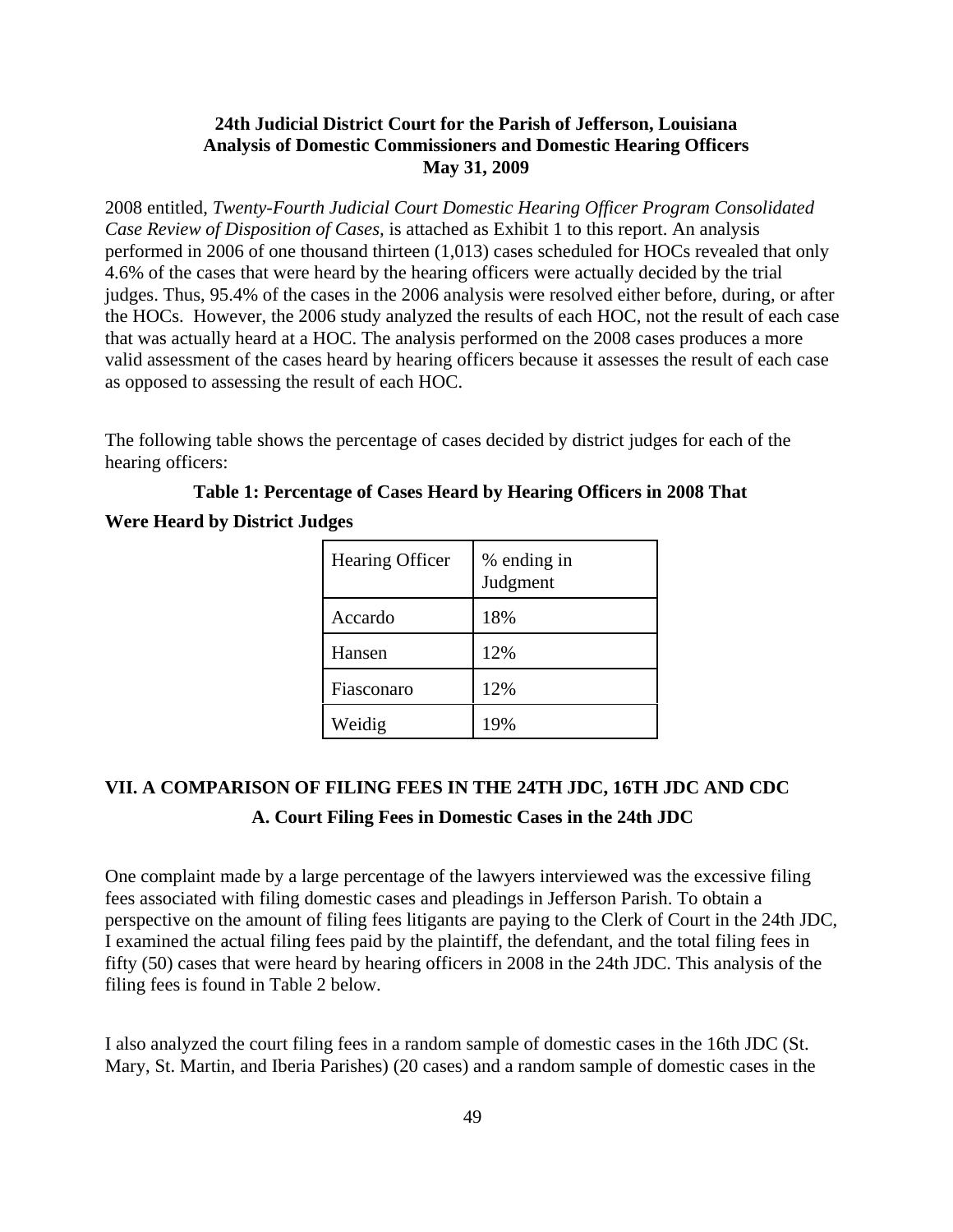2008 entitled, *Twenty-Fourth Judicial Court Domestic Hearing Officer Program Consolidated Case Review of Disposition of Cases*, is attached as Exhibit 1 to this report. An analysis performed in 2006 of one thousand thirteen (1,013) cases scheduled for HOCs revealed that only 4.6% of the cases that were heard by the hearing officers were actually decided by the trial judges. Thus, 95.4% of the cases in the 2006 analysis were resolved either before, during, or after the HOCs. However, the 2006 study analyzed the results of each HOC, not the result of each case that was actually heard at a HOC. The analysis performed on the 2008 cases produces a more valid assessment of the cases heard by hearing officers because it assesses the result of each case as opposed to assessing the result of each HOC.

The following table shows the percentage of cases decided by district judges for each of the hearing officers:

**Table 1: Percentage of Cases Heard by Hearing Officers in 2008 That Were Heard by District Judges**

| Hearing Officer | % ending in Judgment |
|---|---|
| Accardo | 18% |
| Hansen | 12% |
| Fiasconaro | 12% |
| Weidig | 19% |

## VII. A COMPARISON OF FILING FEES IN THE 24TH JDC, 16TH JDC AND CDC

### A. Court Filing Fees in Domestic Cases in the 24th JDC

One complaint made by a large percentage of the lawyers interviewed was the excessive filing fees associated with filing domestic cases and pleadings in Jefferson Parish. To obtain a perspective on the amount of filing fees litigants are paying to the Clerk of Court in the 24th JDC, I examined the actual filing fees paid by the plaintiff, the defendant, and the total filing fees in fifty (50) cases that were heard by hearing officers in 2008 in the 24th JDC. This analysis of the filing fees is found in Table 2 below.

I also analyzed the court filing fees in a random sample of domestic cases in the 16th JDC (St. Mary, St. Martin, and Iberia Parishes) (20 cases) and a random sample of domestic cases in the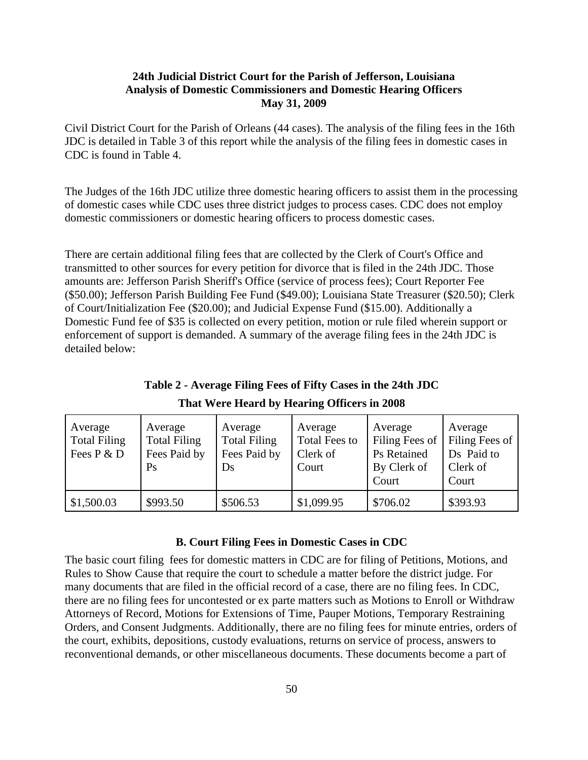Civil District Court for the Parish of Orleans (44 cases). The analysis of the filing fees in the 16th JDC is detailed in Table 3 of this report while the analysis of the filing fees in domestic cases in CDC is found in Table 4.

The Judges of the 16th JDC utilize three domestic hearing officers to assist them in the processing of domestic cases while CDC uses three district judges to process cases. CDC does not employ domestic commissioners or domestic hearing officers to process domestic cases.

There are certain additional filing fees that are collected by the Clerk of Court's Office and transmitted to other sources for every petition for divorce that is filed in the 24th JDC. Those amounts are: Jefferson Parish Sheriff's Office (service of process fees); Court Reporter Fee ($50.00); Jefferson Parish Building Fee Fund ($49.00); Louisiana State Treasurer ($20.50); Clerk of Court/Initialization Fee ($20.00); and Judicial Expense Fund ($15.00). Additionally a Domestic Fund fee of $35 is collected on every petition, motion or rule filed wherein support or enforcement of support is demanded. A summary of the average filing fees in the 24th JDC is detailed below:

**Table 2 - Average Filing Fees of Fifty Cases in the 24th JDC That Were Heard by Hearing Officers in 2008**

| Average Total Filing Fees P & D | Average Total Filing Fees Paid by Ps | Average Total Filing Fees Paid by Ds | Average Total Fees to Clerk of Court | Average Filing Fees of Ps Retained By Clerk of Court | Average Filing Fees of Ds Paid to Clerk of Court |
|---|---|---|---|---|---|
| $1,500.03 | $993.50 | $506.53 | $1,099.95 | $706.02 | $393.93 |

### B. Court Filing Fees in Domestic Cases in CDC

The basic court filing fees for domestic matters in CDC are for filing of Petitions, Motions, and Rules to Show Cause that require the court to schedule a matter before the district judge. For many documents that are filed in the official record of a case, there are no filing fees. In CDC, there are no filing fees for uncontested or ex parte matters such as Motions to Enroll or Withdraw Attorneys of Record, Motions for Extensions of Time, Pauper Motions, Temporary Restraining Orders, and Consent Judgments. Additionally, there are no filing fees for minute entries, orders of the court, exhibits, depositions, custody evaluations, returns on service of process, answers to reconventional demands, or other miscellaneous documents. These documents become a part of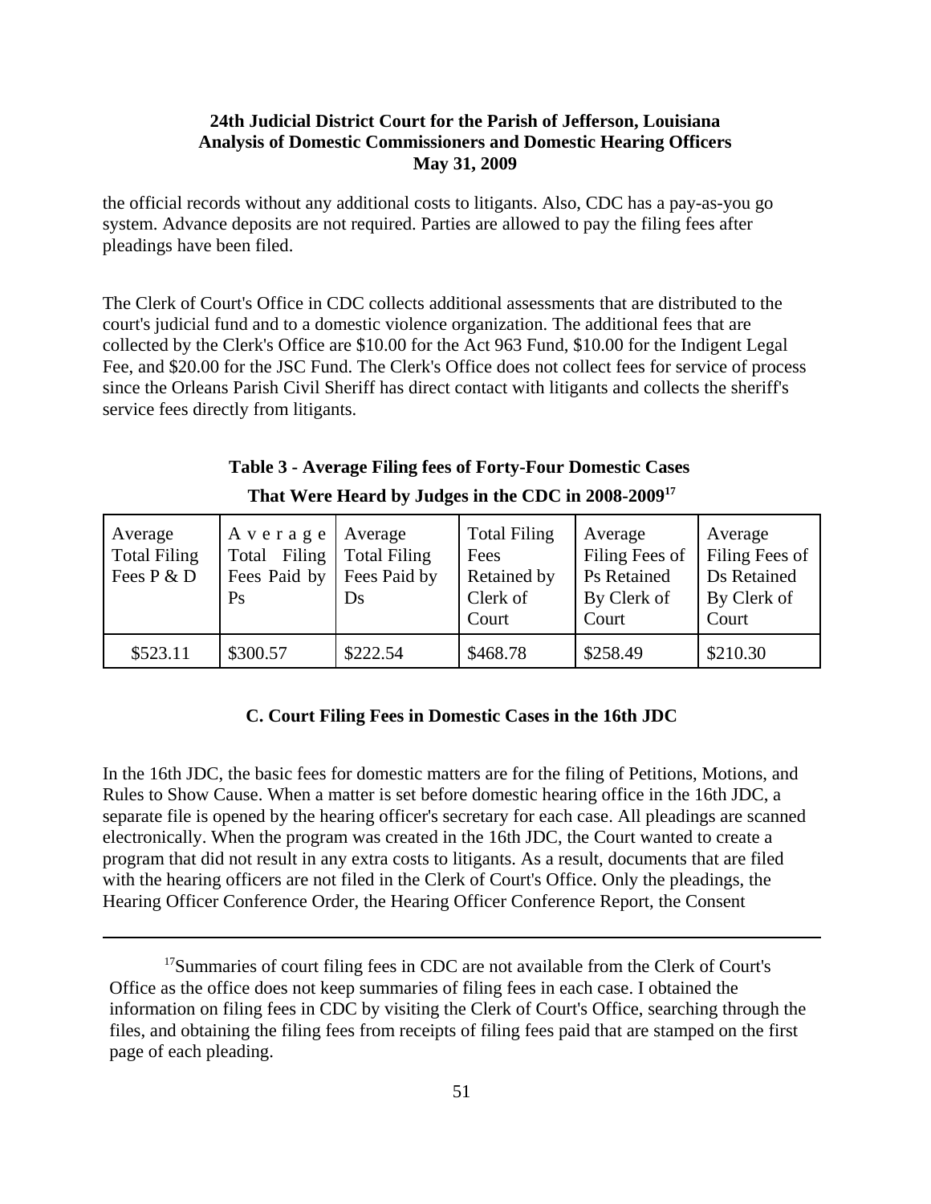the official records without any additional costs to litigants. Also, CDC has a pay-as-you go system. Advance deposits are not required. Parties are allowed to pay the filing fees after pleadings have been filed.

The Clerk of Court's Office in CDC collects additional assessments that are distributed to the court's judicial fund and to a domestic violence organization. The additional fees that are collected by the Clerk's Office are $10.00 for the Act 963 Fund, $10.00 for the Indigent Legal Fee, and $20.00 for the JSC Fund. The Clerk's Office does not collect fees for service of process since the Orleans Parish Civil Sheriff has direct contact with litigants and collects the sheriff's service fees directly from litigants.

**Table 3 - Average Filing fees of Forty-Four Domestic Cases That Were Heard by Judges in the CDC in 2008-2009[17]**

| Average Total Filing Fees P & D | Average Total Filing Fees Paid by Ps | Average Total Filing Fees Paid by Ds | Total Filing Fees Retained by Clerk of Court | Average Filing Fees of Ps Retained By Clerk of Court | Average Filing Fees of Ds Retained By Clerk of Court |
|---|---|---|---|---|---|
| $523.11 | $300.57 | $222.54 | $468.78 | $258.49 | $210.30 |

**C. Court Filing Fees in Domestic Cases in the 16th JDC**

In the 16th JDC, the basic fees for domestic matters are for the filing of Petitions, Motions, and Rules to Show Cause. When a matter is set before domestic hearing office in the 16th JDC, a separate file is opened by the hearing officer's secretary for each case. All pleadings are scanned electronically. When the program was created in the 16th JDC, the Court wanted to create a program that did not result in any extra costs to litigants. As a result, documents that are filed with the hearing officers are not filed in the Clerk of Court's Office. Only the pleadings, the Hearing Officer Conference Order, the Hearing Officer Conference Report, the Consent

[17] Summaries of court filing fees in CDC are not available from the Clerk of Court's Office as the office does not keep summaries of filing fees in each case. I obtained the information on filing fees in CDC by visiting the Clerk of Court's Office, searching through the files, and obtaining the filing fees from receipts of filing fees paid that are stamped on the first page of each pleading.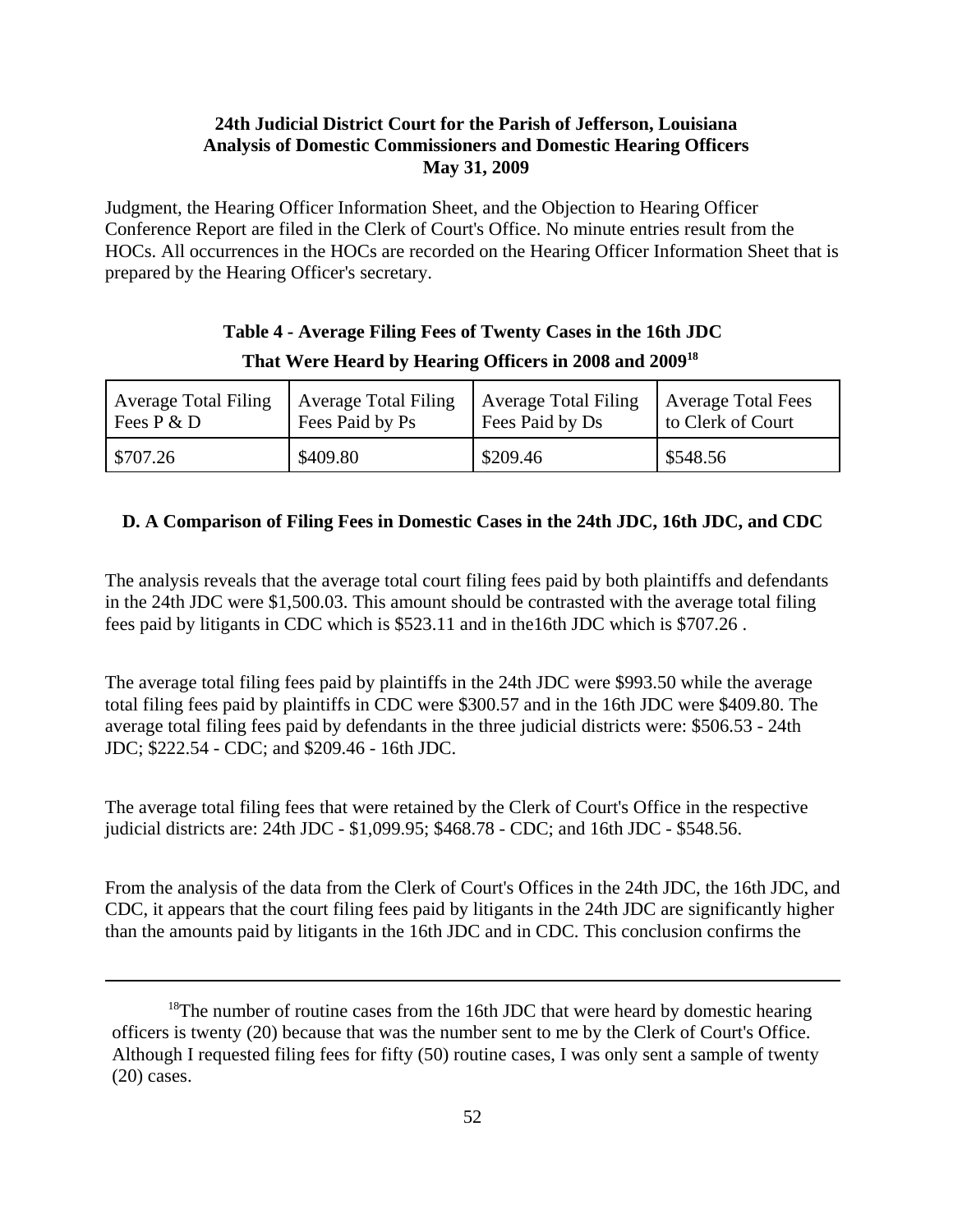Judgment, the Hearing Officer Information Sheet, and the Objection to Hearing Officer Conference Report are filed in the Clerk of Court's Office. No minute entries result from the HOCs. All occurrences in the HOCs are recorded on the Hearing Officer Information Sheet that is prepared by the Hearing Officer's secretary.

**Table 4 - Average Filing Fees of Twenty Cases in the 16th JDC That Were Heard by Hearing Officers in 2008 and 2009**[18]

| Average Total Filing Fees P & D | Average Total Filing Fees Paid by Ps | Average Total Filing Fees Paid by Ds | Average Total Fees to Clerk of Court |
|---|---|---|---|
| $707.26 | $409.80 | $209.46 | $548.56 |

### D. A Comparison of Filing Fees in Domestic Cases in the 24th JDC, 16th JDC, and CDC

The analysis reveals that the average total court filing fees paid by both plaintiffs and defendants in the 24th JDC were $1,500.03. This amount should be contrasted with the average total filing fees paid by litigants in CDC which is $523.11 and in the16th JDC which is $707.26 .

The average total filing fees paid by plaintiffs in the 24th JDC were $993.50 while the average total filing fees paid by plaintiffs in CDC were $300.57 and in the 16th JDC were $409.80. The average total filing fees paid by defendants in the three judicial districts were: $506.53 - 24th JDC; $222.54 - CDC; and $209.46 - 16th JDC.

The average total filing fees that were retained by the Clerk of Court's Office in the respective judicial districts are: 24th JDC - $1,099.95; $468.78 - CDC; and 16th JDC - $548.56.

From the analysis of the data from the Clerk of Court's Offices in the 24th JDC, the 16th JDC, and CDC, it appears that the court filing fees paid by litigants in the 24th JDC are significantly higher than the amounts paid by litigants in the 16th JDC and in CDC. This conclusion confirms the

---

[18]The number of routine cases from the 16th JDC that were heard by domestic hearing officers is twenty (20) because that was the number sent to me by the Clerk of Court's Office. Although I requested filing fees for fifty (50) routine cases, I was only sent a sample of twenty (20) cases.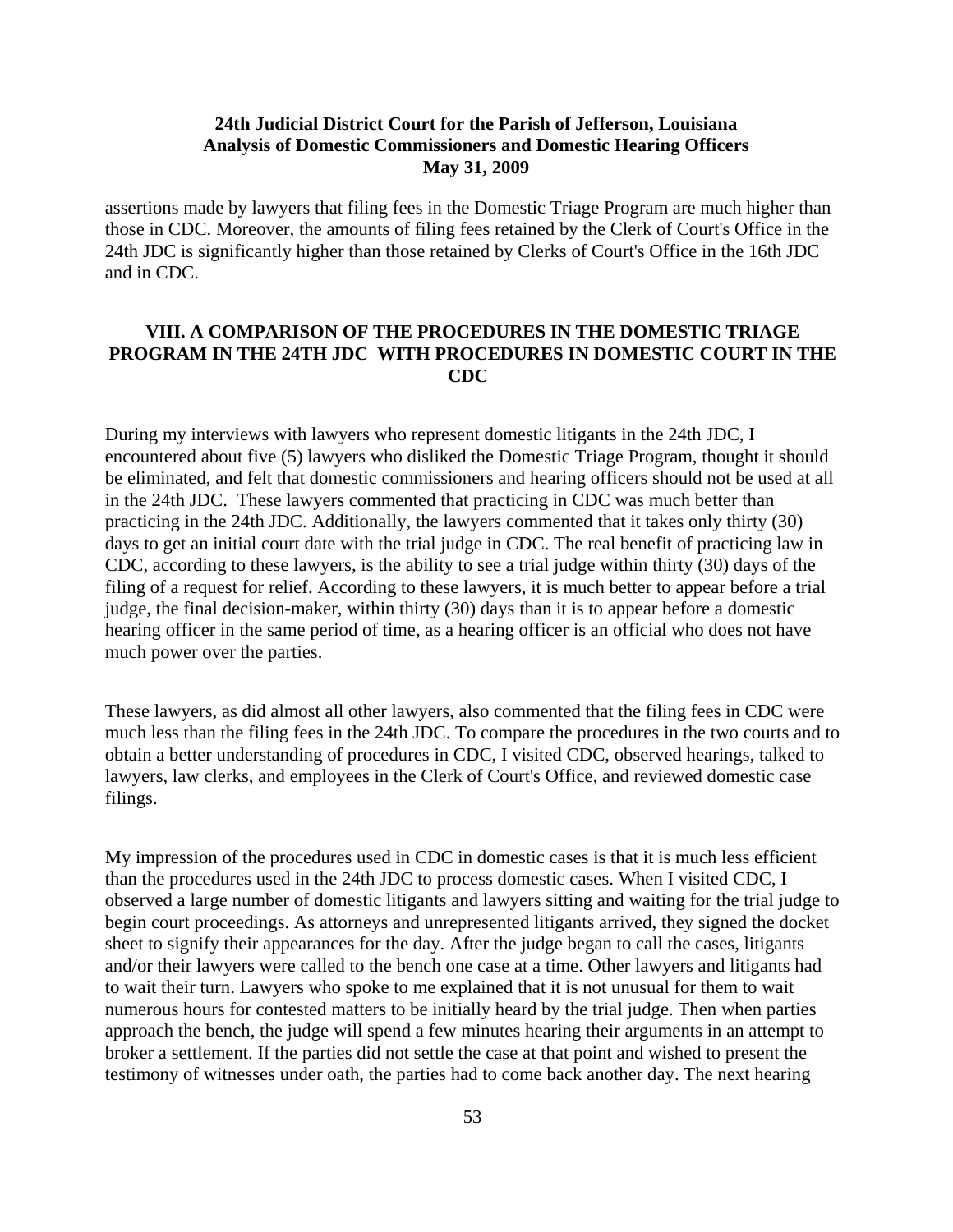assertions made by lawyers that filing fees in the Domestic Triage Program are much higher than those in CDC. Moreover, the amounts of filing fees retained by the Clerk of Court's Office in the 24th JDC is significantly higher than those retained by Clerks of Court's Office in the 16th JDC and in CDC.

## VIII. A COMPARISON OF THE PROCEDURES IN THE DOMESTIC TRIAGE PROGRAM IN THE 24TH JDC WITH PROCEDURES IN DOMESTIC COURT IN THE CDC

During my interviews with lawyers who represent domestic litigants in the 24th JDC, I encountered about five (5) lawyers who disliked the Domestic Triage Program, thought it should be eliminated, and felt that domestic commissioners and hearing officers should not be used at all in the 24th JDC. These lawyers commented that practicing in CDC was much better than practicing in the 24th JDC. Additionally, the lawyers commented that it takes only thirty (30) days to get an initial court date with the trial judge in CDC. The real benefit of practicing law in CDC, according to these lawyers, is the ability to see a trial judge within thirty (30) days of the filing of a request for relief. According to these lawyers, it is much better to appear before a trial judge, the final decision-maker, within thirty (30) days than it is to appear before a domestic hearing officer in the same period of time, as a hearing officer is an official who does not have much power over the parties.

These lawyers, as did almost all other lawyers, also commented that the filing fees in CDC were much less than the filing fees in the 24th JDC. To compare the procedures in the two courts and to obtain a better understanding of procedures in CDC, I visited CDC, observed hearings, talked to lawyers, law clerks, and employees in the Clerk of Court's Office, and reviewed domestic case filings.

My impression of the procedures used in CDC in domestic cases is that it is much less efficient than the procedures used in the 24th JDC to process domestic cases. When I visited CDC, I observed a large number of domestic litigants and lawyers sitting and waiting for the trial judge to begin court proceedings. As attorneys and unrepresented litigants arrived, they signed the docket sheet to signify their appearances for the day. After the judge began to call the cases, litigants and/or their lawyers were called to the bench one case at a time. Other lawyers and litigants had to wait their turn. Lawyers who spoke to me explained that it is not unusual for them to wait numerous hours for contested matters to be initially heard by the trial judge. Then when parties approach the bench, the judge will spend a few minutes hearing their arguments in an attempt to broker a settlement. If the parties did not settle the case at that point and wished to present the testimony of witnesses under oath, the parties had to come back another day. The next hearing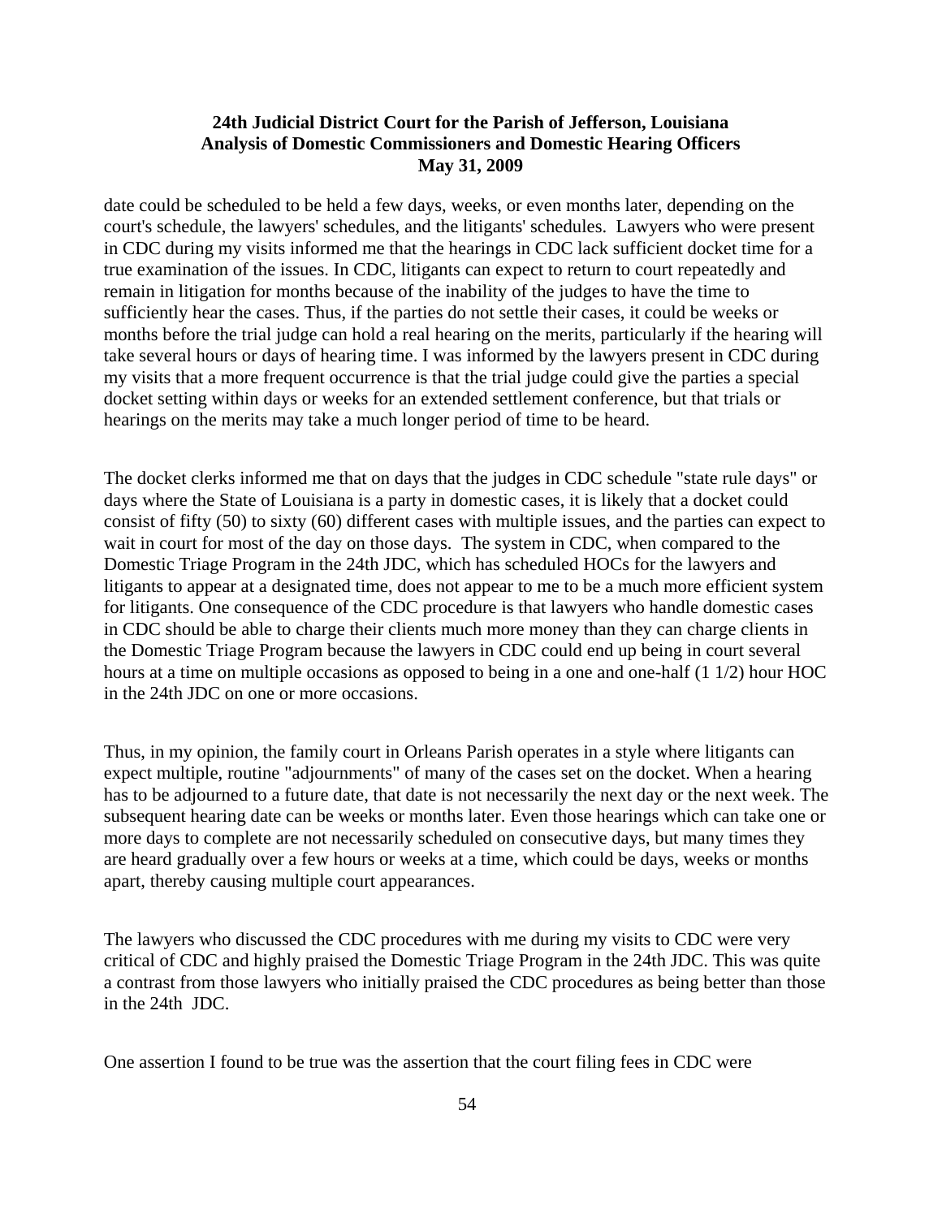date could be scheduled to be held a few days, weeks, or even months later, depending on the court's schedule, the lawyers' schedules, and the litigants' schedules. Lawyers who were present in CDC during my visits informed me that the hearings in CDC lack sufficient docket time for a true examination of the issues. In CDC, litigants can expect to return to court repeatedly and remain in litigation for months because of the inability of the judges to have the time to sufficiently hear the cases. Thus, if the parties do not settle their cases, it could be weeks or months before the trial judge can hold a real hearing on the merits, particularly if the hearing will take several hours or days of hearing time. I was informed by the lawyers present in CDC during my visits that a more frequent occurrence is that the trial judge could give the parties a special docket setting within days or weeks for an extended settlement conference, but that trials or hearings on the merits may take a much longer period of time to be heard.

The docket clerks informed me that on days that the judges in CDC schedule "state rule days" or days where the State of Louisiana is a party in domestic cases, it is likely that a docket could consist of fifty (50) to sixty (60) different cases with multiple issues, and the parties can expect to wait in court for most of the day on those days. The system in CDC, when compared to the Domestic Triage Program in the 24th JDC, which has scheduled HOCs for the lawyers and litigants to appear at a designated time, does not appear to me to be a much more efficient system for litigants. One consequence of the CDC procedure is that lawyers who handle domestic cases in CDC should be able to charge their clients much more money than they can charge clients in the Domestic Triage Program because the lawyers in CDC could end up being in court several hours at a time on multiple occasions as opposed to being in a one and one-half (1 1/2) hour HOC in the 24th JDC on one or more occasions.

Thus, in my opinion, the family court in Orleans Parish operates in a style where litigants can expect multiple, routine "adjournments" of many of the cases set on the docket. When a hearing has to be adjourned to a future date, that date is not necessarily the next day or the next week. The subsequent hearing date can be weeks or months later. Even those hearings which can take one or more days to complete are not necessarily scheduled on consecutive days, but many times they are heard gradually over a few hours or weeks at a time, which could be days, weeks or months apart, thereby causing multiple court appearances.

The lawyers who discussed the CDC procedures with me during my visits to CDC were very critical of CDC and highly praised the Domestic Triage Program in the 24th JDC. This was quite a contrast from those lawyers who initially praised the CDC procedures as being better than those in the 24th JDC.

One assertion I found to be true was the assertion that the court filing fees in CDC were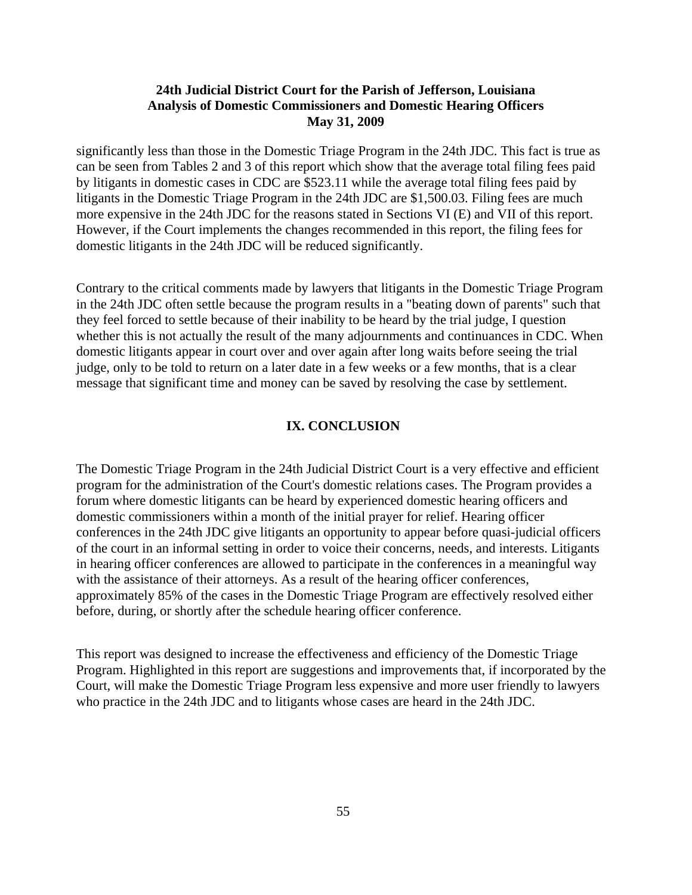significantly less than those in the Domestic Triage Program in the 24th JDC. This fact is true as can be seen from Tables 2 and 3 of this report which show that the average total filing fees paid by litigants in domestic cases in CDC are $523.11 while the average total filing fees paid by litigants in the Domestic Triage Program in the 24th JDC are $1,500.03. Filing fees are much more expensive in the 24th JDC for the reasons stated in Sections VI (E) and VII of this report. However, if the Court implements the changes recommended in this report, the filing fees for domestic litigants in the 24th JDC will be reduced significantly.

Contrary to the critical comments made by lawyers that litigants in the Domestic Triage Program in the 24th JDC often settle because the program results in a "beating down of parents" such that they feel forced to settle because of their inability to be heard by the trial judge, I question whether this is not actually the result of the many adjournments and continuances in CDC. When domestic litigants appear in court over and over again after long waits before seeing the trial judge, only to be told to return on a later date in a few weeks or a few months, that is a clear message that significant time and money can be saved by resolving the case by settlement.

## IX. CONCLUSION

The Domestic Triage Program in the 24th Judicial District Court is a very effective and efficient program for the administration of the Court's domestic relations cases. The Program provides a forum where domestic litigants can be heard by experienced domestic hearing officers and domestic commissioners within a month of the initial prayer for relief. Hearing officer conferences in the 24th JDC give litigants an opportunity to appear before quasi-judicial officers of the court in an informal setting in order to voice their concerns, needs, and interests. Litigants in hearing officer conferences are allowed to participate in the conferences in a meaningful way with the assistance of their attorneys. As a result of the hearing officer conferences, approximately 85% of the cases in the Domestic Triage Program are effectively resolved either before, during, or shortly after the schedule hearing officer conference.

This report was designed to increase the effectiveness and efficiency of the Domestic Triage Program. Highlighted in this report are suggestions and improvements that, if incorporated by the Court, will make the Domestic Triage Program less expensive and more user friendly to lawyers who practice in the 24th JDC and to litigants whose cases are heard in the 24th JDC.